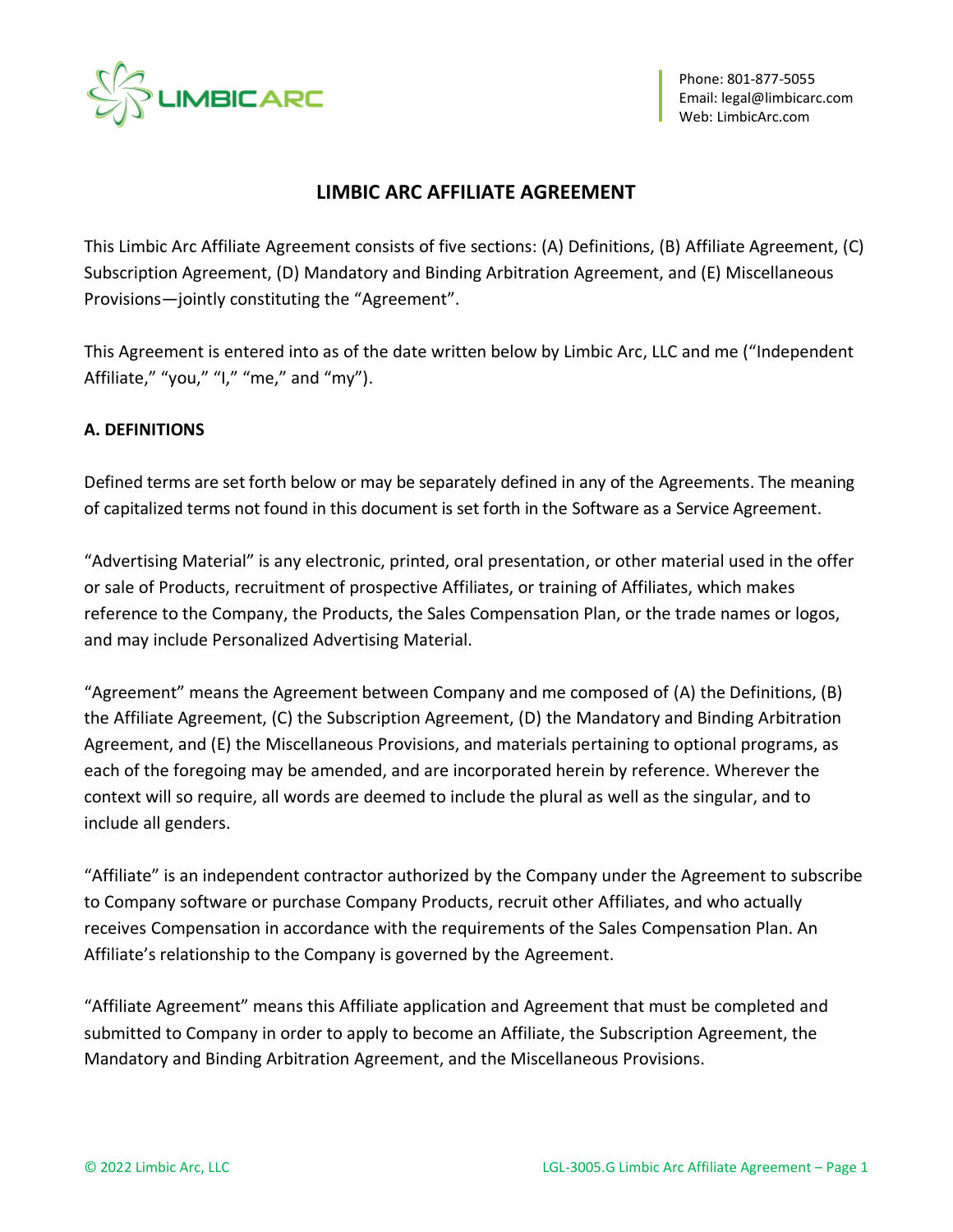Phone: 801-877-5055
Email: legal@limbicarc.com
Web: LimbicArc.com

# LIMBIC ARC AFFILIATE AGREEMENT

This Limbic Arc Affiliate Agreement consists of five sections: (A) Definitions, (B) Affiliate Agreement, (C) Subscription Agreement, (D) Mandatory and Binding Arbitration Agreement, and (E) Miscellaneous Provisions—jointly constituting the "Agreement".

This Agreement is entered into as of the date written below by Limbic Arc, LLC and me ("Independent Affiliate," "you," "I," "me," and "my").

## A. DEFINITIONS

Defined terms are set forth below or may be separately defined in any of the Agreements. The meaning of capitalized terms not found in this document is set forth in the Software as a Service Agreement.

"Advertising Material" is any electronic, printed, oral presentation, or other material used in the offer or sale of Products, recruitment of prospective Affiliates, or training of Affiliates, which makes reference to the Company, the Products, the Sales Compensation Plan, or the trade names or logos, and may include Personalized Advertising Material.

"Agreement" means the Agreement between Company and me composed of (A) the Definitions, (B) the Affiliate Agreement, (C) the Subscription Agreement, (D) the Mandatory and Binding Arbitration Agreement, and (E) the Miscellaneous Provisions, and materials pertaining to optional programs, as each of the foregoing may be amended, and are incorporated herein by reference. Wherever the context will so require, all words are deemed to include the plural as well as the singular, and to include all genders.

"Affiliate" is an independent contractor authorized by the Company under the Agreement to subscribe to Company software or purchase Company Products, recruit other Affiliates, and who actually receives Compensation in accordance with the requirements of the Sales Compensation Plan. An Affiliate's relationship to the Company is governed by the Agreement.

"Affiliate Agreement" means this Affiliate application and Agreement that must be completed and submitted to Company in order to apply to become an Affiliate, the Subscription Agreement, the Mandatory and Binding Arbitration Agreement, and the Miscellaneous Provisions.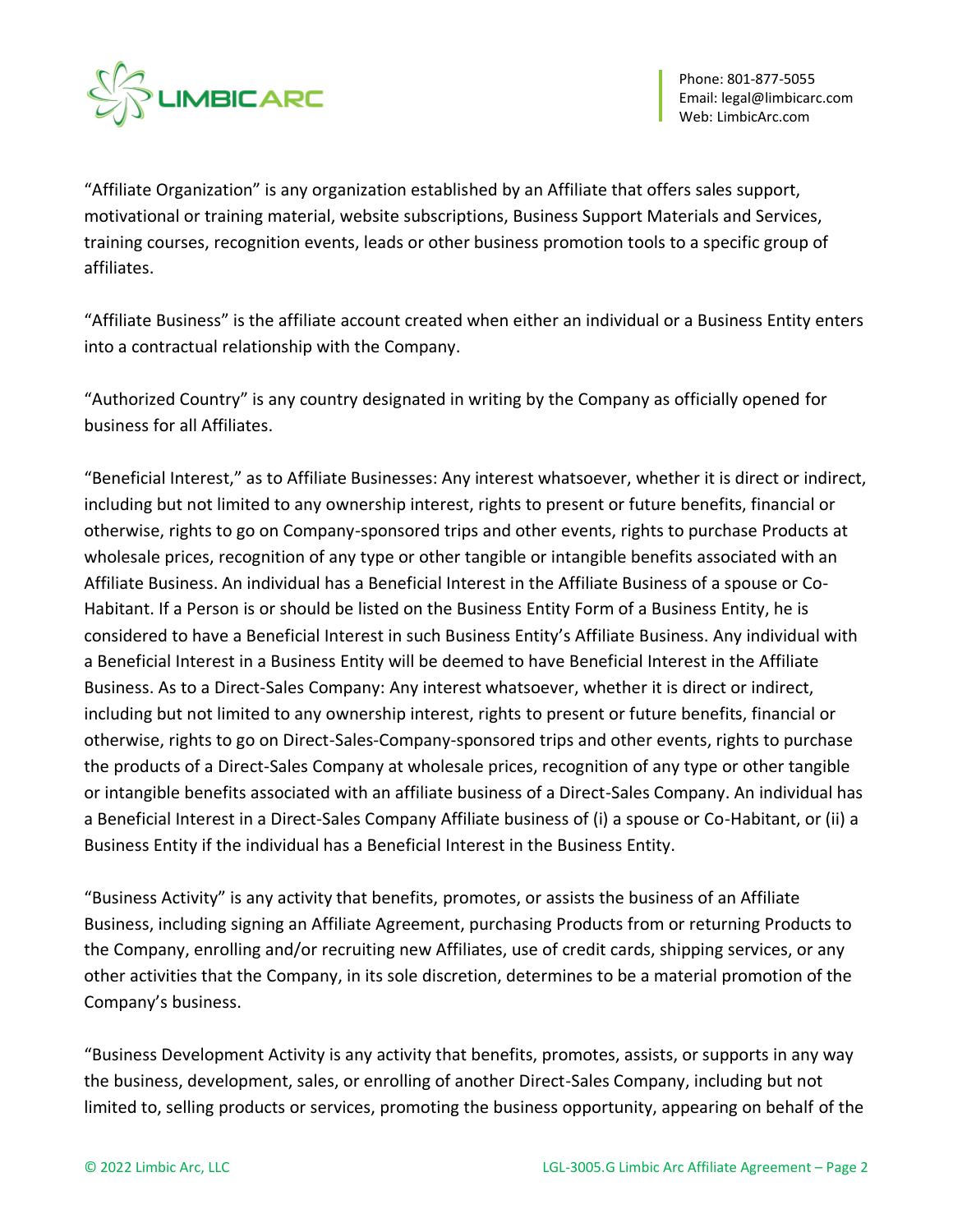"Affiliate Organization" is any organization established by an Affiliate that offers sales support, motivational or training material, website subscriptions, Business Support Materials and Services, training courses, recognition events, leads or other business promotion tools to a specific group of affiliates.

"Affiliate Business" is the affiliate account created when either an individual or a Business Entity enters into a contractual relationship with the Company.

"Authorized Country" is any country designated in writing by the Company as officially opened for business for all Affiliates.

"Beneficial Interest," as to Affiliate Businesses: Any interest whatsoever, whether it is direct or indirect, including but not limited to any ownership interest, rights to present or future benefits, financial or otherwise, rights to go on Company-sponsored trips and other events, rights to purchase Products at wholesale prices, recognition of any type or other tangible or intangible benefits associated with an Affiliate Business. An individual has a Beneficial Interest in the Affiliate Business of a spouse or Co-Habitant. If a Person is or should be listed on the Business Entity Form of a Business Entity, he is considered to have a Beneficial Interest in such Business Entity's Affiliate Business. Any individual with a Beneficial Interest in a Business Entity will be deemed to have Beneficial Interest in the Affiliate Business. As to a Direct-Sales Company: Any interest whatsoever, whether it is direct or indirect, including but not limited to any ownership interest, rights to present or future benefits, financial or otherwise, rights to go on Direct-Sales-Company-sponsored trips and other events, rights to purchase the products of a Direct-Sales Company at wholesale prices, recognition of any type or other tangible or intangible benefits associated with an affiliate business of a Direct-Sales Company. An individual has a Beneficial Interest in a Direct-Sales Company Affiliate business of (i) a spouse or Co-Habitant, or (ii) a Business Entity if the individual has a Beneficial Interest in the Business Entity.

"Business Activity" is any activity that benefits, promotes, or assists the business of an Affiliate Business, including signing an Affiliate Agreement, purchasing Products from or returning Products to the Company, enrolling and/or recruiting new Affiliates, use of credit cards, shipping services, or any other activities that the Company, in its sole discretion, determines to be a material promotion of the Company's business.

"Business Development Activity is any activity that benefits, promotes, assists, or supports in any way the business, development, sales, or enrolling of another Direct-Sales Company, including but not limited to, selling products or services, promoting the business opportunity, appearing on behalf of the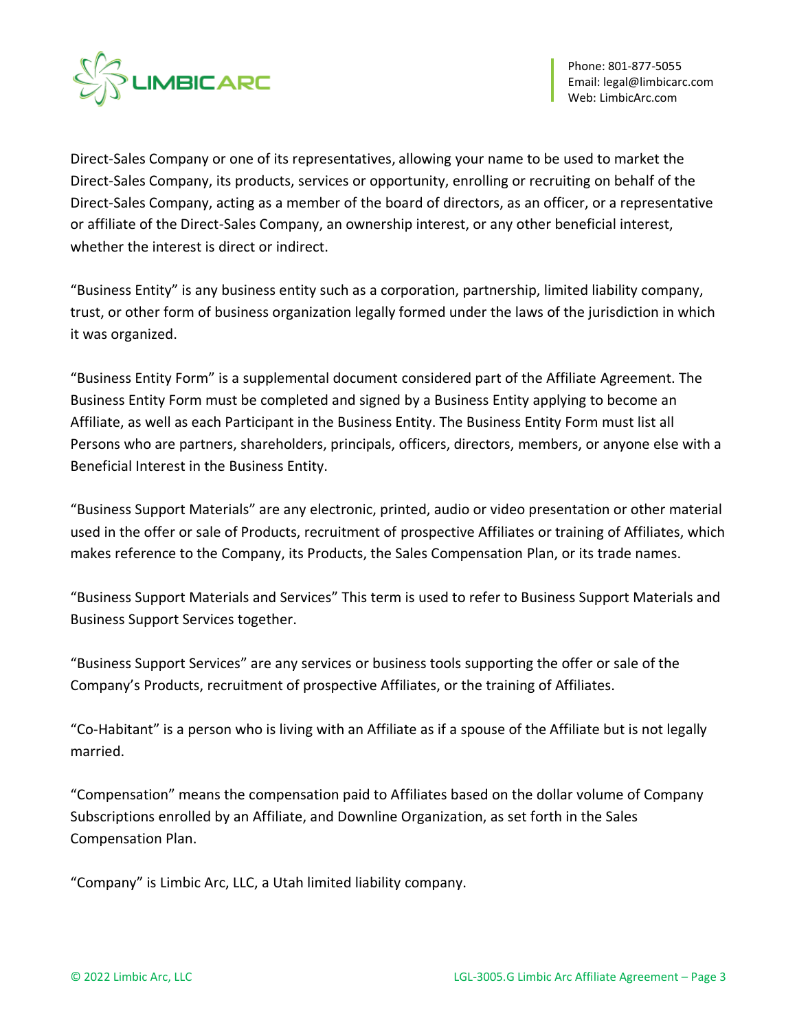Direct-Sales Company or one of its representatives, allowing your name to be used to market the Direct-Sales Company, its products, services or opportunity, enrolling or recruiting on behalf of the Direct-Sales Company, acting as a member of the board of directors, as an officer, or a representative or affiliate of the Direct-Sales Company, an ownership interest, or any other beneficial interest, whether the interest is direct or indirect.

"Business Entity" is any business entity such as a corporation, partnership, limited liability company, trust, or other form of business organization legally formed under the laws of the jurisdiction in which it was organized.

"Business Entity Form" is a supplemental document considered part of the Affiliate Agreement. The Business Entity Form must be completed and signed by a Business Entity applying to become an Affiliate, as well as each Participant in the Business Entity. The Business Entity Form must list all Persons who are partners, shareholders, principals, officers, directors, members, or anyone else with a Beneficial Interest in the Business Entity.

"Business Support Materials" are any electronic, printed, audio or video presentation or other material used in the offer or sale of Products, recruitment of prospective Affiliates or training of Affiliates, which makes reference to the Company, its Products, the Sales Compensation Plan, or its trade names.

"Business Support Materials and Services" This term is used to refer to Business Support Materials and Business Support Services together.

"Business Support Services" are any services or business tools supporting the offer or sale of the Company's Products, recruitment of prospective Affiliates, or the training of Affiliates.

"Co-Habitant" is a person who is living with an Affiliate as if a spouse of the Affiliate but is not legally married.

"Compensation" means the compensation paid to Affiliates based on the dollar volume of Company Subscriptions enrolled by an Affiliate, and Downline Organization, as set forth in the Sales Compensation Plan.

"Company" is Limbic Arc, LLC, a Utah limited liability company.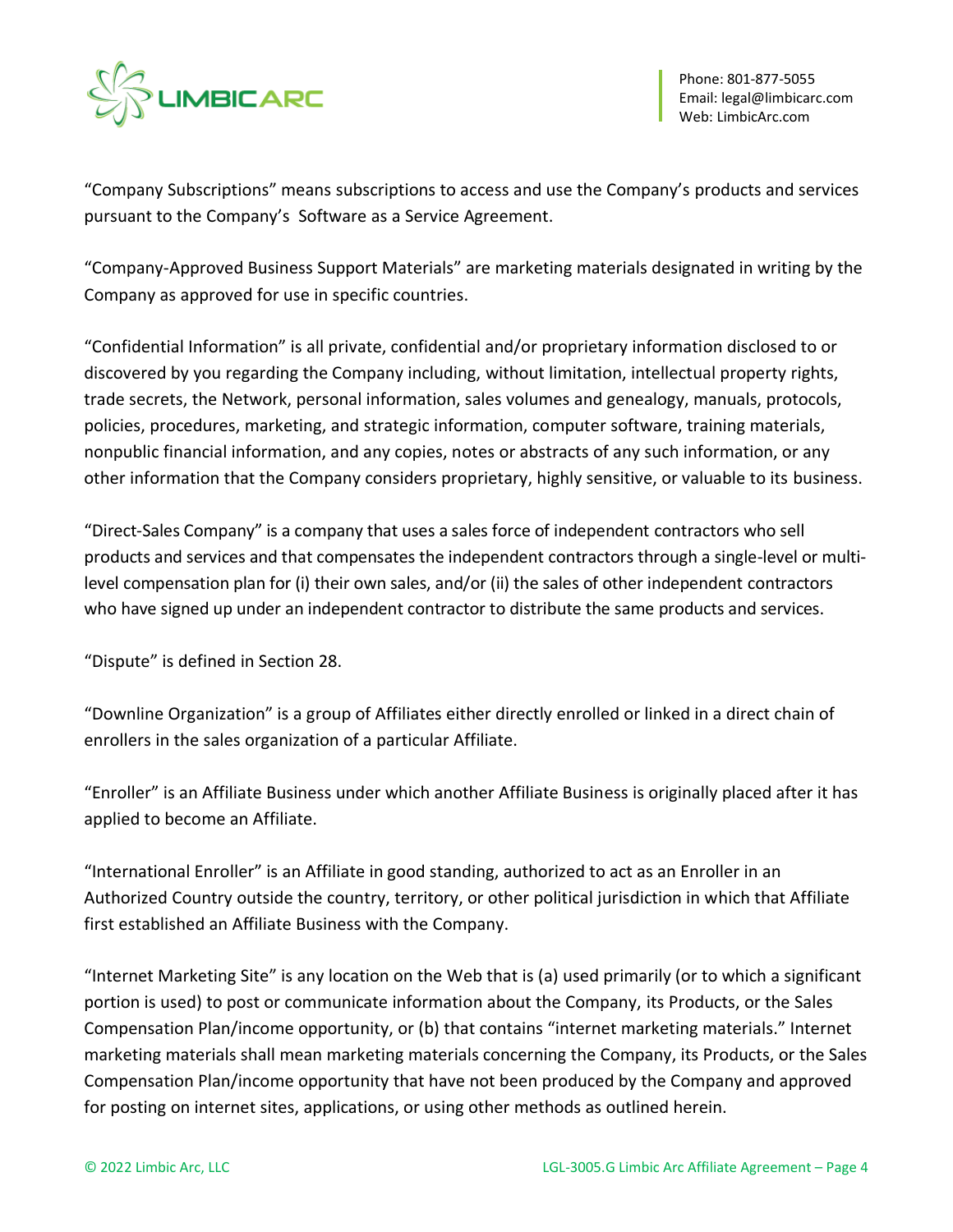"Company Subscriptions" means subscriptions to access and use the Company's products and services pursuant to the Company's Software as a Service Agreement.

"Company-Approved Business Support Materials" are marketing materials designated in writing by the Company as approved for use in specific countries.

"Confidential Information" is all private, confidential and/or proprietary information disclosed to or discovered by you regarding the Company including, without limitation, intellectual property rights, trade secrets, the Network, personal information, sales volumes and genealogy, manuals, protocols, policies, procedures, marketing, and strategic information, computer software, training materials, nonpublic financial information, and any copies, notes or abstracts of any such information, or any other information that the Company considers proprietary, highly sensitive, or valuable to its business.

"Direct-Sales Company" is a company that uses a sales force of independent contractors who sell products and services and that compensates the independent contractors through a single-level or multi-level compensation plan for (i) their own sales, and/or (ii) the sales of other independent contractors who have signed up under an independent contractor to distribute the same products and services.

"Dispute" is defined in Section 28.

"Downline Organization" is a group of Affiliates either directly enrolled or linked in a direct chain of enrollers in the sales organization of a particular Affiliate.

"Enroller" is an Affiliate Business under which another Affiliate Business is originally placed after it has applied to become an Affiliate.

"International Enroller" is an Affiliate in good standing, authorized to act as an Enroller in an Authorized Country outside the country, territory, or other political jurisdiction in which that Affiliate first established an Affiliate Business with the Company.

"Internet Marketing Site" is any location on the Web that is (a) used primarily (or to which a significant portion is used) to post or communicate information about the Company, its Products, or the Sales Compensation Plan/income opportunity, or (b) that contains "internet marketing materials." Internet marketing materials shall mean marketing materials concerning the Company, its Products, or the Sales Compensation Plan/income opportunity that have not been produced by the Company and approved for posting on internet sites, applications, or using other methods as outlined herein.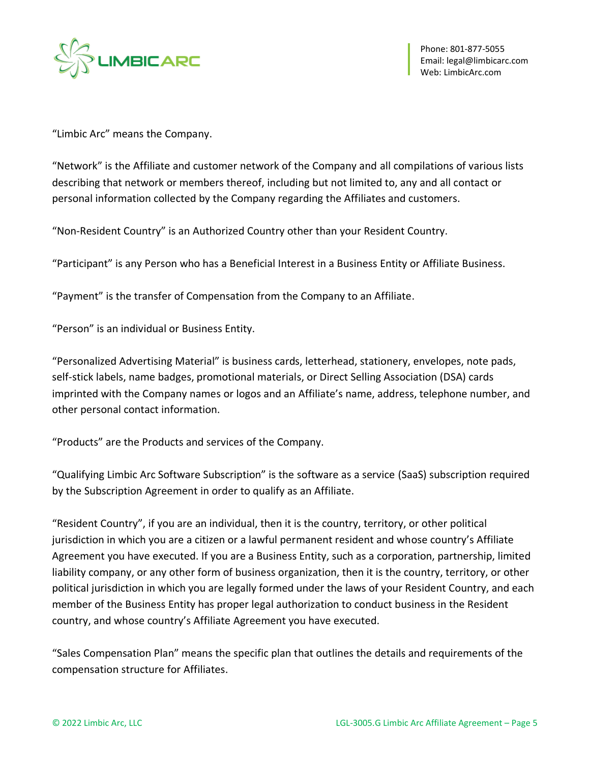"Limbic Arc" means the Company.

"Network" is the Affiliate and customer network of the Company and all compilations of various lists describing that network or members thereof, including but not limited to, any and all contact or personal information collected by the Company regarding the Affiliates and customers.

"Non-Resident Country" is an Authorized Country other than your Resident Country.

"Participant" is any Person who has a Beneficial Interest in a Business Entity or Affiliate Business.

"Payment" is the transfer of Compensation from the Company to an Affiliate.

"Person" is an individual or Business Entity.

"Personalized Advertising Material" is business cards, letterhead, stationery, envelopes, note pads, self-stick labels, name badges, promotional materials, or Direct Selling Association (DSA) cards imprinted with the Company names or logos and an Affiliate's name, address, telephone number, and other personal contact information.

"Products" are the Products and services of the Company.

"Qualifying Limbic Arc Software Subscription" is the software as a service (SaaS) subscription required by the Subscription Agreement in order to qualify as an Affiliate.

"Resident Country", if you are an individual, then it is the country, territory, or other political jurisdiction in which you are a citizen or a lawful permanent resident and whose country's Affiliate Agreement you have executed. If you are a Business Entity, such as a corporation, partnership, limited liability company, or any other form of business organization, then it is the country, territory, or other political jurisdiction in which you are legally formed under the laws of your Resident Country, and each member of the Business Entity has proper legal authorization to conduct business in the Resident country, and whose country's Affiliate Agreement you have executed.

"Sales Compensation Plan" means the specific plan that outlines the details and requirements of the compensation structure for Affiliates.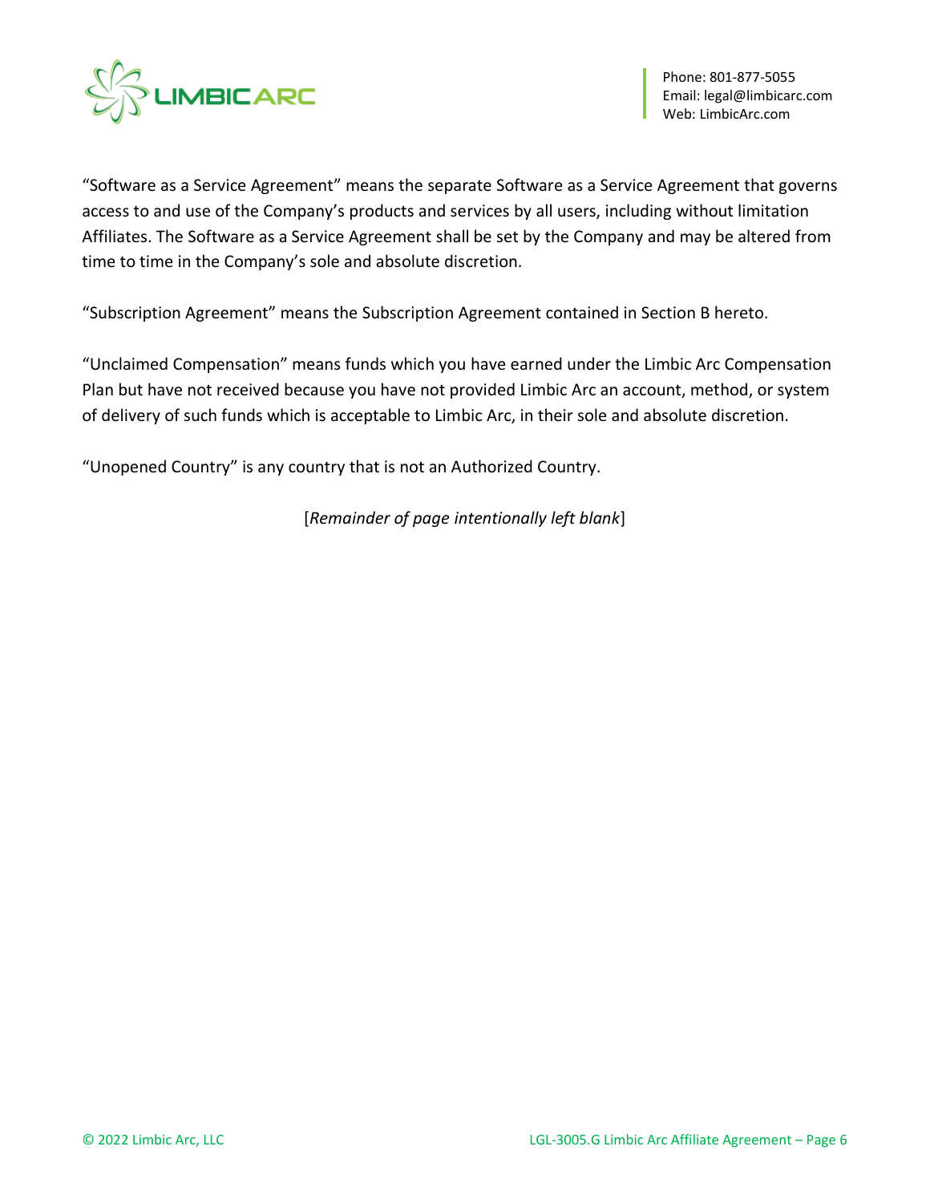"Software as a Service Agreement" means the separate Software as a Service Agreement that governs access to and use of the Company's products and services by all users, including without limitation Affiliates. The Software as a Service Agreement shall be set by the Company and may be altered from time to time in the Company's sole and absolute discretion.

"Subscription Agreement" means the Subscription Agreement contained in Section B hereto.

"Unclaimed Compensation" means funds which you have earned under the Limbic Arc Compensation Plan but have not received because you have not provided Limbic Arc an account, method, or system of delivery of such funds which is acceptable to Limbic Arc, in their sole and absolute discretion.

"Unopened Country" is any country that is not an Authorized Country.

[*Remainder of page intentionally left blank*]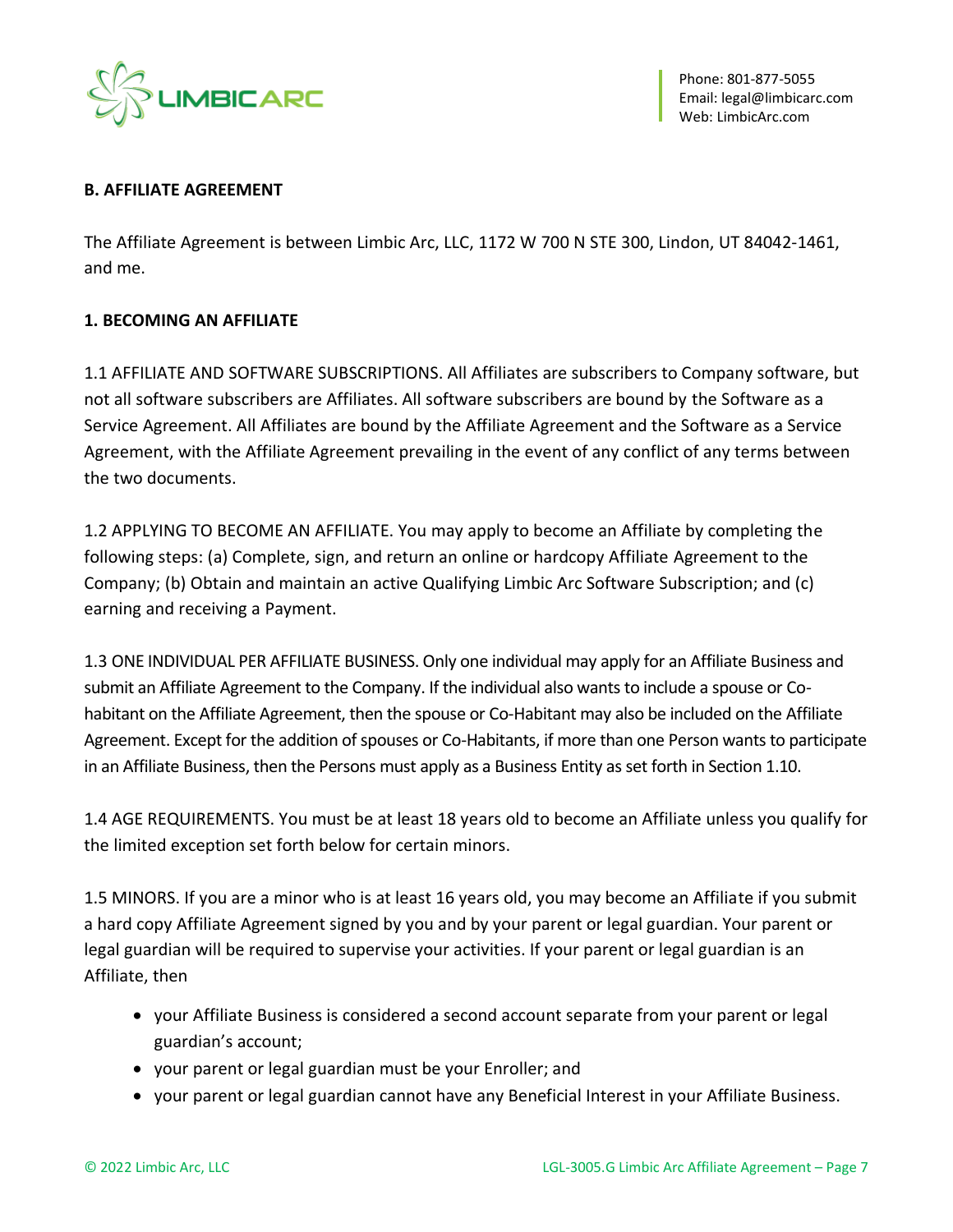## B. AFFILIATE AGREEMENT

The Affiliate Agreement is between Limbic Arc, LLC, 1172 W 700 N STE 300, Lindon, UT 84042-1461, and me.

### 1. BECOMING AN AFFILIATE

1.1 AFFILIATE AND SOFTWARE SUBSCRIPTIONS. All Affiliates are subscribers to Company software, but not all software subscribers are Affiliates. All software subscribers are bound by the Software as a Service Agreement. All Affiliates are bound by the Affiliate Agreement and the Software as a Service Agreement, with the Affiliate Agreement prevailing in the event of any conflict of any terms between the two documents.

1.2 APPLYING TO BECOME AN AFFILIATE. You may apply to become an Affiliate by completing the following steps: (a) Complete, sign, and return an online or hardcopy Affiliate Agreement to the Company; (b) Obtain and maintain an active Qualifying Limbic Arc Software Subscription; and (c) earning and receiving a Payment.

1.3 ONE INDIVIDUAL PER AFFILIATE BUSINESS. Only one individual may apply for an Affiliate Business and submit an Affiliate Agreement to the Company. If the individual also wants to include a spouse or Co-habitant on the Affiliate Agreement, then the spouse or Co-Habitant may also be included on the Affiliate Agreement. Except for the addition of spouses or Co-Habitants, if more than one Person wants to participate in an Affiliate Business, then the Persons must apply as a Business Entity as set forth in Section 1.10.

1.4 AGE REQUIREMENTS. You must be at least 18 years old to become an Affiliate unless you qualify for the limited exception set forth below for certain minors.

1.5 MINORS. If you are a minor who is at least 16 years old, you may become an Affiliate if you submit a hard copy Affiliate Agreement signed by you and by your parent or legal guardian. Your parent or legal guardian will be required to supervise your activities. If your parent or legal guardian is an Affiliate, then

- your Affiliate Business is considered a second account separate from your parent or legal guardian's account;
- your parent or legal guardian must be your Enroller; and
- your parent or legal guardian cannot have any Beneficial Interest in your Affiliate Business.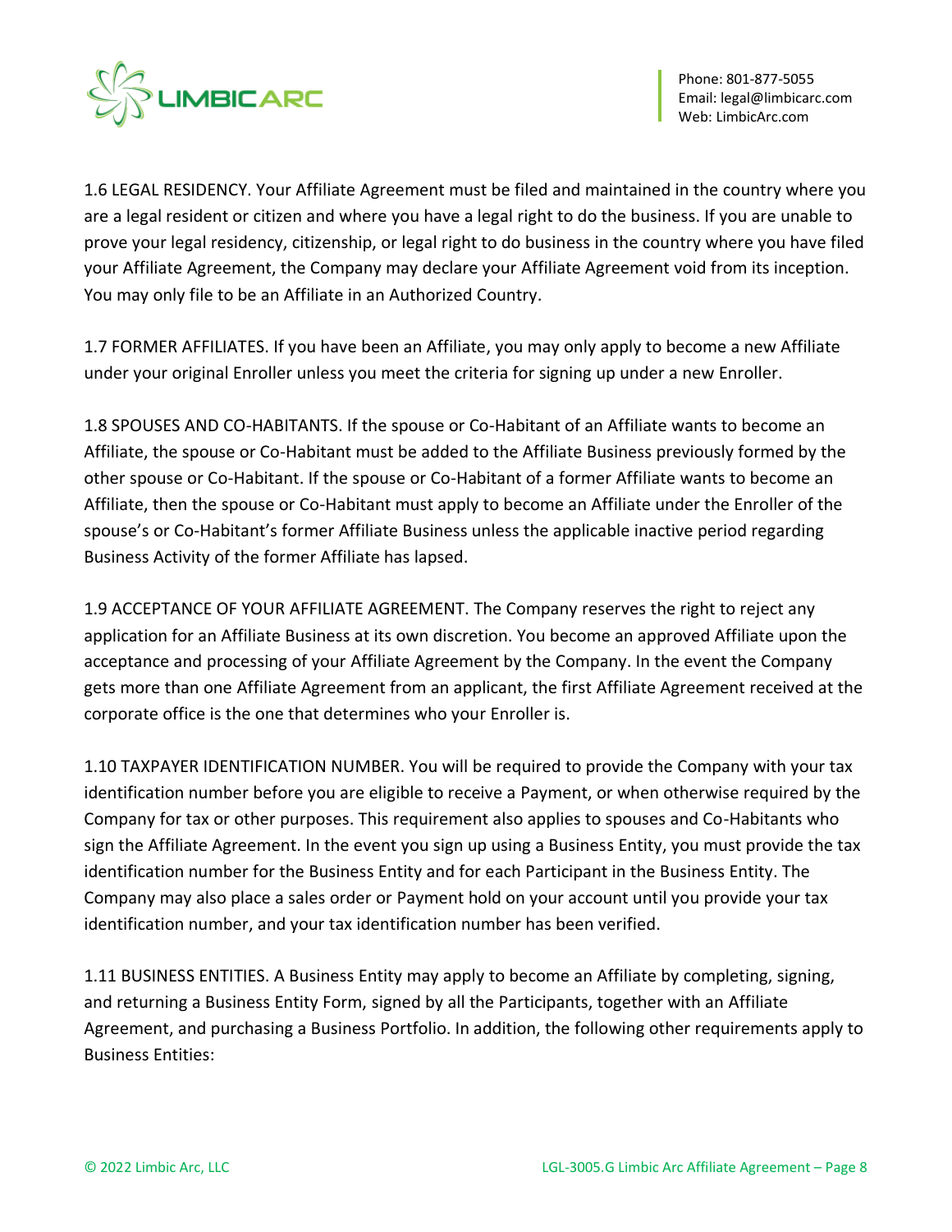1.6 LEGAL RESIDENCY. Your Affiliate Agreement must be filed and maintained in the country where you are a legal resident or citizen and where you have a legal right to do the business. If you are unable to prove your legal residency, citizenship, or legal right to do business in the country where you have filed your Affiliate Agreement, the Company may declare your Affiliate Agreement void from its inception. You may only file to be an Affiliate in an Authorized Country.

1.7 FORMER AFFILIATES. If you have been an Affiliate, you may only apply to become a new Affiliate under your original Enroller unless you meet the criteria for signing up under a new Enroller.

1.8 SPOUSES AND CO-HABITANTS. If the spouse or Co-Habitant of an Affiliate wants to become an Affiliate, the spouse or Co-Habitant must be added to the Affiliate Business previously formed by the other spouse or Co-Habitant. If the spouse or Co-Habitant of a former Affiliate wants to become an Affiliate, then the spouse or Co-Habitant must apply to become an Affiliate under the Enroller of the spouse's or Co-Habitant's former Affiliate Business unless the applicable inactive period regarding Business Activity of the former Affiliate has lapsed.

1.9 ACCEPTANCE OF YOUR AFFILIATE AGREEMENT. The Company reserves the right to reject any application for an Affiliate Business at its own discretion. You become an approved Affiliate upon the acceptance and processing of your Affiliate Agreement by the Company. In the event the Company gets more than one Affiliate Agreement from an applicant, the first Affiliate Agreement received at the corporate office is the one that determines who your Enroller is.

1.10 TAXPAYER IDENTIFICATION NUMBER. You will be required to provide the Company with your tax identification number before you are eligible to receive a Payment, or when otherwise required by the Company for tax or other purposes. This requirement also applies to spouses and Co-Habitants who sign the Affiliate Agreement. In the event you sign up using a Business Entity, you must provide the tax identification number for the Business Entity and for each Participant in the Business Entity. The Company may also place a sales order or Payment hold on your account until you provide your tax identification number, and your tax identification number has been verified.

1.11 BUSINESS ENTITIES. A Business Entity may apply to become an Affiliate by completing, signing, and returning a Business Entity Form, signed by all the Participants, together with an Affiliate Agreement, and purchasing a Business Portfolio. In addition, the following other requirements apply to Business Entities: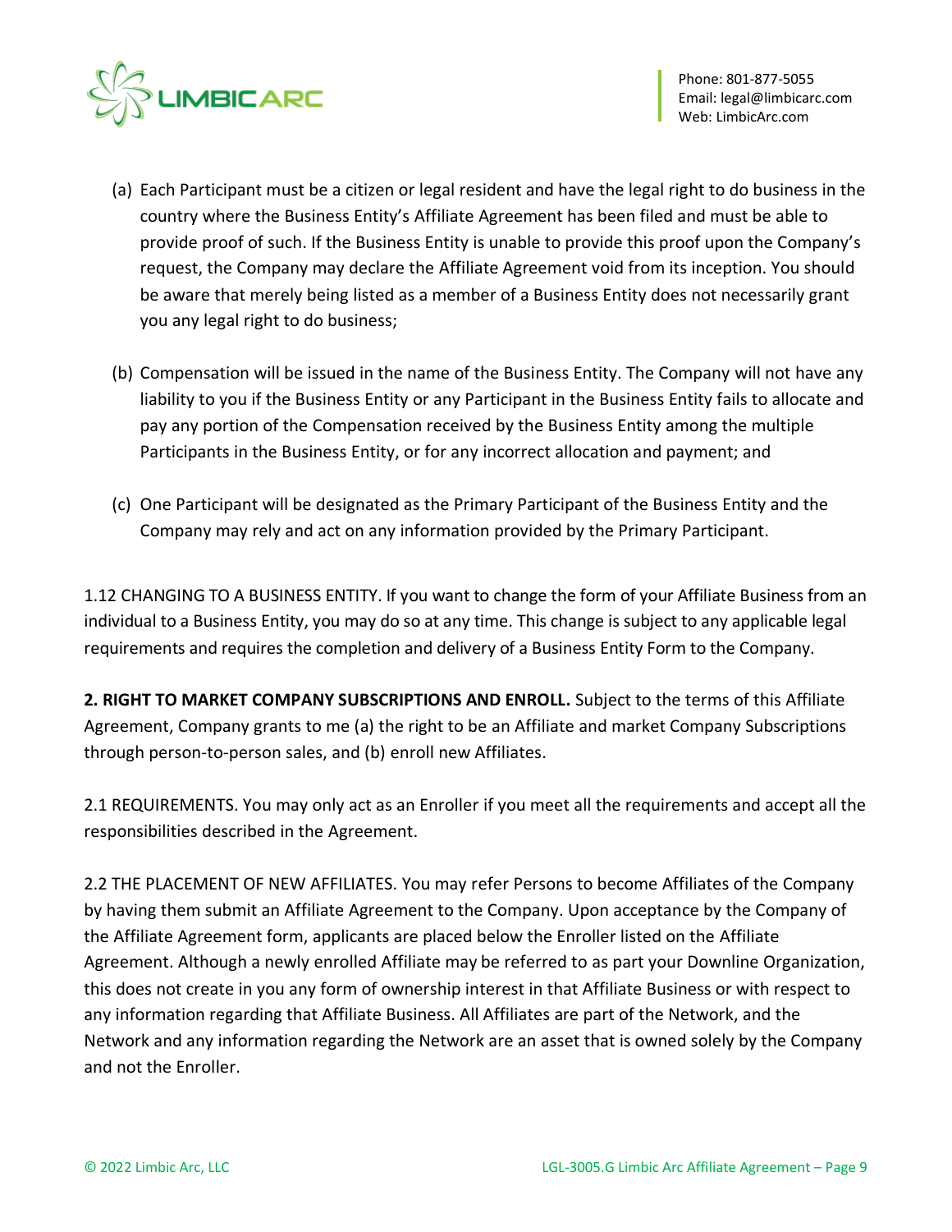(a) Each Participant must be a citizen or legal resident and have the legal right to do business in the country where the Business Entity's Affiliate Agreement has been filed and must be able to provide proof of such. If the Business Entity is unable to provide this proof upon the Company's request, the Company may declare the Affiliate Agreement void from its inception. You should be aware that merely being listed as a member of a Business Entity does not necessarily grant you any legal right to do business;

(b) Compensation will be issued in the name of the Business Entity. The Company will not have any liability to you if the Business Entity or any Participant in the Business Entity fails to allocate and pay any portion of the Compensation received by the Business Entity among the multiple Participants in the Business Entity, or for any incorrect allocation and payment; and

(c) One Participant will be designated as the Primary Participant of the Business Entity and the Company may rely and act on any information provided by the Primary Participant.

1.12 CHANGING TO A BUSINESS ENTITY. If you want to change the form of your Affiliate Business from an individual to a Business Entity, you may do so at any time. This change is subject to any applicable legal requirements and requires the completion and delivery of a Business Entity Form to the Company.

**2. RIGHT TO MARKET COMPANY SUBSCRIPTIONS AND ENROLL.** Subject to the terms of this Affiliate Agreement, Company grants to me (a) the right to be an Affiliate and market Company Subscriptions through person-to-person sales, and (b) enroll new Affiliates.

2.1 REQUIREMENTS. You may only act as an Enroller if you meet all the requirements and accept all the responsibilities described in the Agreement.

2.2 THE PLACEMENT OF NEW AFFILIATES. You may refer Persons to become Affiliates of the Company by having them submit an Affiliate Agreement to the Company. Upon acceptance by the Company of the Affiliate Agreement form, applicants are placed below the Enroller listed on the Affiliate Agreement. Although a newly enrolled Affiliate may be referred to as part your Downline Organization, this does not create in you any form of ownership interest in that Affiliate Business or with respect to any information regarding that Affiliate Business. All Affiliates are part of the Network, and the Network and any information regarding the Network are an asset that is owned solely by the Company and not the Enroller.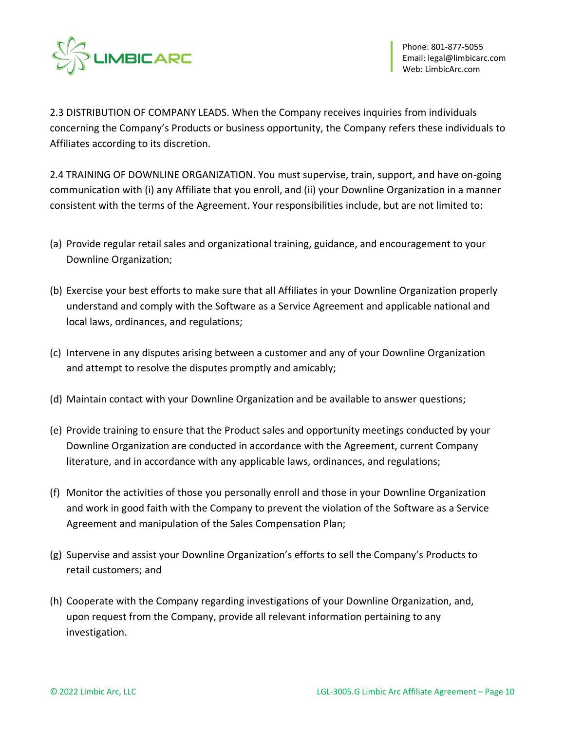2.3 DISTRIBUTION OF COMPANY LEADS. When the Company receives inquiries from individuals concerning the Company's Products or business opportunity, the Company refers these individuals to Affiliates according to its discretion.

2.4 TRAINING OF DOWNLINE ORGANIZATION. You must supervise, train, support, and have on-going communication with (i) any Affiliate that you enroll, and (ii) your Downline Organization in a manner consistent with the terms of the Agreement. Your responsibilities include, but are not limited to:

(a) Provide regular retail sales and organizational training, guidance, and encouragement to your Downline Organization;

(b) Exercise your best efforts to make sure that all Affiliates in your Downline Organization properly understand and comply with the Software as a Service Agreement and applicable national and local laws, ordinances, and regulations;

(c) Intervene in any disputes arising between a customer and any of your Downline Organization and attempt to resolve the disputes promptly and amicably;

(d) Maintain contact with your Downline Organization and be available to answer questions;

(e) Provide training to ensure that the Product sales and opportunity meetings conducted by your Downline Organization are conducted in accordance with the Agreement, current Company literature, and in accordance with any applicable laws, ordinances, and regulations;

(f) Monitor the activities of those you personally enroll and those in your Downline Organization and work in good faith with the Company to prevent the violation of the Software as a Service Agreement and manipulation of the Sales Compensation Plan;

(g) Supervise and assist your Downline Organization's efforts to sell the Company's Products to retail customers; and

(h) Cooperate with the Company regarding investigations of your Downline Organization, and, upon request from the Company, provide all relevant information pertaining to any investigation.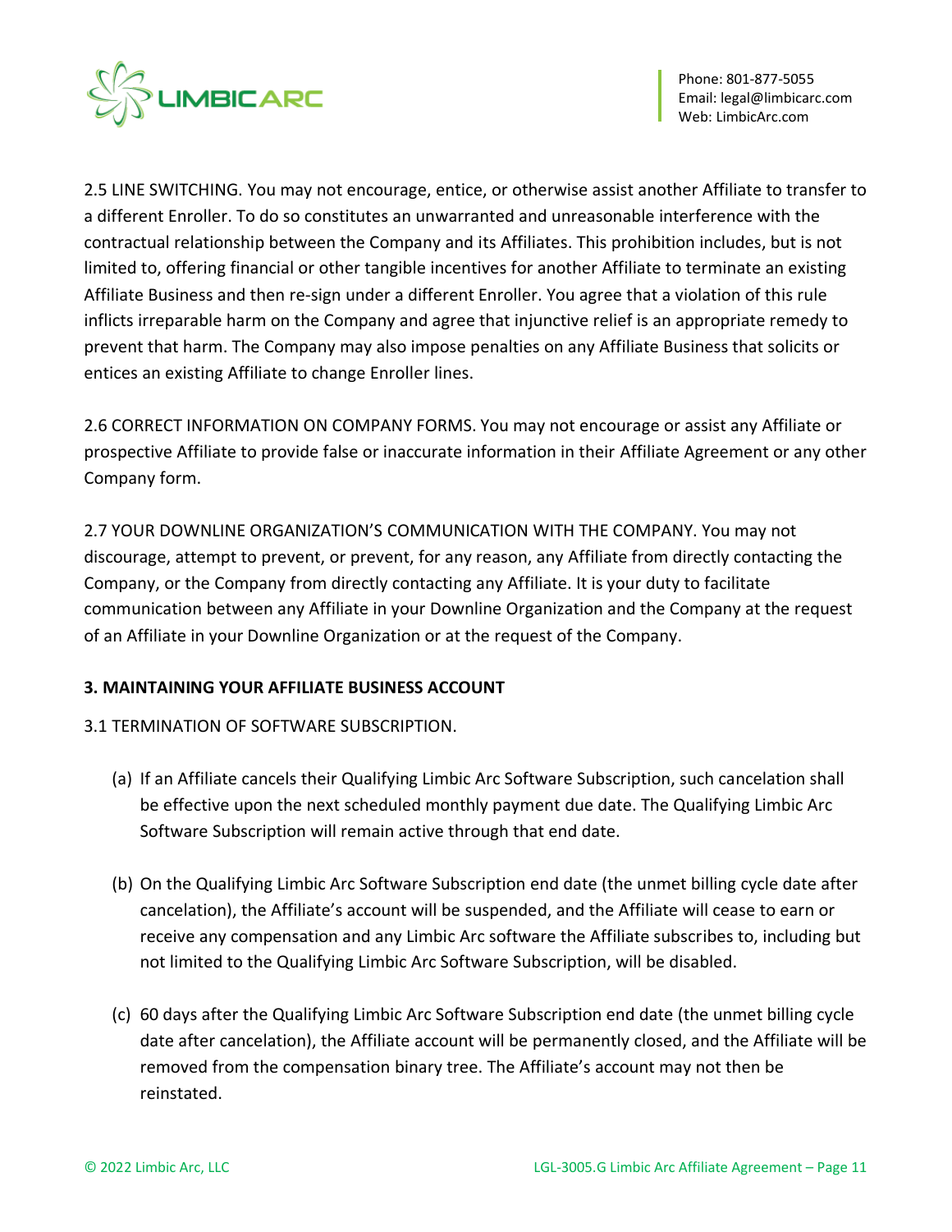2.5 LINE SWITCHING. You may not encourage, entice, or otherwise assist another Affiliate to transfer to a different Enroller. To do so constitutes an unwarranted and unreasonable interference with the contractual relationship between the Company and its Affiliates. This prohibition includes, but is not limited to, offering financial or other tangible incentives for another Affiliate to terminate an existing Affiliate Business and then re-sign under a different Enroller. You agree that a violation of this rule inflicts irreparable harm on the Company and agree that injunctive relief is an appropriate remedy to prevent that harm. The Company may also impose penalties on any Affiliate Business that solicits or entices an existing Affiliate to change Enroller lines.

2.6 CORRECT INFORMATION ON COMPANY FORMS. You may not encourage or assist any Affiliate or prospective Affiliate to provide false or inaccurate information in their Affiliate Agreement or any other Company form.

2.7 YOUR DOWNLINE ORGANIZATION'S COMMUNICATION WITH THE COMPANY. You may not discourage, attempt to prevent, or prevent, for any reason, any Affiliate from directly contacting the Company, or the Company from directly contacting any Affiliate. It is your duty to facilitate communication between any Affiliate in your Downline Organization and the Company at the request of an Affiliate in your Downline Organization or at the request of the Company.

## 3. MAINTAINING YOUR AFFILIATE BUSINESS ACCOUNT

3.1 TERMINATION OF SOFTWARE SUBSCRIPTION.

(a) If an Affiliate cancels their Qualifying Limbic Arc Software Subscription, such cancelation shall be effective upon the next scheduled monthly payment due date. The Qualifying Limbic Arc Software Subscription will remain active through that end date.

(b) On the Qualifying Limbic Arc Software Subscription end date (the unmet billing cycle date after cancelation), the Affiliate's account will be suspended, and the Affiliate will cease to earn or receive any compensation and any Limbic Arc software the Affiliate subscribes to, including but not limited to the Qualifying Limbic Arc Software Subscription, will be disabled.

(c) 60 days after the Qualifying Limbic Arc Software Subscription end date (the unmet billing cycle date after cancelation), the Affiliate account will be permanently closed, and the Affiliate will be removed from the compensation binary tree. The Affiliate's account may not then be reinstated.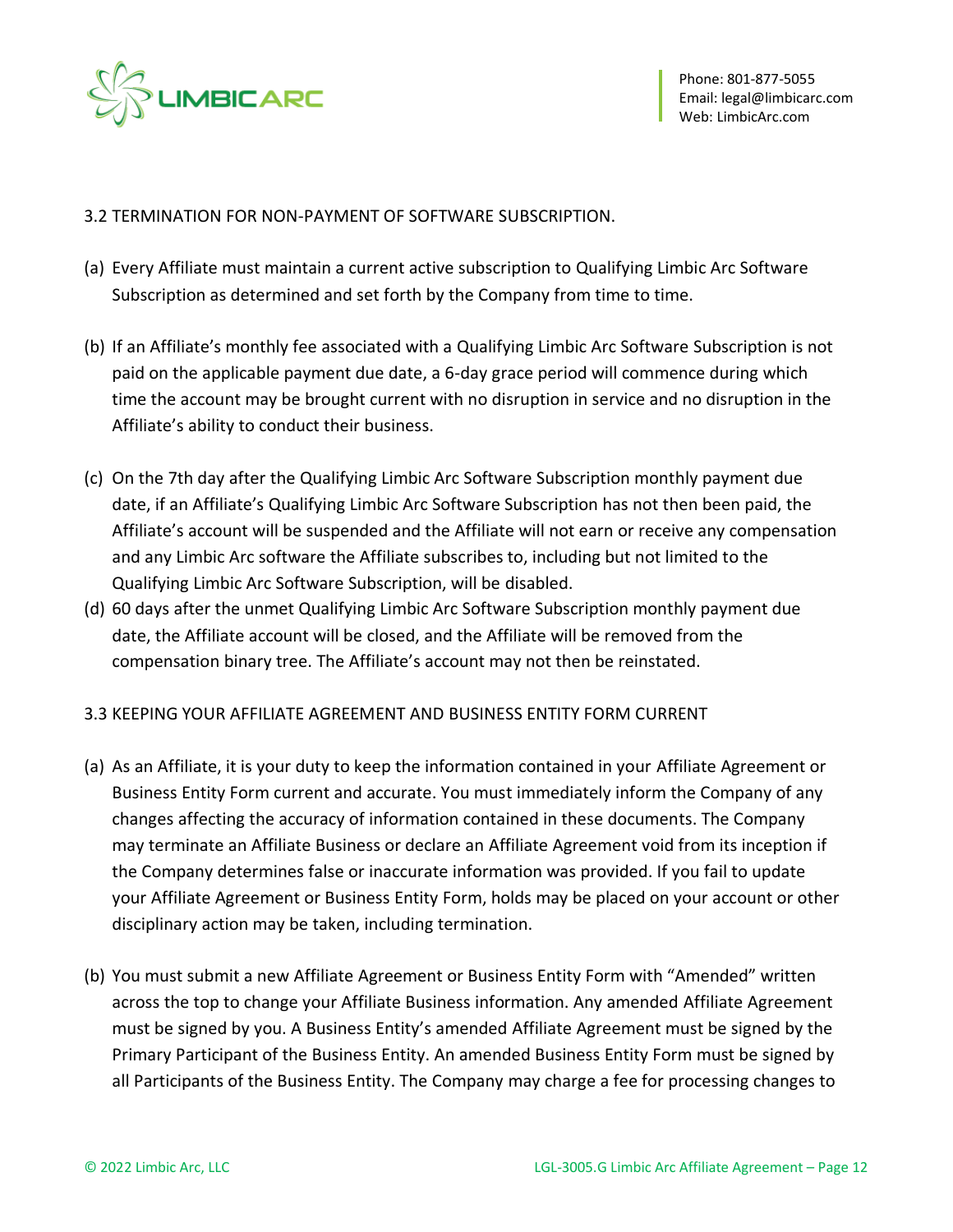### 3.2 TERMINATION FOR NON-PAYMENT OF SOFTWARE SUBSCRIPTION.

(a) Every Affiliate must maintain a current active subscription to Qualifying Limbic Arc Software Subscription as determined and set forth by the Company from time to time.

(b) If an Affiliate's monthly fee associated with a Qualifying Limbic Arc Software Subscription is not paid on the applicable payment due date, a 6-day grace period will commence during which time the account may be brought current with no disruption in service and no disruption in the Affiliate's ability to conduct their business.

(c) On the 7th day after the Qualifying Limbic Arc Software Subscription monthly payment due date, if an Affiliate's Qualifying Limbic Arc Software Subscription has not then been paid, the Affiliate's account will be suspended and the Affiliate will not earn or receive any compensation and any Limbic Arc software the Affiliate subscribes to, including but not limited to the Qualifying Limbic Arc Software Subscription, will be disabled.

(d) 60 days after the unmet Qualifying Limbic Arc Software Subscription monthly payment due date, the Affiliate account will be closed, and the Affiliate will be removed from the compensation binary tree. The Affiliate's account may not then be reinstated.

### 3.3 KEEPING YOUR AFFILIATE AGREEMENT AND BUSINESS ENTITY FORM CURRENT

(a) As an Affiliate, it is your duty to keep the information contained in your Affiliate Agreement or Business Entity Form current and accurate. You must immediately inform the Company of any changes affecting the accuracy of information contained in these documents. The Company may terminate an Affiliate Business or declare an Affiliate Agreement void from its inception if the Company determines false or inaccurate information was provided. If you fail to update your Affiliate Agreement or Business Entity Form, holds may be placed on your account or other disciplinary action may be taken, including termination.

(b) You must submit a new Affiliate Agreement or Business Entity Form with "Amended" written across the top to change your Affiliate Business information. Any amended Affiliate Agreement must be signed by you. A Business Entity's amended Affiliate Agreement must be signed by the Primary Participant of the Business Entity. An amended Business Entity Form must be signed by all Participants of the Business Entity. The Company may charge a fee for processing changes to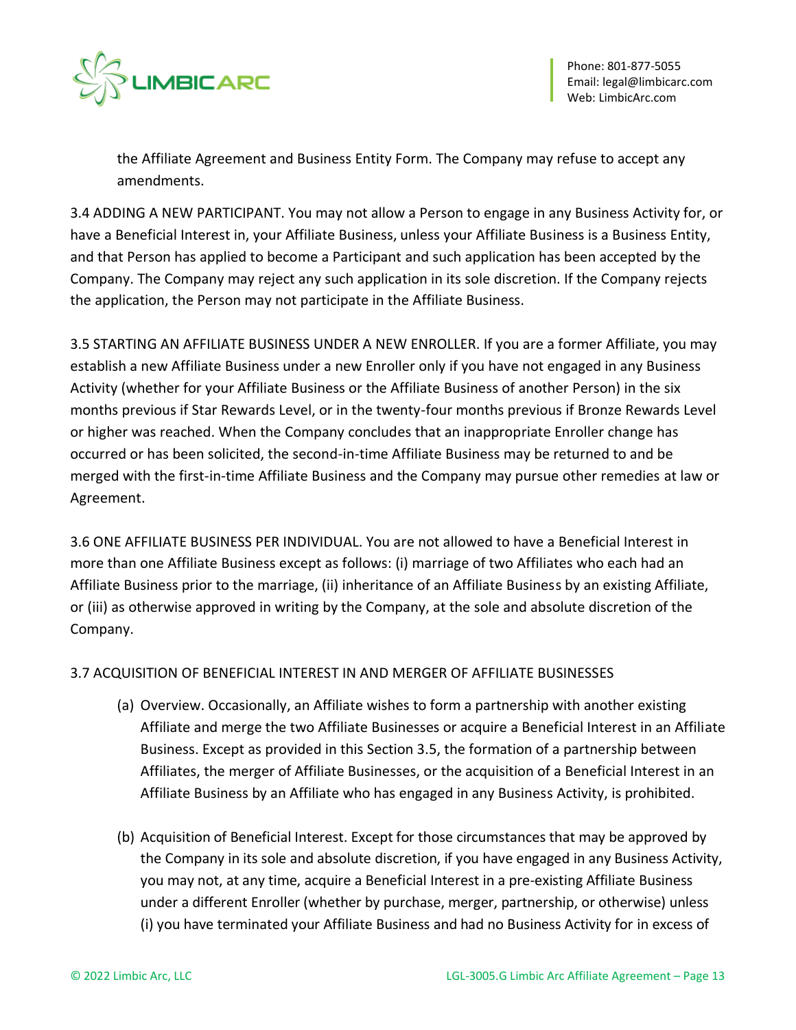the Affiliate Agreement and Business Entity Form. The Company may refuse to accept any amendments.

3.4 ADDING A NEW PARTICIPANT. You may not allow a Person to engage in any Business Activity for, or have a Beneficial Interest in, your Affiliate Business, unless your Affiliate Business is a Business Entity, and that Person has applied to become a Participant and such application has been accepted by the Company. The Company may reject any such application in its sole discretion. If the Company rejects the application, the Person may not participate in the Affiliate Business.

3.5 STARTING AN AFFILIATE BUSINESS UNDER A NEW ENROLLER. If you are a former Affiliate, you may establish a new Affiliate Business under a new Enroller only if you have not engaged in any Business Activity (whether for your Affiliate Business or the Affiliate Business of another Person) in the six months previous if Star Rewards Level, or in the twenty-four months previous if Bronze Rewards Level or higher was reached. When the Company concludes that an inappropriate Enroller change has occurred or has been solicited, the second-in-time Affiliate Business may be returned to and be merged with the first-in-time Affiliate Business and the Company may pursue other remedies at law or Agreement.

3.6 ONE AFFILIATE BUSINESS PER INDIVIDUAL. You are not allowed to have a Beneficial Interest in more than one Affiliate Business except as follows: (i) marriage of two Affiliates who each had an Affiliate Business prior to the marriage, (ii) inheritance of an Affiliate Business by an existing Affiliate, or (iii) as otherwise approved in writing by the Company, at the sole and absolute discretion of the Company.

3.7 ACQUISITION OF BENEFICIAL INTEREST IN AND MERGER OF AFFILIATE BUSINESSES

(a) Overview. Occasionally, an Affiliate wishes to form a partnership with another existing Affiliate and merge the two Affiliate Businesses or acquire a Beneficial Interest in an Affiliate Business. Except as provided in this Section 3.5, the formation of a partnership between Affiliates, the merger of Affiliate Businesses, or the acquisition of a Beneficial Interest in an Affiliate Business by an Affiliate who has engaged in any Business Activity, is prohibited.

(b) Acquisition of Beneficial Interest. Except for those circumstances that may be approved by the Company in its sole and absolute discretion, if you have engaged in any Business Activity, you may not, at any time, acquire a Beneficial Interest in a pre-existing Affiliate Business under a different Enroller (whether by purchase, merger, partnership, or otherwise) unless (i) you have terminated your Affiliate Business and had no Business Activity for in excess of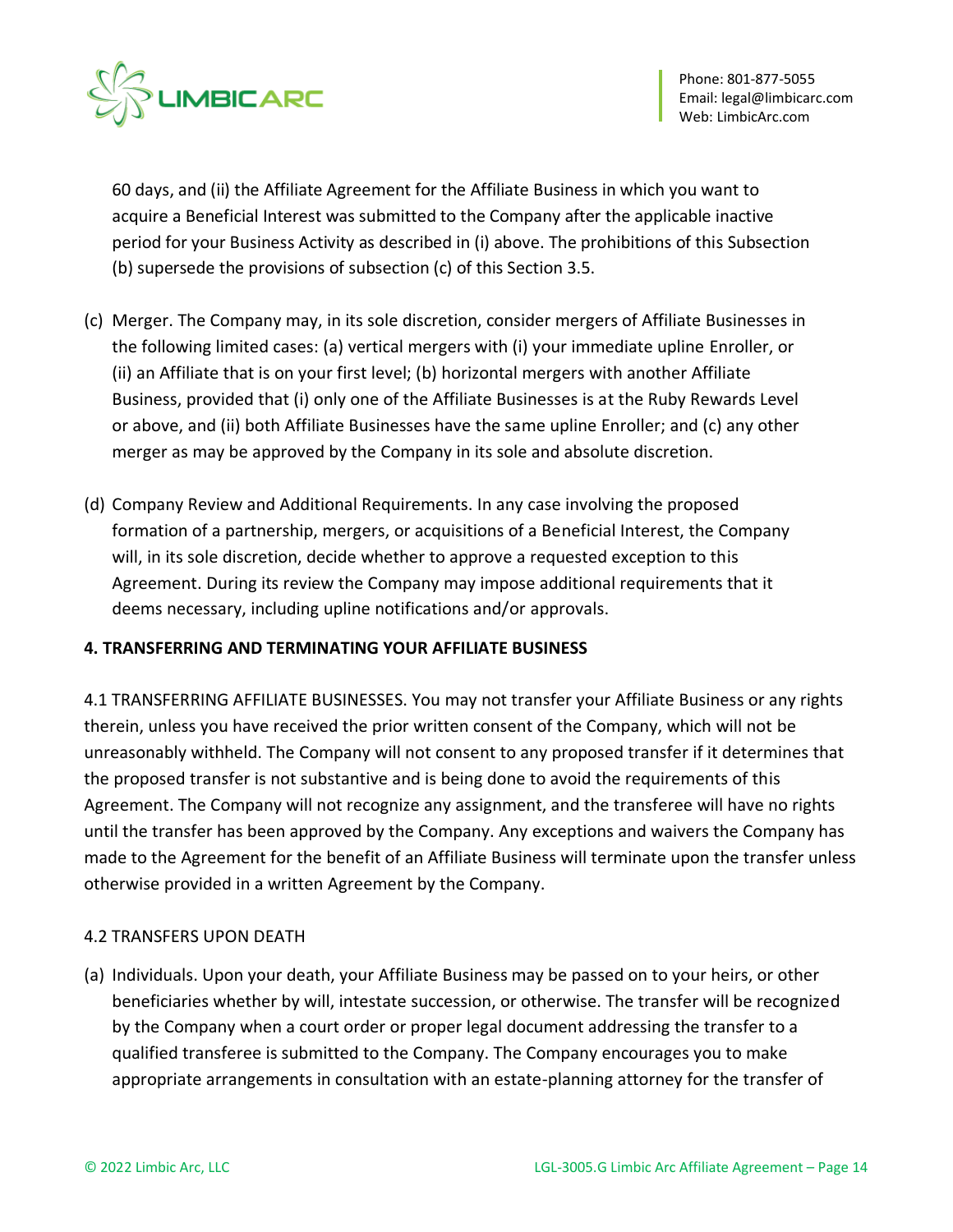60 days, and (ii) the Affiliate Agreement for the Affiliate Business in which you want to acquire a Beneficial Interest was submitted to the Company after the applicable inactive period for your Business Activity as described in (i) above. The prohibitions of this Subsection (b) supersede the provisions of subsection (c) of this Section 3.5.

(c) Merger. The Company may, in its sole discretion, consider mergers of Affiliate Businesses in the following limited cases: (a) vertical mergers with (i) your immediate upline Enroller, or (ii) an Affiliate that is on your first level; (b) horizontal mergers with another Affiliate Business, provided that (i) only one of the Affiliate Businesses is at the Ruby Rewards Level or above, and (ii) both Affiliate Businesses have the same upline Enroller; and (c) any other merger as may be approved by the Company in its sole and absolute discretion.

(d) Company Review and Additional Requirements. In any case involving the proposed formation of a partnership, mergers, or acquisitions of a Beneficial Interest, the Company will, in its sole discretion, decide whether to approve a requested exception to this Agreement. During its review the Company may impose additional requirements that it deems necessary, including upline notifications and/or approvals.

**4. TRANSFERRING AND TERMINATING YOUR AFFILIATE BUSINESS**

4.1 TRANSFERRING AFFILIATE BUSINESSES. You may not transfer your Affiliate Business or any rights therein, unless you have received the prior written consent of the Company, which will not be unreasonably withheld. The Company will not consent to any proposed transfer if it determines that the proposed transfer is not substantive and is being done to avoid the requirements of this Agreement. The Company will not recognize any assignment, and the transferee will have no rights until the transfer has been approved by the Company. Any exceptions and waivers the Company has made to the Agreement for the benefit of an Affiliate Business will terminate upon the transfer unless otherwise provided in a written Agreement by the Company.

4.2 TRANSFERS UPON DEATH

(a) Individuals. Upon your death, your Affiliate Business may be passed on to your heirs, or other beneficiaries whether by will, intestate succession, or otherwise. The transfer will be recognized by the Company when a court order or proper legal document addressing the transfer to a qualified transferee is submitted to the Company. The Company encourages you to make appropriate arrangements in consultation with an estate-planning attorney for the transfer of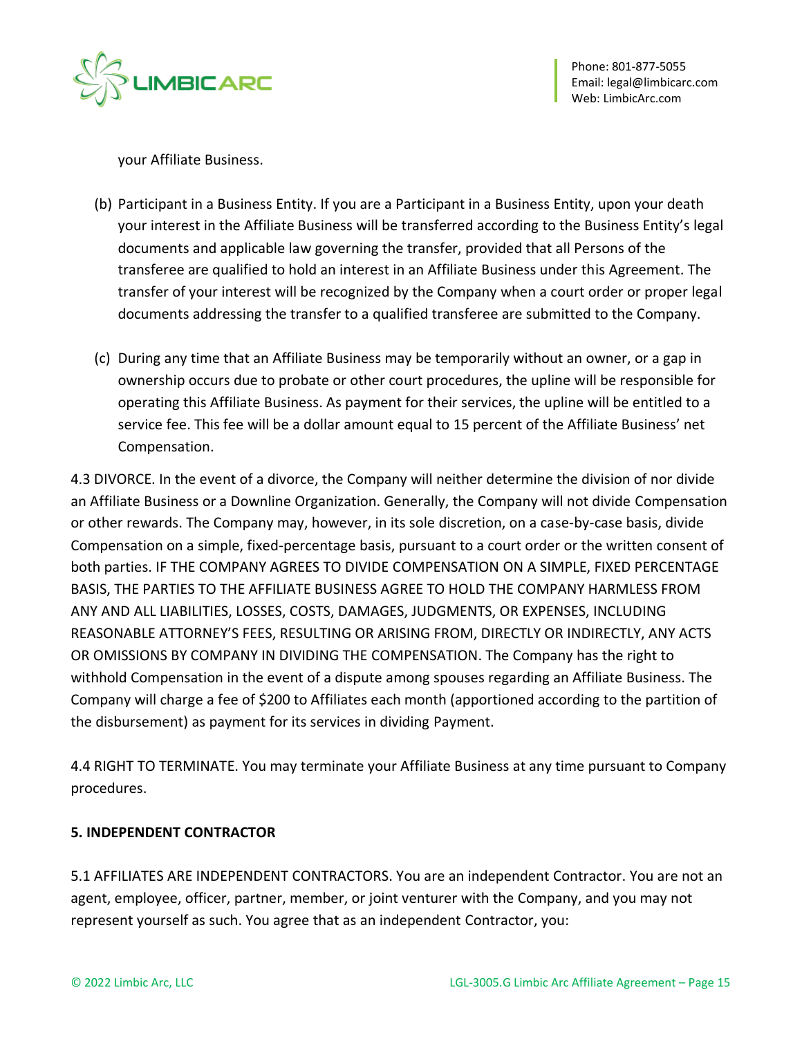your Affiliate Business.

(b) Participant in a Business Entity. If you are a Participant in a Business Entity, upon your death your interest in the Affiliate Business will be transferred according to the Business Entity's legal documents and applicable law governing the transfer, provided that all Persons of the transferee are qualified to hold an interest in an Affiliate Business under this Agreement. The transfer of your interest will be recognized by the Company when a court order or proper legal documents addressing the transfer to a qualified transferee are submitted to the Company.

(c) During any time that an Affiliate Business may be temporarily without an owner, or a gap in ownership occurs due to probate or other court procedures, the upline will be responsible for operating this Affiliate Business. As payment for their services, the upline will be entitled to a service fee. This fee will be a dollar amount equal to 15 percent of the Affiliate Business' net Compensation.

4.3 DIVORCE. In the event of a divorce, the Company will neither determine the division of nor divide an Affiliate Business or a Downline Organization. Generally, the Company will not divide Compensation or other rewards. The Company may, however, in its sole discretion, on a case-by-case basis, divide Compensation on a simple, fixed-percentage basis, pursuant to a court order or the written consent of both parties. IF THE COMPANY AGREES TO DIVIDE COMPENSATION ON A SIMPLE, FIXED PERCENTAGE BASIS, THE PARTIES TO THE AFFILIATE BUSINESS AGREE TO HOLD THE COMPANY HARMLESS FROM ANY AND ALL LIABILITIES, LOSSES, COSTS, DAMAGES, JUDGMENTS, OR EXPENSES, INCLUDING REASONABLE ATTORNEY'S FEES, RESULTING OR ARISING FROM, DIRECTLY OR INDIRECTLY, ANY ACTS OR OMISSIONS BY COMPANY IN DIVIDING THE COMPENSATION. The Company has the right to withhold Compensation in the event of a dispute among spouses regarding an Affiliate Business. The Company will charge a fee of $200 to Affiliates each month (apportioned according to the partition of the disbursement) as payment for its services in dividing Payment.

4.4 RIGHT TO TERMINATE. You may terminate your Affiliate Business at any time pursuant to Company procedures.

**5. INDEPENDENT CONTRACTOR**

5.1 AFFILIATES ARE INDEPENDENT CONTRACTORS. You are an independent Contractor. You are not an agent, employee, officer, partner, member, or joint venturer with the Company, and you may not represent yourself as such. You agree that as an independent Contractor, you: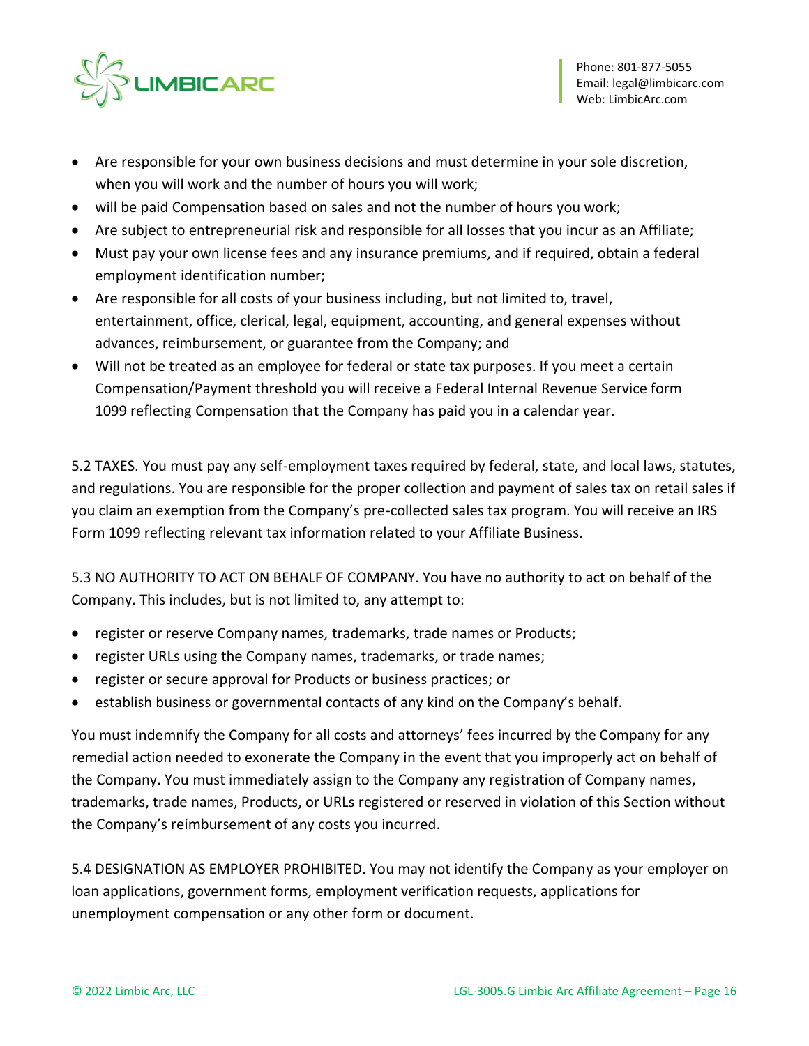- Are responsible for your own business decisions and must determine in your sole discretion, when you will work and the number of hours you will work;
- will be paid Compensation based on sales and not the number of hours you work;
- Are subject to entrepreneurial risk and responsible for all losses that you incur as an Affiliate;
- Must pay your own license fees and any insurance premiums, and if required, obtain a federal employment identification number;
- Are responsible for all costs of your business including, but not limited to, travel, entertainment, office, clerical, legal, equipment, accounting, and general expenses without advances, reimbursement, or guarantee from the Company; and
- Will not be treated as an employee for federal or state tax purposes. If you meet a certain Compensation/Payment threshold you will receive a Federal Internal Revenue Service form 1099 reflecting Compensation that the Company has paid you in a calendar year.

5.2 TAXES. You must pay any self-employment taxes required by federal, state, and local laws, statutes, and regulations. You are responsible for the proper collection and payment of sales tax on retail sales if you claim an exemption from the Company's pre-collected sales tax program. You will receive an IRS Form 1099 reflecting relevant tax information related to your Affiliate Business.

5.3 NO AUTHORITY TO ACT ON BEHALF OF COMPANY. You have no authority to act on behalf of the Company. This includes, but is not limited to, any attempt to:

- register or reserve Company names, trademarks, trade names or Products;
- register URLs using the Company names, trademarks, or trade names;
- register or secure approval for Products or business practices; or
- establish business or governmental contacts of any kind on the Company's behalf.

You must indemnify the Company for all costs and attorneys' fees incurred by the Company for any remedial action needed to exonerate the Company in the event that you improperly act on behalf of the Company. You must immediately assign to the Company any registration of Company names, trademarks, trade names, Products, or URLs registered or reserved in violation of this Section without the Company's reimbursement of any costs you incurred.

5.4 DESIGNATION AS EMPLOYER PROHIBITED. You may not identify the Company as your employer on loan applications, government forms, employment verification requests, applications for unemployment compensation or any other form or document.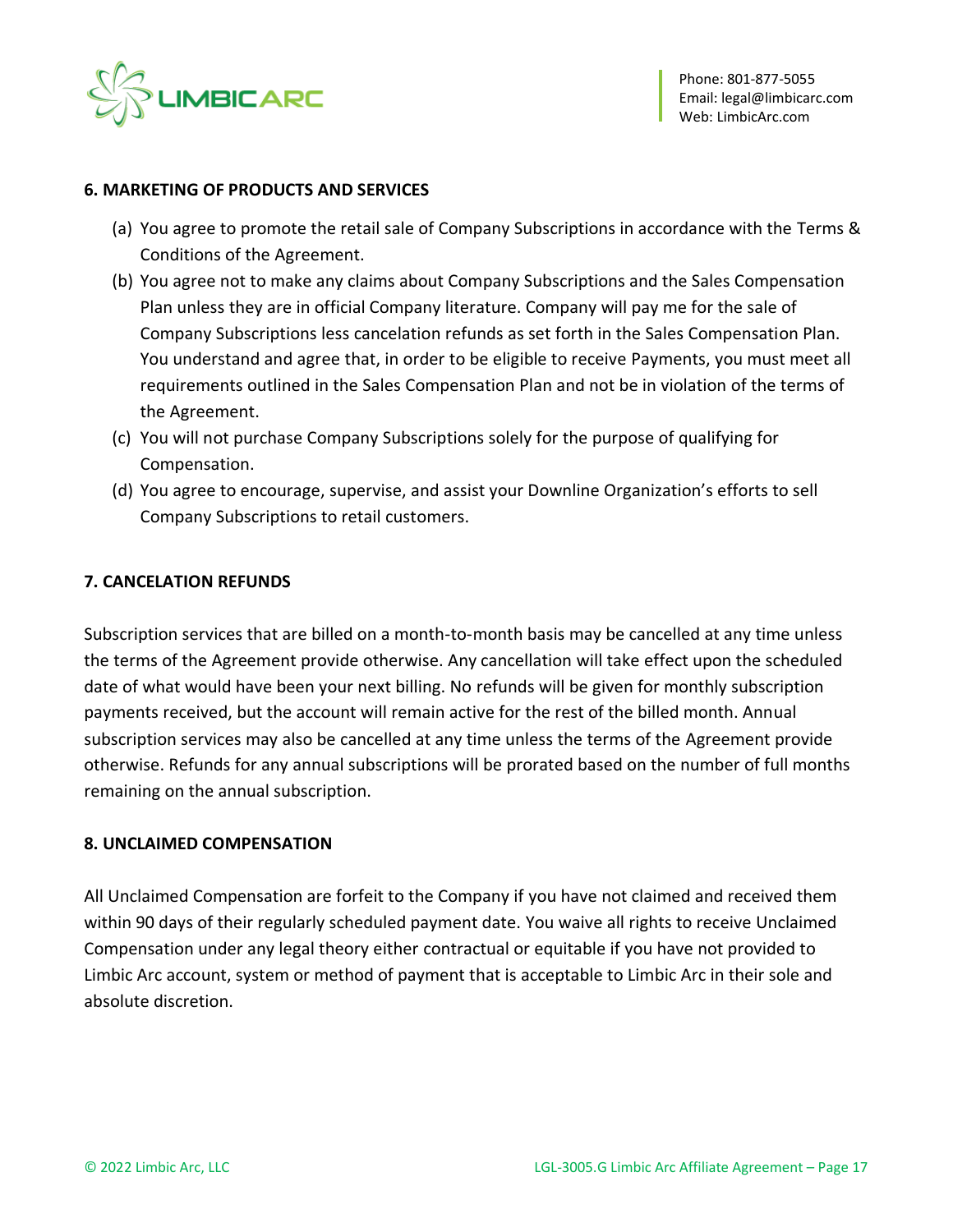## 6. MARKETING OF PRODUCTS AND SERVICES

(a) You agree to promote the retail sale of Company Subscriptions in accordance with the Terms & Conditions of the Agreement.

(b) You agree not to make any claims about Company Subscriptions and the Sales Compensation Plan unless they are in official Company literature. Company will pay me for the sale of Company Subscriptions less cancelation refunds as set forth in the Sales Compensation Plan. You understand and agree that, in order to be eligible to receive Payments, you must meet all requirements outlined in the Sales Compensation Plan and not be in violation of the terms of the Agreement.

(c) You will not purchase Company Subscriptions solely for the purpose of qualifying for Compensation.

(d) You agree to encourage, supervise, and assist your Downline Organization's efforts to sell Company Subscriptions to retail customers.

## 7. CANCELATION REFUNDS

Subscription services that are billed on a month-to-month basis may be cancelled at any time unless the terms of the Agreement provide otherwise. Any cancellation will take effect upon the scheduled date of what would have been your next billing. No refunds will be given for monthly subscription payments received, but the account will remain active for the rest of the billed month. Annual subscription services may also be cancelled at any time unless the terms of the Agreement provide otherwise. Refunds for any annual subscriptions will be prorated based on the number of full months remaining on the annual subscription.

## 8. UNCLAIMED COMPENSATION

All Unclaimed Compensation are forfeit to the Company if you have not claimed and received them within 90 days of their regularly scheduled payment date. You waive all rights to receive Unclaimed Compensation under any legal theory either contractual or equitable if you have not provided to Limbic Arc account, system or method of payment that is acceptable to Limbic Arc in their sole and absolute discretion.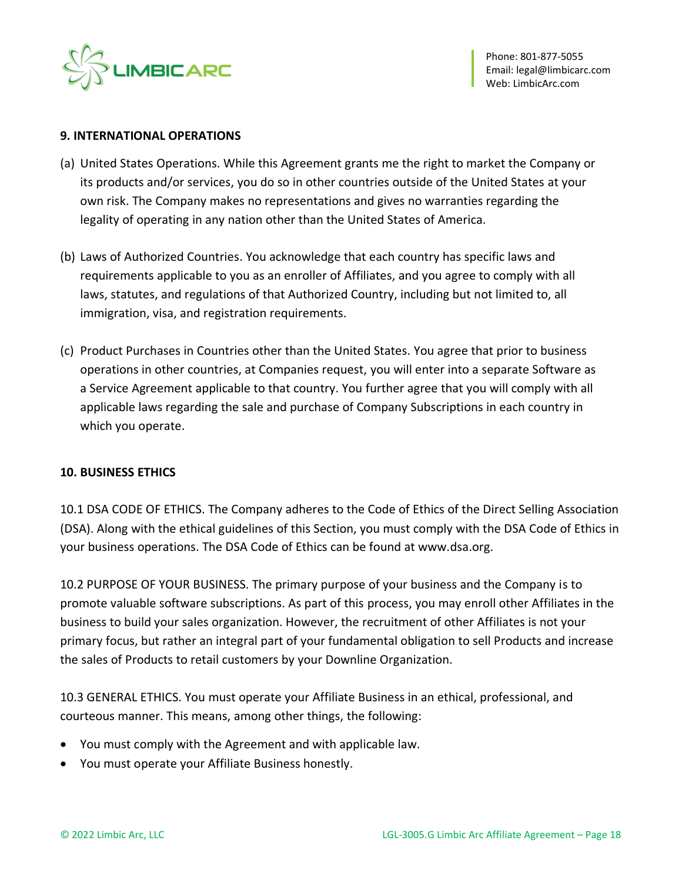## 9. INTERNATIONAL OPERATIONS

(a) United States Operations. While this Agreement grants me the right to market the Company or its products and/or services, you do so in other countries outside of the United States at your own risk. The Company makes no representations and gives no warranties regarding the legality of operating in any nation other than the United States of America.

(b) Laws of Authorized Countries. You acknowledge that each country has specific laws and requirements applicable to you as an enroller of Affiliates, and you agree to comply with all laws, statutes, and regulations of that Authorized Country, including but not limited to, all immigration, visa, and registration requirements.

(c) Product Purchases in Countries other than the United States. You agree that prior to business operations in other countries, at Companies request, you will enter into a separate Software as a Service Agreement applicable to that country. You further agree that you will comply with all applicable laws regarding the sale and purchase of Company Subscriptions in each country in which you operate.

## 10. BUSINESS ETHICS

10.1 DSA CODE OF ETHICS. The Company adheres to the Code of Ethics of the Direct Selling Association (DSA). Along with the ethical guidelines of this Section, you must comply with the DSA Code of Ethics in your business operations. The DSA Code of Ethics can be found at www.dsa.org.

10.2 PURPOSE OF YOUR BUSINESS. The primary purpose of your business and the Company is to promote valuable software subscriptions. As part of this process, you may enroll other Affiliates in the business to build your sales organization. However, the recruitment of other Affiliates is not your primary focus, but rather an integral part of your fundamental obligation to sell Products and increase the sales of Products to retail customers by your Downline Organization.

10.3 GENERAL ETHICS. You must operate your Affiliate Business in an ethical, professional, and courteous manner. This means, among other things, the following:

- You must comply with the Agreement and with applicable law.
- You must operate your Affiliate Business honestly.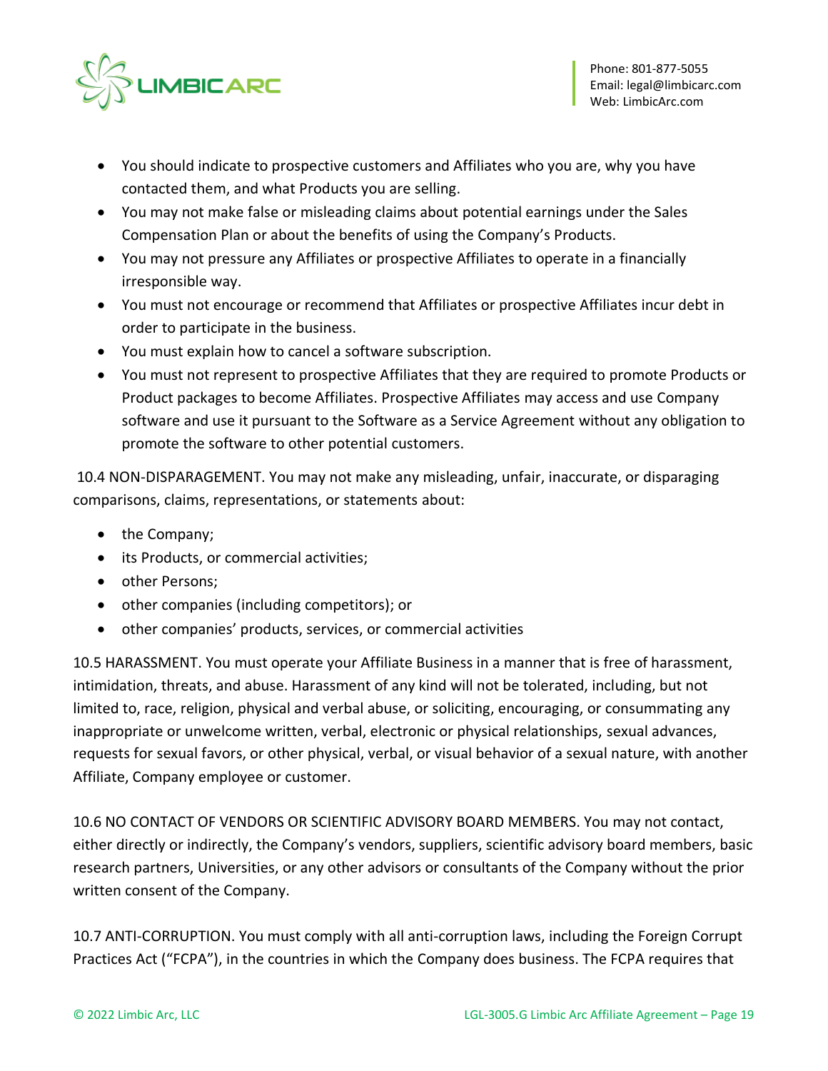- You should indicate to prospective customers and Affiliates who you are, why you have contacted them, and what Products you are selling.
- You may not make false or misleading claims about potential earnings under the Sales Compensation Plan or about the benefits of using the Company's Products.
- You may not pressure any Affiliates or prospective Affiliates to operate in a financially irresponsible way.
- You must not encourage or recommend that Affiliates or prospective Affiliates incur debt in order to participate in the business.
- You must explain how to cancel a software subscription.
- You must not represent to prospective Affiliates that they are required to promote Products or Product packages to become Affiliates. Prospective Affiliates may access and use Company software and use it pursuant to the Software as a Service Agreement without any obligation to promote the software to other potential customers.

10.4 NON-DISPARAGEMENT. You may not make any misleading, unfair, inaccurate, or disparaging comparisons, claims, representations, or statements about:

- the Company;
- its Products, or commercial activities;
- other Persons;
- other companies (including competitors); or
- other companies' products, services, or commercial activities

10.5 HARASSMENT. You must operate your Affiliate Business in a manner that is free of harassment, intimidation, threats, and abuse. Harassment of any kind will not be tolerated, including, but not limited to, race, religion, physical and verbal abuse, or soliciting, encouraging, or consummating any inappropriate or unwelcome written, verbal, electronic or physical relationships, sexual advances, requests for sexual favors, or other physical, verbal, or visual behavior of a sexual nature, with another Affiliate, Company employee or customer.

10.6 NO CONTACT OF VENDORS OR SCIENTIFIC ADVISORY BOARD MEMBERS. You may not contact, either directly or indirectly, the Company's vendors, suppliers, scientific advisory board members, basic research partners, Universities, or any other advisors or consultants of the Company without the prior written consent of the Company.

10.7 ANTI-CORRUPTION. You must comply with all anti-corruption laws, including the Foreign Corrupt Practices Act ("FCPA"), in the countries in which the Company does business. The FCPA requires that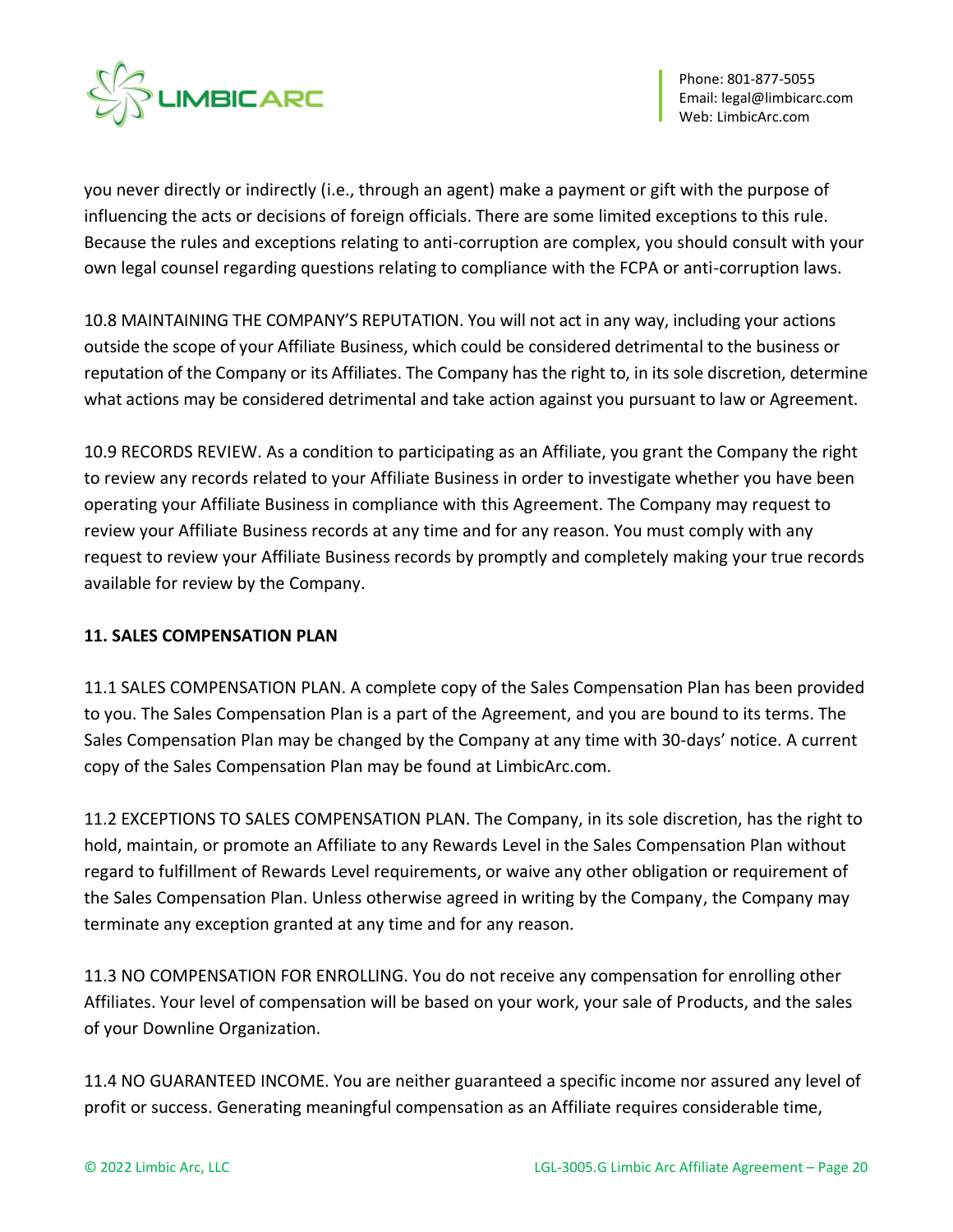you never directly or indirectly (i.e., through an agent) make a payment or gift with the purpose of influencing the acts or decisions of foreign officials. There are some limited exceptions to this rule. Because the rules and exceptions relating to anti-corruption are complex, you should consult with your own legal counsel regarding questions relating to compliance with the FCPA or anti-corruption laws.

10.8 MAINTAINING THE COMPANY'S REPUTATION. You will not act in any way, including your actions outside the scope of your Affiliate Business, which could be considered detrimental to the business or reputation of the Company or its Affiliates. The Company has the right to, in its sole discretion, determine what actions may be considered detrimental and take action against you pursuant to law or Agreement.

10.9 RECORDS REVIEW. As a condition to participating as an Affiliate, you grant the Company the right to review any records related to your Affiliate Business in order to investigate whether you have been operating your Affiliate Business in compliance with this Agreement. The Company may request to review your Affiliate Business records at any time and for any reason. You must comply with any request to review your Affiliate Business records by promptly and completely making your true records available for review by the Company.

**11. SALES COMPENSATION PLAN**

11.1 SALES COMPENSATION PLAN. A complete copy of the Sales Compensation Plan has been provided to you. The Sales Compensation Plan is a part of the Agreement, and you are bound to its terms. The Sales Compensation Plan may be changed by the Company at any time with 30-days' notice. A current copy of the Sales Compensation Plan may be found at LimbicArc.com.

11.2 EXCEPTIONS TO SALES COMPENSATION PLAN. The Company, in its sole discretion, has the right to hold, maintain, or promote an Affiliate to any Rewards Level in the Sales Compensation Plan without regard to fulfillment of Rewards Level requirements, or waive any other obligation or requirement of the Sales Compensation Plan. Unless otherwise agreed in writing by the Company, the Company may terminate any exception granted at any time and for any reason.

11.3 NO COMPENSATION FOR ENROLLING. You do not receive any compensation for enrolling other Affiliates. Your level of compensation will be based on your work, your sale of Products, and the sales of your Downline Organization.

11.4 NO GUARANTEED INCOME. You are neither guaranteed a specific income nor assured any level of profit or success. Generating meaningful compensation as an Affiliate requires considerable time,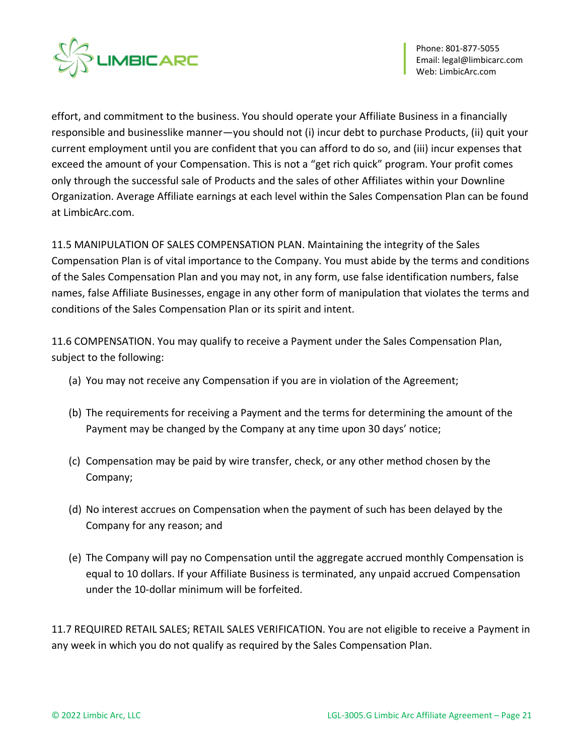effort, and commitment to the business. You should operate your Affiliate Business in a financially responsible and businesslike manner—you should not (i) incur debt to purchase Products, (ii) quit your current employment until you are confident that you can afford to do so, and (iii) incur expenses that exceed the amount of your Compensation. This is not a "get rich quick" program. Your profit comes only through the successful sale of Products and the sales of other Affiliates within your Downline Organization. Average Affiliate earnings at each level within the Sales Compensation Plan can be found at LimbicArc.com.

11.5 MANIPULATION OF SALES COMPENSATION PLAN. Maintaining the integrity of the Sales Compensation Plan is of vital importance to the Company. You must abide by the terms and conditions of the Sales Compensation Plan and you may not, in any form, use false identification numbers, false names, false Affiliate Businesses, engage in any other form of manipulation that violates the terms and conditions of the Sales Compensation Plan or its spirit and intent.

11.6 COMPENSATION. You may qualify to receive a Payment under the Sales Compensation Plan, subject to the following:

(a) You may not receive any Compensation if you are in violation of the Agreement;

(b) The requirements for receiving a Payment and the terms for determining the amount of the Payment may be changed by the Company at any time upon 30 days' notice;

(c) Compensation may be paid by wire transfer, check, or any other method chosen by the Company;

(d) No interest accrues on Compensation when the payment of such has been delayed by the Company for any reason; and

(e) The Company will pay no Compensation until the aggregate accrued monthly Compensation is equal to 10 dollars. If your Affiliate Business is terminated, any unpaid accrued Compensation under the 10-dollar minimum will be forfeited.

11.7 REQUIRED RETAIL SALES; RETAIL SALES VERIFICATION. You are not eligible to receive a Payment in any week in which you do not qualify as required by the Sales Compensation Plan.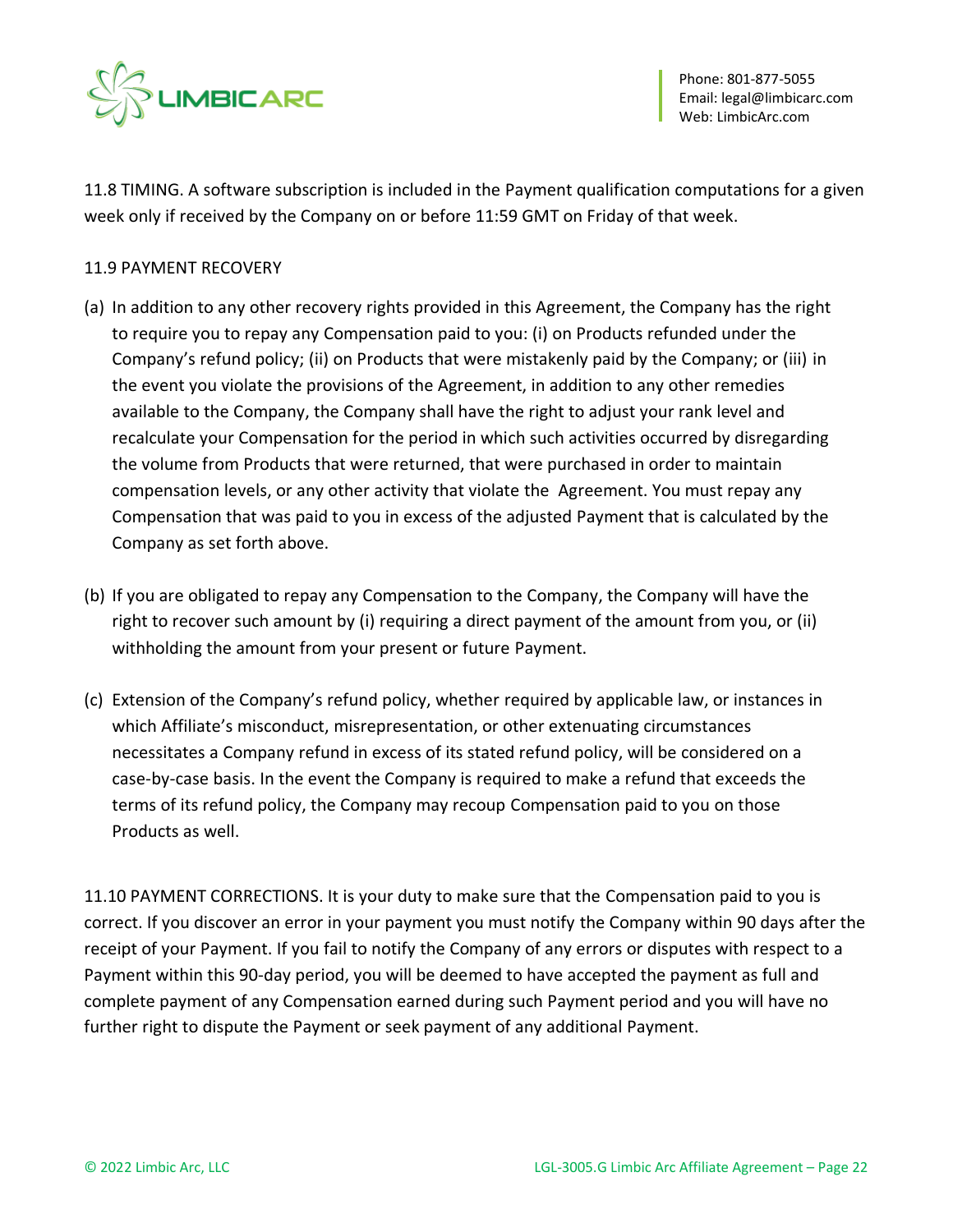11.8 TIMING. A software subscription is included in the Payment qualification computations for a given week only if received by the Company on or before 11:59 GMT on Friday of that week.

11.9 PAYMENT RECOVERY

(a) In addition to any other recovery rights provided in this Agreement, the Company has the right to require you to repay any Compensation paid to you: (i) on Products refunded under the Company's refund policy; (ii) on Products that were mistakenly paid by the Company; or (iii) in the event you violate the provisions of the Agreement, in addition to any other remedies available to the Company, the Company shall have the right to adjust your rank level and recalculate your Compensation for the period in which such activities occurred by disregarding the volume from Products that were returned, that were purchased in order to maintain compensation levels, or any other activity that violate the Agreement. You must repay any Compensation that was paid to you in excess of the adjusted Payment that is calculated by the Company as set forth above.

(b) If you are obligated to repay any Compensation to the Company, the Company will have the right to recover such amount by (i) requiring a direct payment of the amount from you, or (ii) withholding the amount from your present or future Payment.

(c) Extension of the Company's refund policy, whether required by applicable law, or instances in which Affiliate's misconduct, misrepresentation, or other extenuating circumstances necessitates a Company refund in excess of its stated refund policy, will be considered on a case-by-case basis. In the event the Company is required to make a refund that exceeds the terms of its refund policy, the Company may recoup Compensation paid to you on those Products as well.

11.10 PAYMENT CORRECTIONS. It is your duty to make sure that the Compensation paid to you is correct. If you discover an error in your payment you must notify the Company within 90 days after the receipt of your Payment. If you fail to notify the Company of any errors or disputes with respect to a Payment within this 90-day period, you will be deemed to have accepted the payment as full and complete payment of any Compensation earned during such Payment period and you will have no further right to dispute the Payment or seek payment of any additional Payment.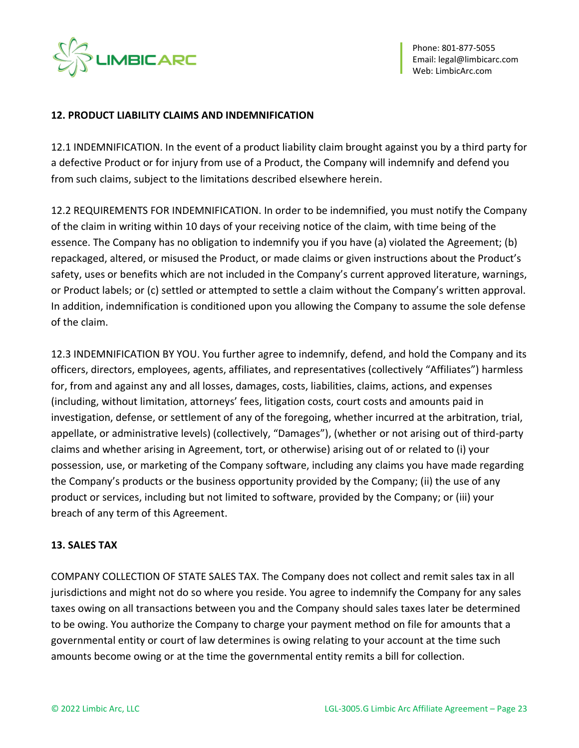## 12. PRODUCT LIABILITY CLAIMS AND INDEMNIFICATION

12.1 INDEMNIFICATION. In the event of a product liability claim brought against you by a third party for a defective Product or for injury from use of a Product, the Company will indemnify and defend you from such claims, subject to the limitations described elsewhere herein.

12.2 REQUIREMENTS FOR INDEMNIFICATION. In order to be indemnified, you must notify the Company of the claim in writing within 10 days of your receiving notice of the claim, with time being of the essence. The Company has no obligation to indemnify you if you have (a) violated the Agreement; (b) repackaged, altered, or misused the Product, or made claims or given instructions about the Product's safety, uses or benefits which are not included in the Company's current approved literature, warnings, or Product labels; or (c) settled or attempted to settle a claim without the Company's written approval. In addition, indemnification is conditioned upon you allowing the Company to assume the sole defense of the claim.

12.3 INDEMNIFICATION BY YOU. You further agree to indemnify, defend, and hold the Company and its officers, directors, employees, agents, affiliates, and representatives (collectively "Affiliates") harmless for, from and against any and all losses, damages, costs, liabilities, claims, actions, and expenses (including, without limitation, attorneys' fees, litigation costs, court costs and amounts paid in investigation, defense, or settlement of any of the foregoing, whether incurred at the arbitration, trial, appellate, or administrative levels) (collectively, "Damages"), (whether or not arising out of third-party claims and whether arising in Agreement, tort, or otherwise) arising out of or related to (i) your possession, use, or marketing of the Company software, including any claims you have made regarding the Company's products or the business opportunity provided by the Company; (ii) the use of any product or services, including but not limited to software, provided by the Company; or (iii) your breach of any term of this Agreement.

## 13. SALES TAX

COMPANY COLLECTION OF STATE SALES TAX. The Company does not collect and remit sales tax in all jurisdictions and might not do so where you reside. You agree to indemnify the Company for any sales taxes owing on all transactions between you and the Company should sales taxes later be determined to be owing. You authorize the Company to charge your payment method on file for amounts that a governmental entity or court of law determines is owing relating to your account at the time such amounts become owing or at the time the governmental entity remits a bill for collection.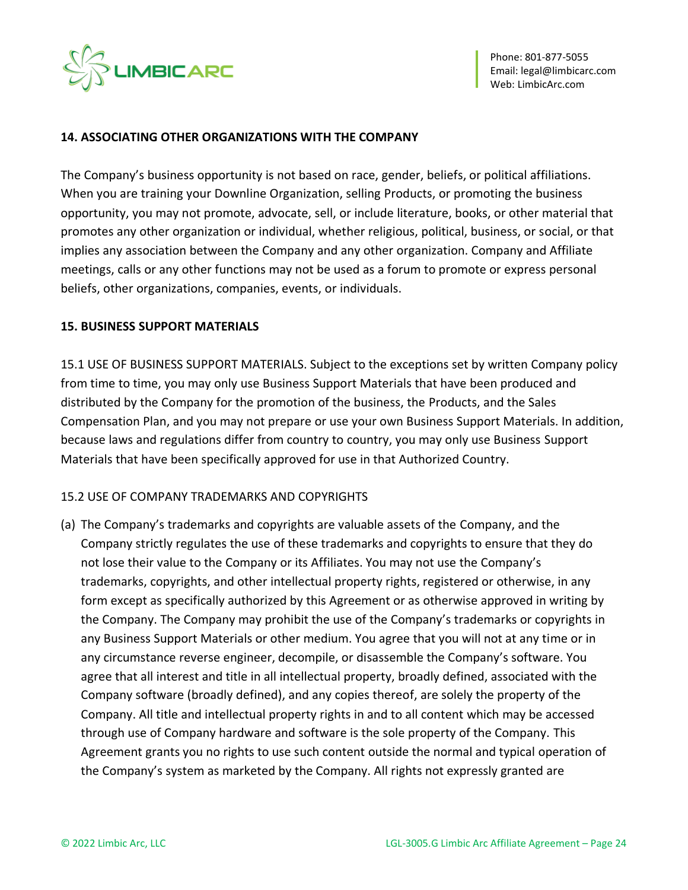## 14. ASSOCIATING OTHER ORGANIZATIONS WITH THE COMPANY

The Company's business opportunity is not based on race, gender, beliefs, or political affiliations. When you are training your Downline Organization, selling Products, or promoting the business opportunity, you may not promote, advocate, sell, or include literature, books, or other material that promotes any other organization or individual, whether religious, political, business, or social, or that implies any association between the Company and any other organization. Company and Affiliate meetings, calls or any other functions may not be used as a forum to promote or express personal beliefs, other organizations, companies, events, or individuals.

## 15. BUSINESS SUPPORT MATERIALS

15.1 USE OF BUSINESS SUPPORT MATERIALS. Subject to the exceptions set by written Company policy from time to time, you may only use Business Support Materials that have been produced and distributed by the Company for the promotion of the business, the Products, and the Sales Compensation Plan, and you may not prepare or use your own Business Support Materials. In addition, because laws and regulations differ from country to country, you may only use Business Support Materials that have been specifically approved for use in that Authorized Country.

15.2 USE OF COMPANY TRADEMARKS AND COPYRIGHTS

(a) The Company's trademarks and copyrights are valuable assets of the Company, and the Company strictly regulates the use of these trademarks and copyrights to ensure that they do not lose their value to the Company or its Affiliates. You may not use the Company's trademarks, copyrights, and other intellectual property rights, registered or otherwise, in any form except as specifically authorized by this Agreement or as otherwise approved in writing by the Company. The Company may prohibit the use of the Company's trademarks or copyrights in any Business Support Materials or other medium. You agree that you will not at any time or in any circumstance reverse engineer, decompile, or disassemble the Company's software. You agree that all interest and title in all intellectual property, broadly defined, associated with the Company software (broadly defined), and any copies thereof, are solely the property of the Company. All title and intellectual property rights in and to all content which may be accessed through use of Company hardware and software is the sole property of the Company. This Agreement grants you no rights to use such content outside the normal and typical operation of the Company's system as marketed by the Company. All rights not expressly granted are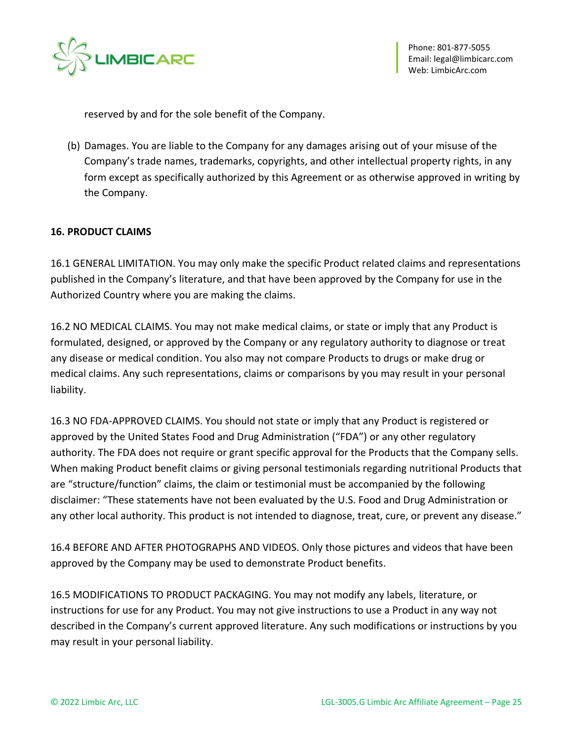reserved by and for the sole benefit of the Company.

(b) Damages. You are liable to the Company for any damages arising out of your misuse of the Company's trade names, trademarks, copyrights, and other intellectual property rights, in any form except as specifically authorized by this Agreement or as otherwise approved in writing by the Company.

**16. PRODUCT CLAIMS**

16.1 GENERAL LIMITATION. You may only make the specific Product related claims and representations published in the Company's literature, and that have been approved by the Company for use in the Authorized Country where you are making the claims.

16.2 NO MEDICAL CLAIMS. You may not make medical claims, or state or imply that any Product is formulated, designed, or approved by the Company or any regulatory authority to diagnose or treat any disease or medical condition. You also may not compare Products to drugs or make drug or medical claims. Any such representations, claims or comparisons by you may result in your personal liability.

16.3 NO FDA-APPROVED CLAIMS. You should not state or imply that any Product is registered or approved by the United States Food and Drug Administration ("FDA") or any other regulatory authority. The FDA does not require or grant specific approval for the Products that the Company sells. When making Product benefit claims or giving personal testimonials regarding nutritional Products that are "structure/function" claims, the claim or testimonial must be accompanied by the following disclaimer: "These statements have not been evaluated by the U.S. Food and Drug Administration or any other local authority. This product is not intended to diagnose, treat, cure, or prevent any disease."

16.4 BEFORE AND AFTER PHOTOGRAPHS AND VIDEOS. Only those pictures and videos that have been approved by the Company may be used to demonstrate Product benefits.

16.5 MODIFICATIONS TO PRODUCT PACKAGING. You may not modify any labels, literature, or instructions for use for any Product. You may not give instructions to use a Product in any way not described in the Company's current approved literature. Any such modifications or instructions by you may result in your personal liability.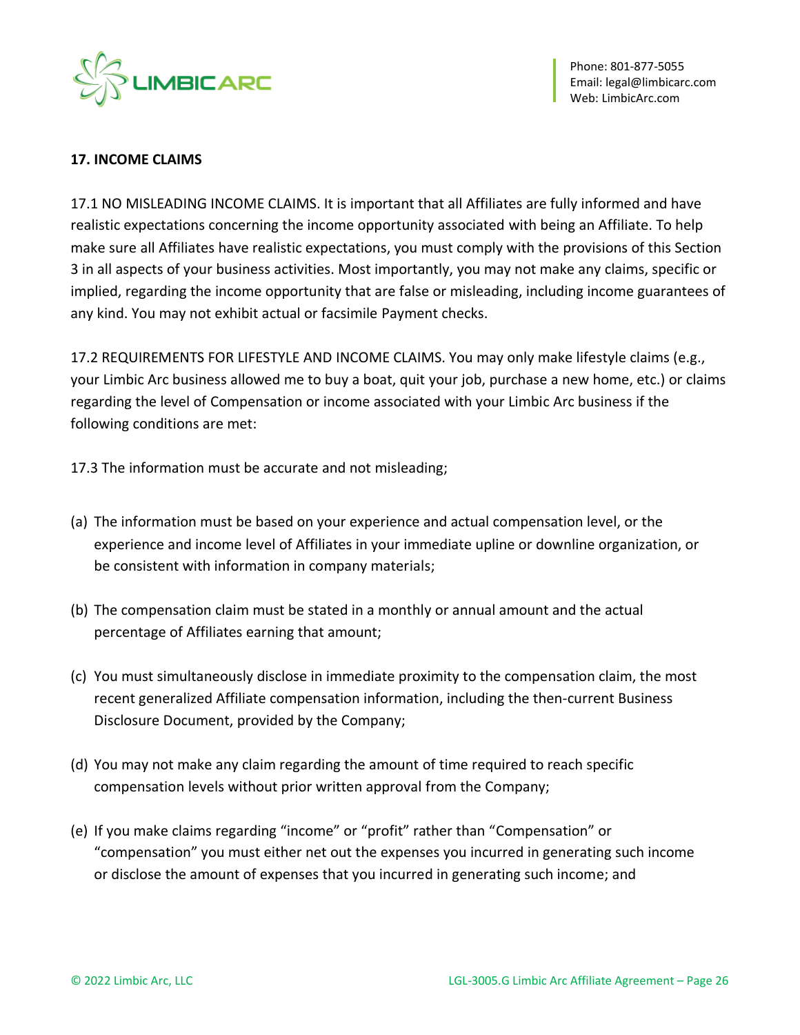## 17. INCOME CLAIMS

17.1 NO MISLEADING INCOME CLAIMS. It is important that all Affiliates are fully informed and have realistic expectations concerning the income opportunity associated with being an Affiliate. To help make sure all Affiliates have realistic expectations, you must comply with the provisions of this Section 3 in all aspects of your business activities. Most importantly, you may not make any claims, specific or implied, regarding the income opportunity that are false or misleading, including income guarantees of any kind. You may not exhibit actual or facsimile Payment checks.

17.2 REQUIREMENTS FOR LIFESTYLE AND INCOME CLAIMS. You may only make lifestyle claims (e.g., your Limbic Arc business allowed me to buy a boat, quit your job, purchase a new home, etc.) or claims regarding the level of Compensation or income associated with your Limbic Arc business if the following conditions are met:

17.3 The information must be accurate and not misleading;

(a) The information must be based on your experience and actual compensation level, or the experience and income level of Affiliates in your immediate upline or downline organization, or be consistent with information in company materials;

(b) The compensation claim must be stated in a monthly or annual amount and the actual percentage of Affiliates earning that amount;

(c) You must simultaneously disclose in immediate proximity to the compensation claim, the most recent generalized Affiliate compensation information, including the then-current Business Disclosure Document, provided by the Company;

(d) You may not make any claim regarding the amount of time required to reach specific compensation levels without prior written approval from the Company;

(e) If you make claims regarding "income" or "profit" rather than "Compensation" or "compensation" you must either net out the expenses you incurred in generating such income or disclose the amount of expenses that you incurred in generating such income; and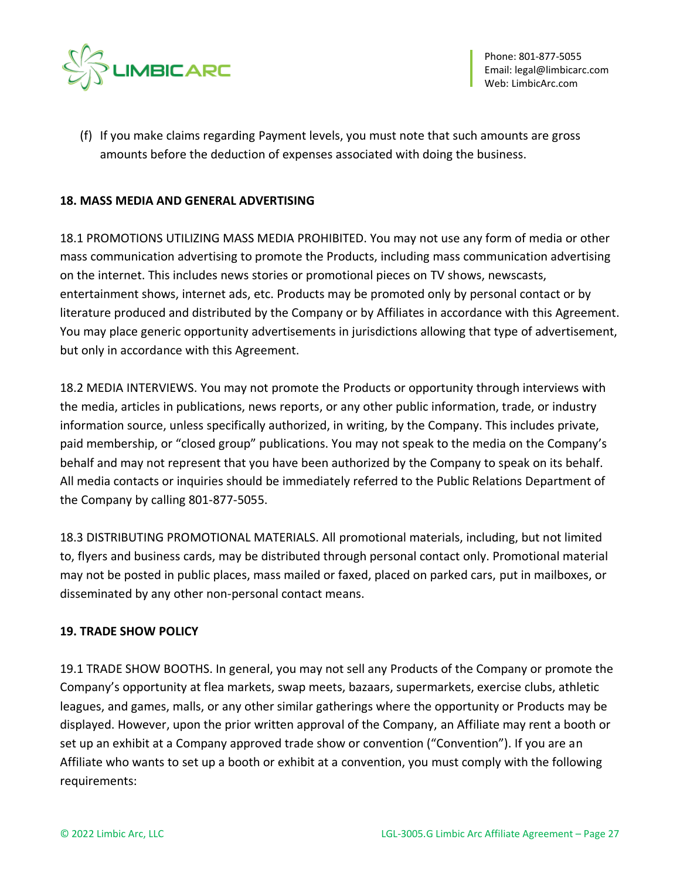(f) If you make claims regarding Payment levels, you must note that such amounts are gross amounts before the deduction of expenses associated with doing the business.

**18. MASS MEDIA AND GENERAL ADVERTISING**

18.1 PROMOTIONS UTILIZING MASS MEDIA PROHIBITED. You may not use any form of media or other mass communication advertising to promote the Products, including mass communication advertising on the internet. This includes news stories or promotional pieces on TV shows, newscasts, entertainment shows, internet ads, etc. Products may be promoted only by personal contact or by literature produced and distributed by the Company or by Affiliates in accordance with this Agreement. You may place generic opportunity advertisements in jurisdictions allowing that type of advertisement, but only in accordance with this Agreement.

18.2 MEDIA INTERVIEWS. You may not promote the Products or opportunity through interviews with the media, articles in publications, news reports, or any other public information, trade, or industry information source, unless specifically authorized, in writing, by the Company. This includes private, paid membership, or "closed group" publications. You may not speak to the media on the Company's behalf and may not represent that you have been authorized by the Company to speak on its behalf. All media contacts or inquiries should be immediately referred to the Public Relations Department of the Company by calling 801-877-5055.

18.3 DISTRIBUTING PROMOTIONAL MATERIALS. All promotional materials, including, but not limited to, flyers and business cards, may be distributed through personal contact only. Promotional material may not be posted in public places, mass mailed or faxed, placed on parked cars, put in mailboxes, or disseminated by any other non-personal contact means.

**19. TRADE SHOW POLICY**

19.1 TRADE SHOW BOOTHS. In general, you may not sell any Products of the Company or promote the Company's opportunity at flea markets, swap meets, bazaars, supermarkets, exercise clubs, athletic leagues, and games, malls, or any other similar gatherings where the opportunity or Products may be displayed. However, upon the prior written approval of the Company, an Affiliate may rent a booth or set up an exhibit at a Company approved trade show or convention ("Convention"). If you are an Affiliate who wants to set up a booth or exhibit at a convention, you must comply with the following requirements: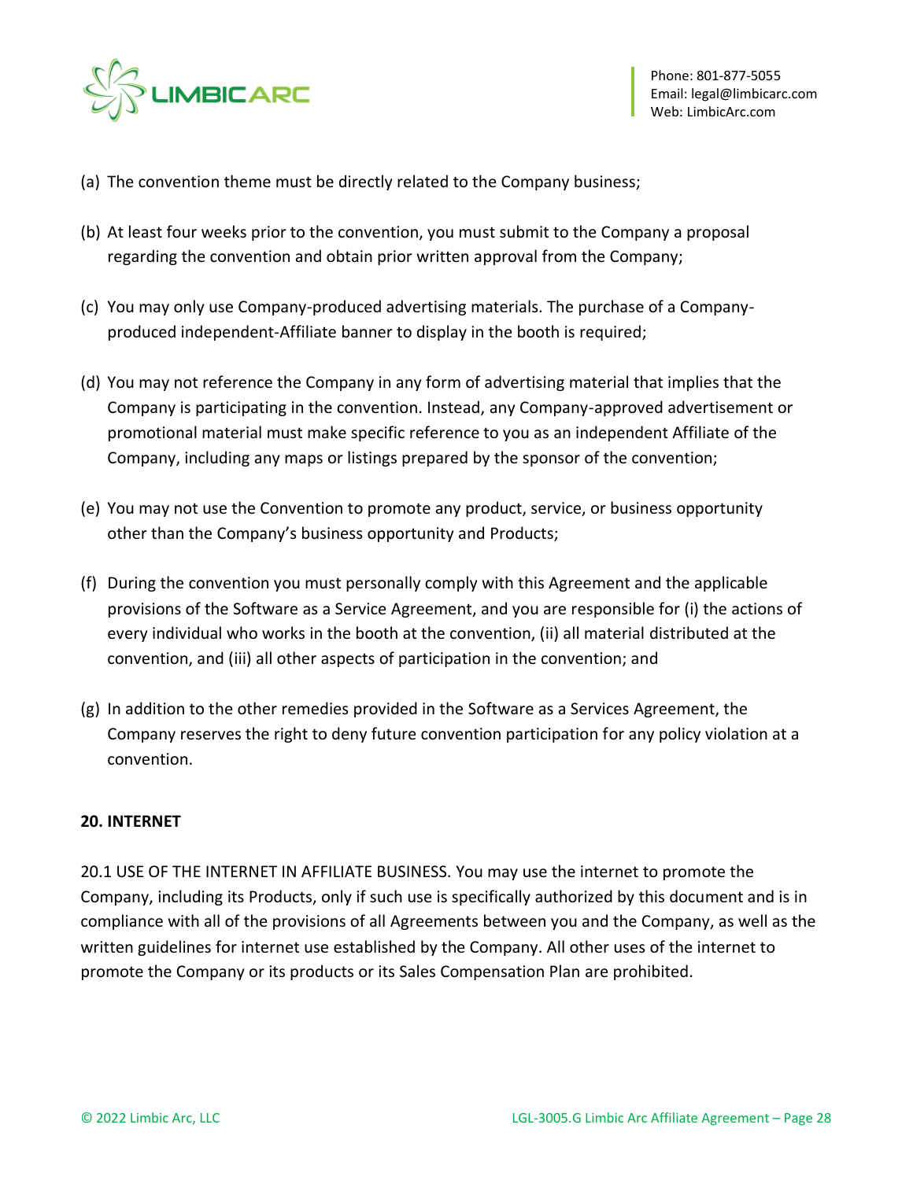(a) The convention theme must be directly related to the Company business;

(b) At least four weeks prior to the convention, you must submit to the Company a proposal regarding the convention and obtain prior written approval from the Company;

(c) You may only use Company-produced advertising materials. The purchase of a Company-produced independent-Affiliate banner to display in the booth is required;

(d) You may not reference the Company in any form of advertising material that implies that the Company is participating in the convention. Instead, any Company-approved advertisement or promotional material must make specific reference to you as an independent Affiliate of the Company, including any maps or listings prepared by the sponsor of the convention;

(e) You may not use the Convention to promote any product, service, or business opportunity other than the Company's business opportunity and Products;

(f) During the convention you must personally comply with this Agreement and the applicable provisions of the Software as a Service Agreement, and you are responsible for (i) the actions of every individual who works in the booth at the convention, (ii) all material distributed at the convention, and (iii) all other aspects of participation in the convention; and

(g) In addition to the other remedies provided in the Software as a Services Agreement, the Company reserves the right to deny future convention participation for any policy violation at a convention.

**20. INTERNET**

20.1 USE OF THE INTERNET IN AFFILIATE BUSINESS. You may use the internet to promote the Company, including its Products, only if such use is specifically authorized by this document and is in compliance with all of the provisions of all Agreements between you and the Company, as well as the written guidelines for internet use established by the Company. All other uses of the internet to promote the Company or its products or its Sales Compensation Plan are prohibited.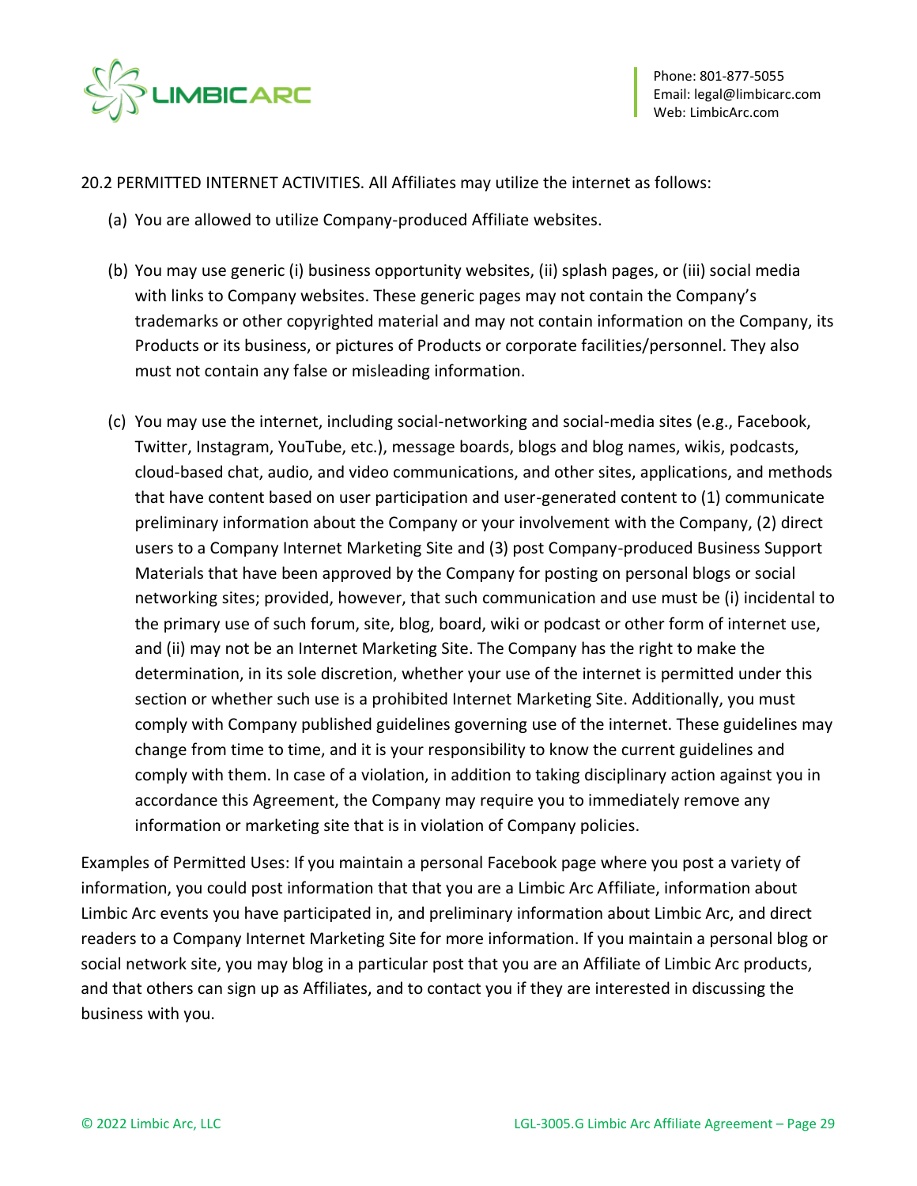20.2 PERMITTED INTERNET ACTIVITIES. All Affiliates may utilize the internet as follows:

(a) You are allowed to utilize Company-produced Affiliate websites.

(b) You may use generic (i) business opportunity websites, (ii) splash pages, or (iii) social media with links to Company websites. These generic pages may not contain the Company's trademarks or other copyrighted material and may not contain information on the Company, its Products or its business, or pictures of Products or corporate facilities/personnel. They also must not contain any false or misleading information.

(c) You may use the internet, including social-networking and social-media sites (e.g., Facebook, Twitter, Instagram, YouTube, etc.), message boards, blogs and blog names, wikis, podcasts, cloud-based chat, audio, and video communications, and other sites, applications, and methods that have content based on user participation and user-generated content to (1) communicate preliminary information about the Company or your involvement with the Company, (2) direct users to a Company Internet Marketing Site and (3) post Company-produced Business Support Materials that have been approved by the Company for posting on personal blogs or social networking sites; provided, however, that such communication and use must be (i) incidental to the primary use of such forum, site, blog, board, wiki or podcast or other form of internet use, and (ii) may not be an Internet Marketing Site. The Company has the right to make the determination, in its sole discretion, whether your use of the internet is permitted under this section or whether such use is a prohibited Internet Marketing Site. Additionally, you must comply with Company published guidelines governing use of the internet. These guidelines may change from time to time, and it is your responsibility to know the current guidelines and comply with them. In case of a violation, in addition to taking disciplinary action against you in accordance this Agreement, the Company may require you to immediately remove any information or marketing site that is in violation of Company policies.

Examples of Permitted Uses: If you maintain a personal Facebook page where you post a variety of information, you could post information that that you are a Limbic Arc Affiliate, information about Limbic Arc events you have participated in, and preliminary information about Limbic Arc, and direct readers to a Company Internet Marketing Site for more information. If you maintain a personal blog or social network site, you may blog in a particular post that you are an Affiliate of Limbic Arc products, and that others can sign up as Affiliates, and to contact you if they are interested in discussing the business with you.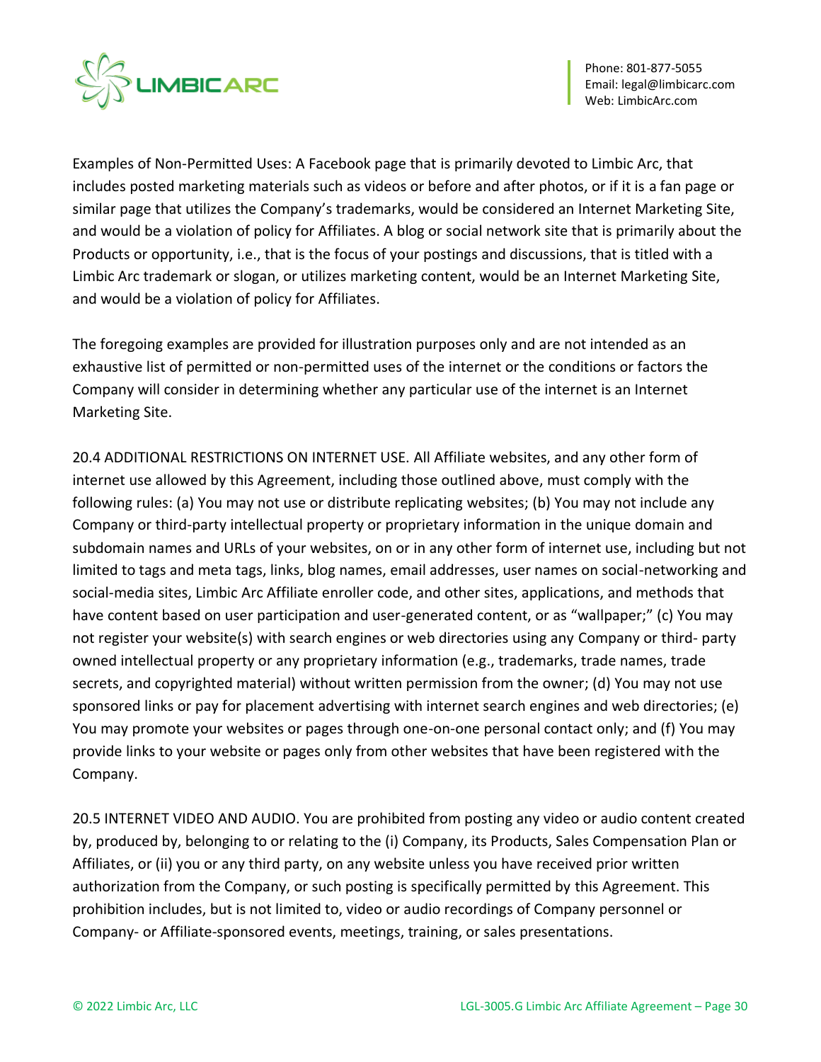Examples of Non-Permitted Uses: A Facebook page that is primarily devoted to Limbic Arc, that includes posted marketing materials such as videos or before and after photos, or if it is a fan page or similar page that utilizes the Company's trademarks, would be considered an Internet Marketing Site, and would be a violation of policy for Affiliates. A blog or social network site that is primarily about the Products or opportunity, i.e., that is the focus of your postings and discussions, that is titled with a Limbic Arc trademark or slogan, or utilizes marketing content, would be an Internet Marketing Site, and would be a violation of policy for Affiliates.

The foregoing examples are provided for illustration purposes only and are not intended as an exhaustive list of permitted or non-permitted uses of the internet or the conditions or factors the Company will consider in determining whether any particular use of the internet is an Internet Marketing Site.

20.4 ADDITIONAL RESTRICTIONS ON INTERNET USE. All Affiliate websites, and any other form of internet use allowed by this Agreement, including those outlined above, must comply with the following rules: (a) You may not use or distribute replicating websites; (b) You may not include any Company or third-party intellectual property or proprietary information in the unique domain and subdomain names and URLs of your websites, on or in any other form of internet use, including but not limited to tags and meta tags, links, blog names, email addresses, user names on social-networking and social-media sites, Limbic Arc Affiliate enroller code, and other sites, applications, and methods that have content based on user participation and user-generated content, or as "wallpaper;" (c) You may not register your website(s) with search engines or web directories using any Company or third- party owned intellectual property or any proprietary information (e.g., trademarks, trade names, trade secrets, and copyrighted material) without written permission from the owner; (d) You may not use sponsored links or pay for placement advertising with internet search engines and web directories; (e) You may promote your websites or pages through one-on-one personal contact only; and (f) You may provide links to your website or pages only from other websites that have been registered with the Company.

20.5 INTERNET VIDEO AND AUDIO. You are prohibited from posting any video or audio content created by, produced by, belonging to or relating to the (i) Company, its Products, Sales Compensation Plan or Affiliates, or (ii) you or any third party, on any website unless you have received prior written authorization from the Company, or such posting is specifically permitted by this Agreement. This prohibition includes, but is not limited to, video or audio recordings of Company personnel or Company- or Affiliate-sponsored events, meetings, training, or sales presentations.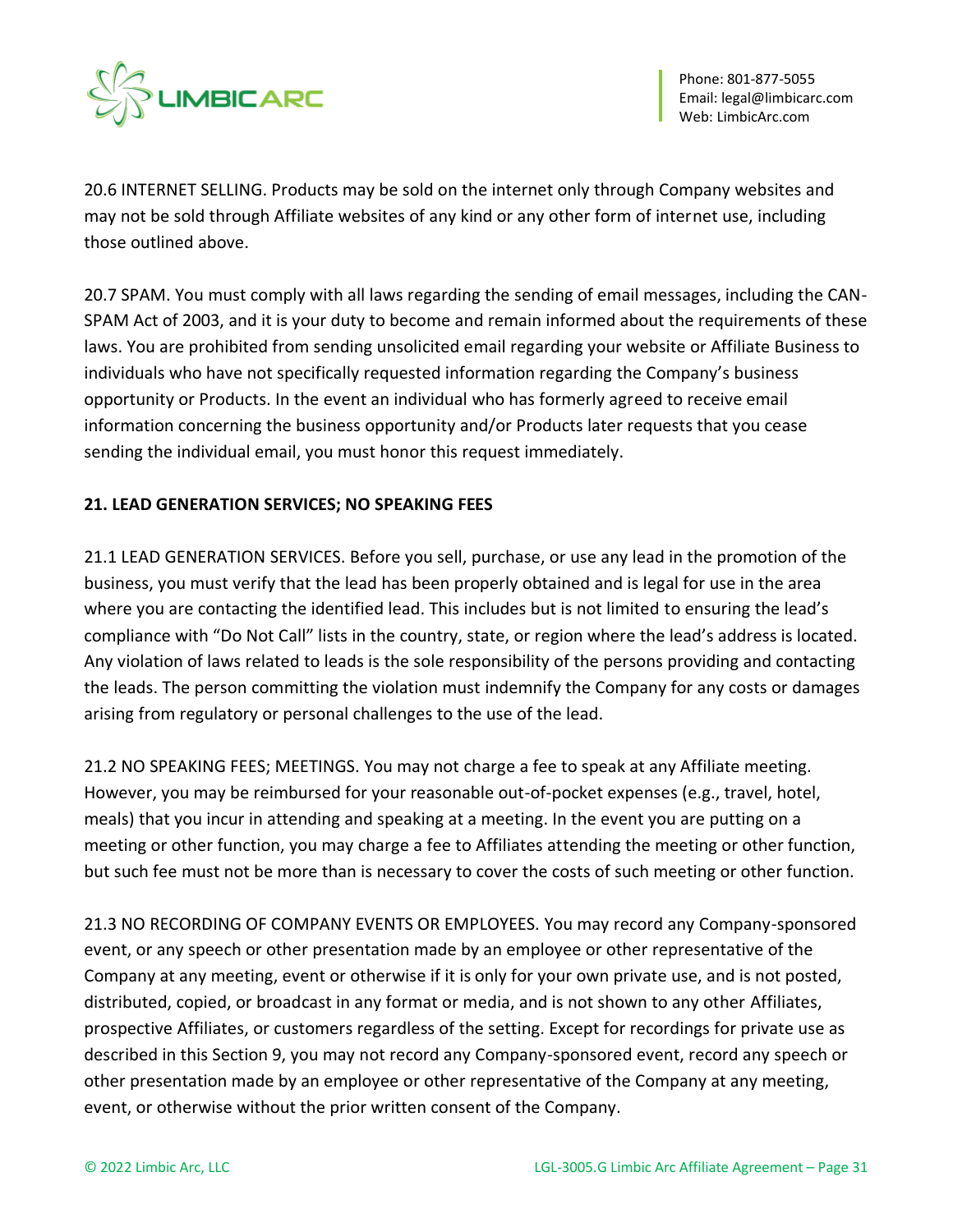20.6 INTERNET SELLING. Products may be sold on the internet only through Company websites and may not be sold through Affiliate websites of any kind or any other form of internet use, including those outlined above.

20.7 SPAM. You must comply with all laws regarding the sending of email messages, including the CAN-SPAM Act of 2003, and it is your duty to become and remain informed about the requirements of these laws. You are prohibited from sending unsolicited email regarding your website or Affiliate Business to individuals who have not specifically requested information regarding the Company's business opportunity or Products. In the event an individual who has formerly agreed to receive email information concerning the business opportunity and/or Products later requests that you cease sending the individual email, you must honor this request immediately.

**21. LEAD GENERATION SERVICES; NO SPEAKING FEES**

21.1 LEAD GENERATION SERVICES. Before you sell, purchase, or use any lead in the promotion of the business, you must verify that the lead has been properly obtained and is legal for use in the area where you are contacting the identified lead. This includes but is not limited to ensuring the lead's compliance with "Do Not Call" lists in the country, state, or region where the lead's address is located. Any violation of laws related to leads is the sole responsibility of the persons providing and contacting the leads. The person committing the violation must indemnify the Company for any costs or damages arising from regulatory or personal challenges to the use of the lead.

21.2 NO SPEAKING FEES; MEETINGS. You may not charge a fee to speak at any Affiliate meeting. However, you may be reimbursed for your reasonable out-of-pocket expenses (e.g., travel, hotel, meals) that you incur in attending and speaking at a meeting. In the event you are putting on a meeting or other function, you may charge a fee to Affiliates attending the meeting or other function, but such fee must not be more than is necessary to cover the costs of such meeting or other function.

21.3 NO RECORDING OF COMPANY EVENTS OR EMPLOYEES. You may record any Company-sponsored event, or any speech or other presentation made by an employee or other representative of the Company at any meeting, event or otherwise if it is only for your own private use, and is not posted, distributed, copied, or broadcast in any format or media, and is not shown to any other Affiliates, prospective Affiliates, or customers regardless of the setting. Except for recordings for private use as described in this Section 9, you may not record any Company-sponsored event, record any speech or other presentation made by an employee or other representative of the Company at any meeting, event, or otherwise without the prior written consent of the Company.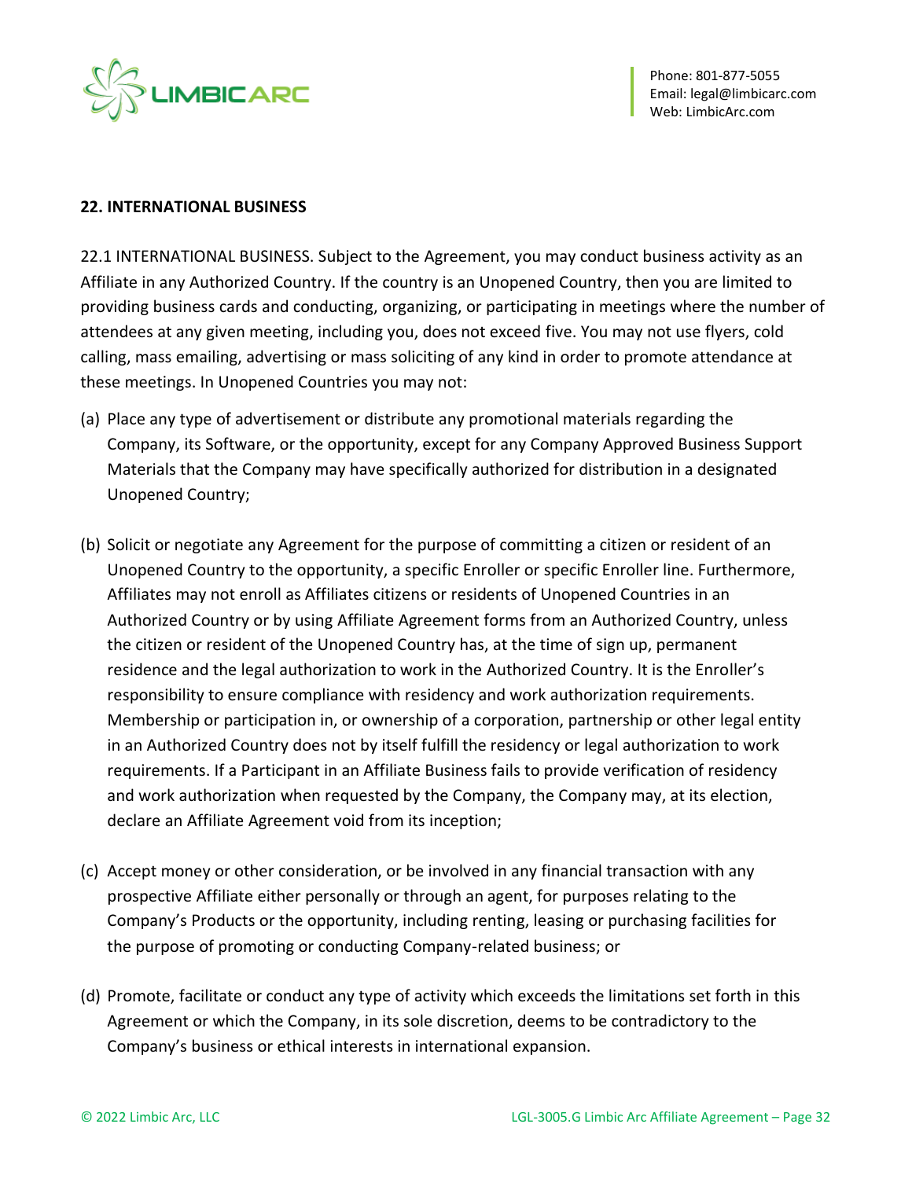## 22. INTERNATIONAL BUSINESS

22.1 INTERNATIONAL BUSINESS. Subject to the Agreement, you may conduct business activity as an Affiliate in any Authorized Country. If the country is an Unopened Country, then you are limited to providing business cards and conducting, organizing, or participating in meetings where the number of attendees at any given meeting, including you, does not exceed five. You may not use flyers, cold calling, mass emailing, advertising or mass soliciting of any kind in order to promote attendance at these meetings. In Unopened Countries you may not:

(a) Place any type of advertisement or distribute any promotional materials regarding the Company, its Software, or the opportunity, except for any Company Approved Business Support Materials that the Company may have specifically authorized for distribution in a designated Unopened Country;

(b) Solicit or negotiate any Agreement for the purpose of committing a citizen or resident of an Unopened Country to the opportunity, a specific Enroller or specific Enroller line. Furthermore, Affiliates may not enroll as Affiliates citizens or residents of Unopened Countries in an Authorized Country or by using Affiliate Agreement forms from an Authorized Country, unless the citizen or resident of the Unopened Country has, at the time of sign up, permanent residence and the legal authorization to work in the Authorized Country. It is the Enroller's responsibility to ensure compliance with residency and work authorization requirements. Membership or participation in, or ownership of a corporation, partnership or other legal entity in an Authorized Country does not by itself fulfill the residency or legal authorization to work requirements. If a Participant in an Affiliate Business fails to provide verification of residency and work authorization when requested by the Company, the Company may, at its election, declare an Affiliate Agreement void from its inception;

(c) Accept money or other consideration, or be involved in any financial transaction with any prospective Affiliate either personally or through an agent, for purposes relating to the Company's Products or the opportunity, including renting, leasing or purchasing facilities for the purpose of promoting or conducting Company-related business; or

(d) Promote, facilitate or conduct any type of activity which exceeds the limitations set forth in this Agreement or which the Company, in its sole discretion, deems to be contradictory to the Company's business or ethical interests in international expansion.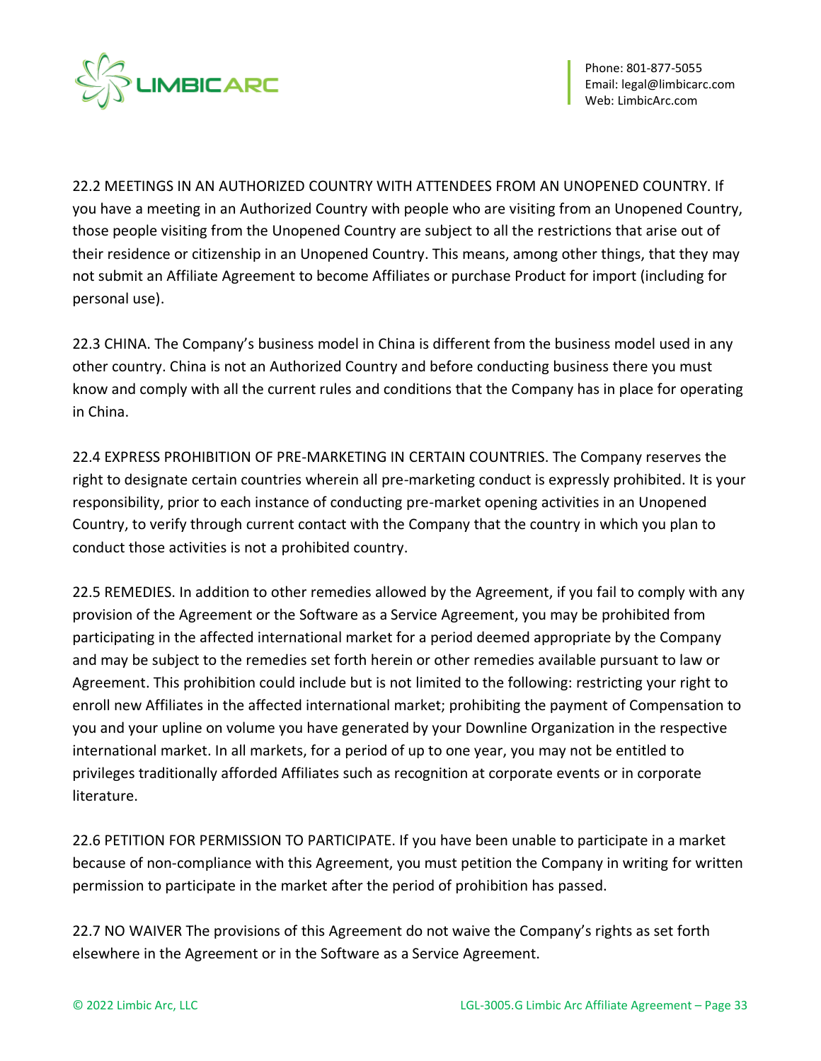22.2 MEETINGS IN AN AUTHORIZED COUNTRY WITH ATTENDEES FROM AN UNOPENED COUNTRY. If you have a meeting in an Authorized Country with people who are visiting from an Unopened Country, those people visiting from the Unopened Country are subject to all the restrictions that arise out of their residence or citizenship in an Unopened Country. This means, among other things, that they may not submit an Affiliate Agreement to become Affiliates or purchase Product for import (including for personal use).

22.3 CHINA. The Company's business model in China is different from the business model used in any other country. China is not an Authorized Country and before conducting business there you must know and comply with all the current rules and conditions that the Company has in place for operating in China.

22.4 EXPRESS PROHIBITION OF PRE-MARKETING IN CERTAIN COUNTRIES. The Company reserves the right to designate certain countries wherein all pre-marketing conduct is expressly prohibited. It is your responsibility, prior to each instance of conducting pre-market opening activities in an Unopened Country, to verify through current contact with the Company that the country in which you plan to conduct those activities is not a prohibited country.

22.5 REMEDIES. In addition to other remedies allowed by the Agreement, if you fail to comply with any provision of the Agreement or the Software as a Service Agreement, you may be prohibited from participating in the affected international market for a period deemed appropriate by the Company and may be subject to the remedies set forth herein or other remedies available pursuant to law or Agreement. This prohibition could include but is not limited to the following: restricting your right to enroll new Affiliates in the affected international market; prohibiting the payment of Compensation to you and your upline on volume you have generated by your Downline Organization in the respective international market. In all markets, for a period of up to one year, you may not be entitled to privileges traditionally afforded Affiliates such as recognition at corporate events or in corporate literature.

22.6 PETITION FOR PERMISSION TO PARTICIPATE. If you have been unable to participate in a market because of non-compliance with this Agreement, you must petition the Company in writing for written permission to participate in the market after the period of prohibition has passed.

22.7 NO WAIVER The provisions of this Agreement do not waive the Company's rights as set forth elsewhere in the Agreement or in the Software as a Service Agreement.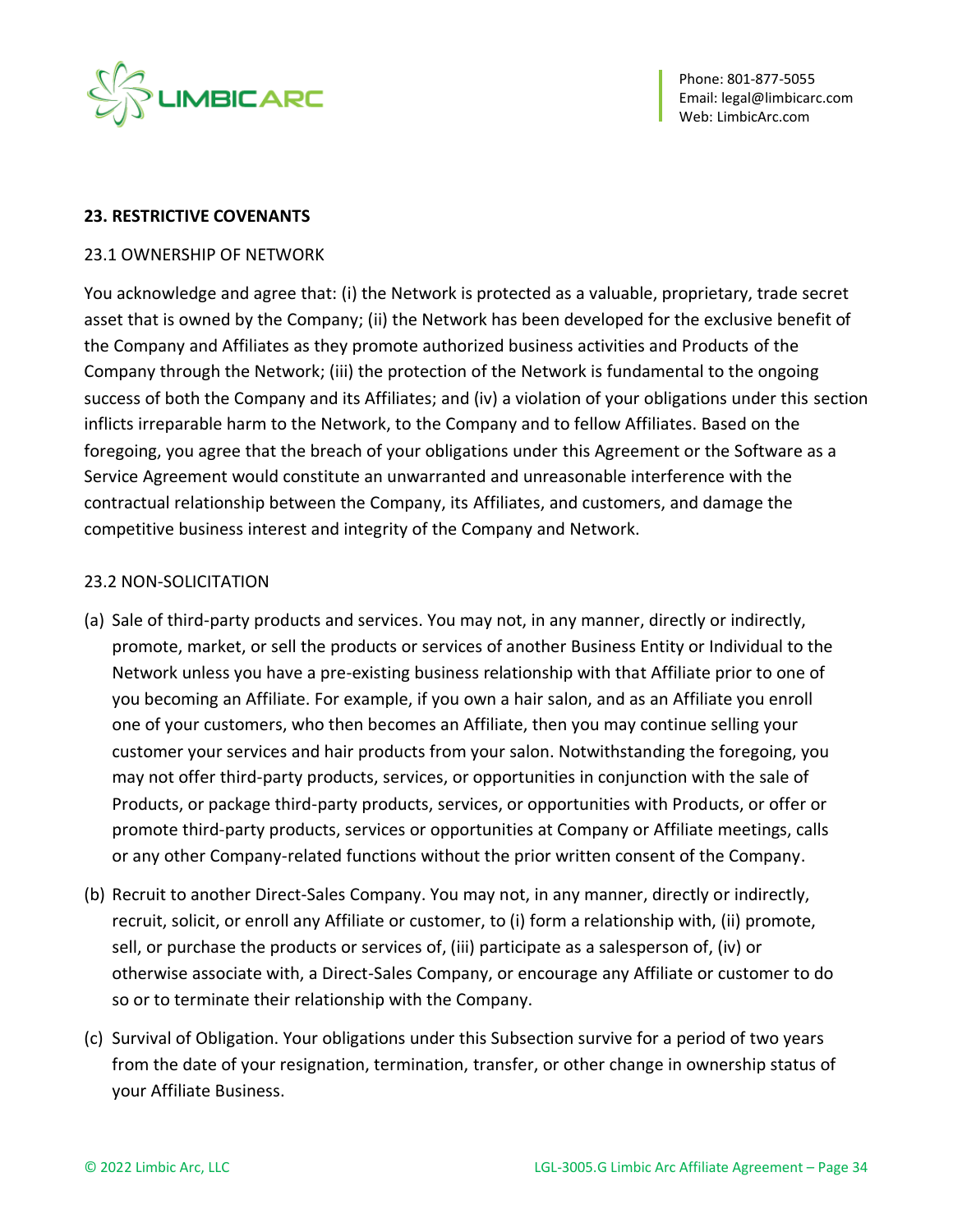## 23. RESTRICTIVE COVENANTS

### 23.1 OWNERSHIP OF NETWORK

You acknowledge and agree that: (i) the Network is protected as a valuable, proprietary, trade secret asset that is owned by the Company; (ii) the Network has been developed for the exclusive benefit of the Company and Affiliates as they promote authorized business activities and Products of the Company through the Network; (iii) the protection of the Network is fundamental to the ongoing success of both the Company and its Affiliates; and (iv) a violation of your obligations under this section inflicts irreparable harm to the Network, to the Company and to fellow Affiliates. Based on the foregoing, you agree that the breach of your obligations under this Agreement or the Software as a Service Agreement would constitute an unwarranted and unreasonable interference with the contractual relationship between the Company, its Affiliates, and customers, and damage the competitive business interest and integrity of the Company and Network.

### 23.2 NON-SOLICITATION

(a) Sale of third-party products and services. You may not, in any manner, directly or indirectly, promote, market, or sell the products or services of another Business Entity or Individual to the Network unless you have a pre-existing business relationship with that Affiliate prior to one of you becoming an Affiliate. For example, if you own a hair salon, and as an Affiliate you enroll one of your customers, who then becomes an Affiliate, then you may continue selling your customer your services and hair products from your salon. Notwithstanding the foregoing, you may not offer third-party products, services, or opportunities in conjunction with the sale of Products, or package third-party products, services, or opportunities with Products, or offer or promote third-party products, services or opportunities at Company or Affiliate meetings, calls or any other Company-related functions without the prior written consent of the Company.

(b) Recruit to another Direct-Sales Company. You may not, in any manner, directly or indirectly, recruit, solicit, or enroll any Affiliate or customer, to (i) form a relationship with, (ii) promote, sell, or purchase the products or services of, (iii) participate as a salesperson of, (iv) or otherwise associate with, a Direct-Sales Company, or encourage any Affiliate or customer to do so or to terminate their relationship with the Company.

(c) Survival of Obligation. Your obligations under this Subsection survive for a period of two years from the date of your resignation, termination, transfer, or other change in ownership status of your Affiliate Business.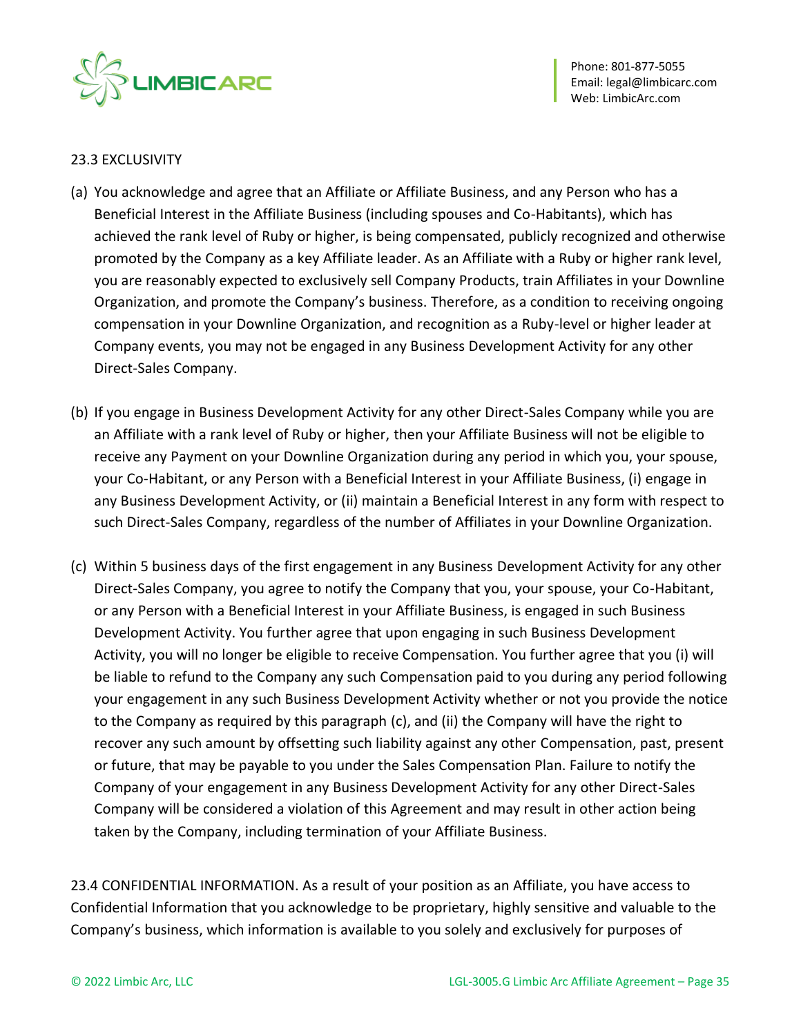23.3 EXCLUSIVITY

(a) You acknowledge and agree that an Affiliate or Affiliate Business, and any Person who has a Beneficial Interest in the Affiliate Business (including spouses and Co-Habitants), which has achieved the rank level of Ruby or higher, is being compensated, publicly recognized and otherwise promoted by the Company as a key Affiliate leader. As an Affiliate with a Ruby or higher rank level, you are reasonably expected to exclusively sell Company Products, train Affiliates in your Downline Organization, and promote the Company's business. Therefore, as a condition to receiving ongoing compensation in your Downline Organization, and recognition as a Ruby-level or higher leader at Company events, you may not be engaged in any Business Development Activity for any other Direct-Sales Company.

(b) If you engage in Business Development Activity for any other Direct-Sales Company while you are an Affiliate with a rank level of Ruby or higher, then your Affiliate Business will not be eligible to receive any Payment on your Downline Organization during any period in which you, your spouse, your Co-Habitant, or any Person with a Beneficial Interest in your Affiliate Business, (i) engage in any Business Development Activity, or (ii) maintain a Beneficial Interest in any form with respect to such Direct-Sales Company, regardless of the number of Affiliates in your Downline Organization.

(c) Within 5 business days of the first engagement in any Business Development Activity for any other Direct-Sales Company, you agree to notify the Company that you, your spouse, your Co-Habitant, or any Person with a Beneficial Interest in your Affiliate Business, is engaged in such Business Development Activity. You further agree that upon engaging in such Business Development Activity, you will no longer be eligible to receive Compensation. You further agree that you (i) will be liable to refund to the Company any such Compensation paid to you during any period following your engagement in any such Business Development Activity whether or not you provide the notice to the Company as required by this paragraph (c), and (ii) the Company will have the right to recover any such amount by offsetting such liability against any other Compensation, past, present or future, that may be payable to you under the Sales Compensation Plan. Failure to notify the Company of your engagement in any Business Development Activity for any other Direct-Sales Company will be considered a violation of this Agreement and may result in other action being taken by the Company, including termination of your Affiliate Business.

23.4 CONFIDENTIAL INFORMATION. As a result of your position as an Affiliate, you have access to Confidential Information that you acknowledge to be proprietary, highly sensitive and valuable to the Company's business, which information is available to you solely and exclusively for purposes of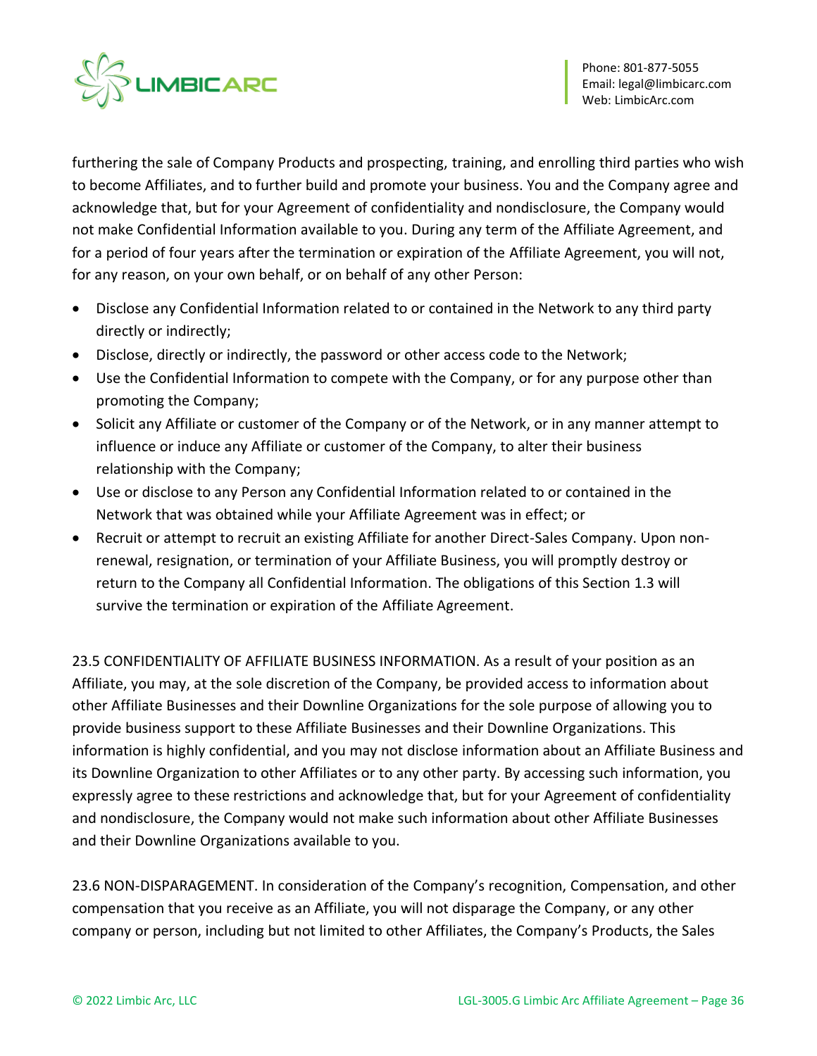furthering the sale of Company Products and prospecting, training, and enrolling third parties who wish to become Affiliates, and to further build and promote your business. You and the Company agree and acknowledge that, but for your Agreement of confidentiality and nondisclosure, the Company would not make Confidential Information available to you. During any term of the Affiliate Agreement, and for a period of four years after the termination or expiration of the Affiliate Agreement, you will not, for any reason, on your own behalf, or on behalf of any other Person:

- Disclose any Confidential Information related to or contained in the Network to any third party directly or indirectly;
- Disclose, directly or indirectly, the password or other access code to the Network;
- Use the Confidential Information to compete with the Company, or for any purpose other than promoting the Company;
- Solicit any Affiliate or customer of the Company or of the Network, or in any manner attempt to influence or induce any Affiliate or customer of the Company, to alter their business relationship with the Company;
- Use or disclose to any Person any Confidential Information related to or contained in the Network that was obtained while your Affiliate Agreement was in effect; or
- Recruit or attempt to recruit an existing Affiliate for another Direct-Sales Company. Upon non-renewal, resignation, or termination of your Affiliate Business, you will promptly destroy or return to the Company all Confidential Information. The obligations of this Section 1.3 will survive the termination or expiration of the Affiliate Agreement.

23.5 CONFIDENTIALITY OF AFFILIATE BUSINESS INFORMATION. As a result of your position as an Affiliate, you may, at the sole discretion of the Company, be provided access to information about other Affiliate Businesses and their Downline Organizations for the sole purpose of allowing you to provide business support to these Affiliate Businesses and their Downline Organizations. This information is highly confidential, and you may not disclose information about an Affiliate Business and its Downline Organization to other Affiliates or to any other party. By accessing such information, you expressly agree to these restrictions and acknowledge that, but for your Agreement of confidentiality and nondisclosure, the Company would not make such information about other Affiliate Businesses and their Downline Organizations available to you.

23.6 NON-DISPARAGEMENT. In consideration of the Company's recognition, Compensation, and other compensation that you receive as an Affiliate, you will not disparage the Company, or any other company or person, including but not limited to other Affiliates, the Company's Products, the Sales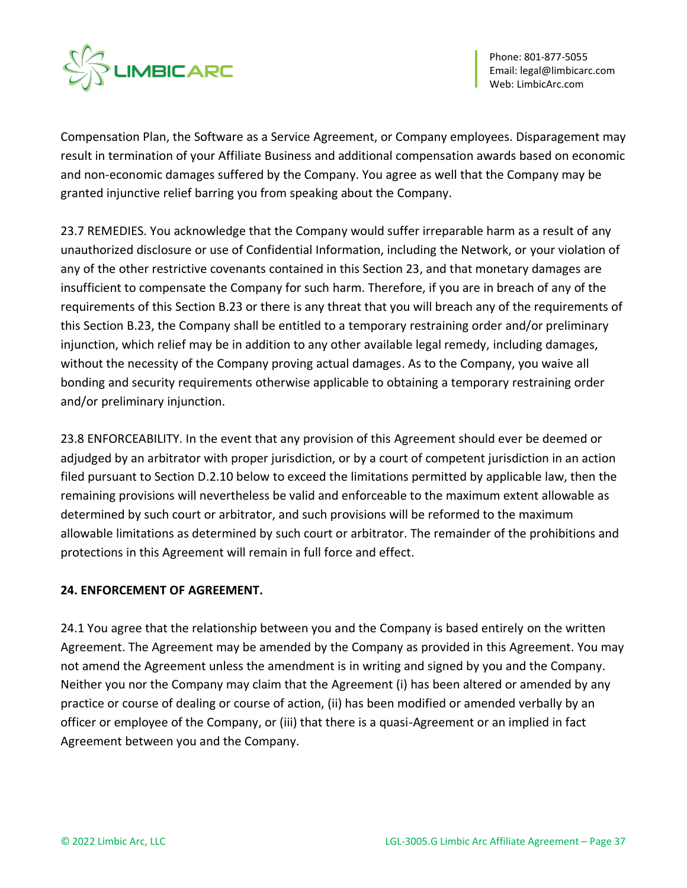Compensation Plan, the Software as a Service Agreement, or Company employees. Disparagement may result in termination of your Affiliate Business and additional compensation awards based on economic and non-economic damages suffered by the Company. You agree as well that the Company may be granted injunctive relief barring you from speaking about the Company.

23.7 REMEDIES. You acknowledge that the Company would suffer irreparable harm as a result of any unauthorized disclosure or use of Confidential Information, including the Network, or your violation of any of the other restrictive covenants contained in this Section 23, and that monetary damages are insufficient to compensate the Company for such harm. Therefore, if you are in breach of any of the requirements of this Section B.23 or there is any threat that you will breach any of the requirements of this Section B.23, the Company shall be entitled to a temporary restraining order and/or preliminary injunction, which relief may be in addition to any other available legal remedy, including damages, without the necessity of the Company proving actual damages. As to the Company, you waive all bonding and security requirements otherwise applicable to obtaining a temporary restraining order and/or preliminary injunction.

23.8 ENFORCEABILITY. In the event that any provision of this Agreement should ever be deemed or adjudged by an arbitrator with proper jurisdiction, or by a court of competent jurisdiction in an action filed pursuant to Section D.2.10 below to exceed the limitations permitted by applicable law, then the remaining provisions will nevertheless be valid and enforceable to the maximum extent allowable as determined by such court or arbitrator, and such provisions will be reformed to the maximum allowable limitations as determined by such court or arbitrator. The remainder of the prohibitions and protections in this Agreement will remain in full force and effect.

**24. ENFORCEMENT OF AGREEMENT.**

24.1 You agree that the relationship between you and the Company is based entirely on the written Agreement. The Agreement may be amended by the Company as provided in this Agreement. You may not amend the Agreement unless the amendment is in writing and signed by you and the Company. Neither you nor the Company may claim that the Agreement (i) has been altered or amended by any practice or course of dealing or course of action, (ii) has been modified or amended verbally by an officer or employee of the Company, or (iii) that there is a quasi-Agreement or an implied in fact Agreement between you and the Company.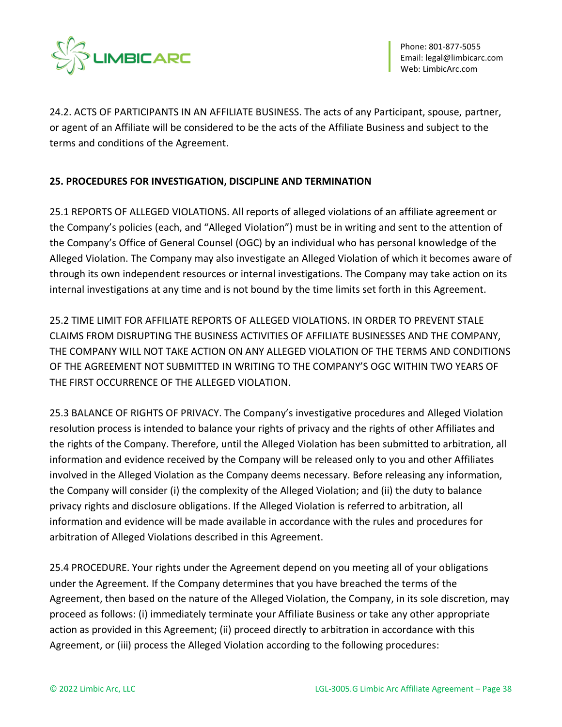24.2. ACTS OF PARTICIPANTS IN AN AFFILIATE BUSINESS. The acts of any Participant, spouse, partner, or agent of an Affiliate will be considered to be the acts of the Affiliate Business and subject to the terms and conditions of the Agreement.

**25. PROCEDURES FOR INVESTIGATION, DISCIPLINE AND TERMINATION**

25.1 REPORTS OF ALLEGED VIOLATIONS. All reports of alleged violations of an affiliate agreement or the Company's policies (each, and "Alleged Violation") must be in writing and sent to the attention of the Company's Office of General Counsel (OGC) by an individual who has personal knowledge of the Alleged Violation. The Company may also investigate an Alleged Violation of which it becomes aware of through its own independent resources or internal investigations. The Company may take action on its internal investigations at any time and is not bound by the time limits set forth in this Agreement.

25.2 TIME LIMIT FOR AFFILIATE REPORTS OF ALLEGED VIOLATIONS. IN ORDER TO PREVENT STALE CLAIMS FROM DISRUPTING THE BUSINESS ACTIVITIES OF AFFILIATE BUSINESSES AND THE COMPANY, THE COMPANY WILL NOT TAKE ACTION ON ANY ALLEGED VIOLATION OF THE TERMS AND CONDITIONS OF THE AGREEMENT NOT SUBMITTED IN WRITING TO THE COMPANY'S OGC WITHIN TWO YEARS OF THE FIRST OCCURRENCE OF THE ALLEGED VIOLATION.

25.3 BALANCE OF RIGHTS OF PRIVACY. The Company's investigative procedures and Alleged Violation resolution process is intended to balance your rights of privacy and the rights of other Affiliates and the rights of the Company. Therefore, until the Alleged Violation has been submitted to arbitration, all information and evidence received by the Company will be released only to you and other Affiliates involved in the Alleged Violation as the Company deems necessary. Before releasing any information, the Company will consider (i) the complexity of the Alleged Violation; and (ii) the duty to balance privacy rights and disclosure obligations. If the Alleged Violation is referred to arbitration, all information and evidence will be made available in accordance with the rules and procedures for arbitration of Alleged Violations described in this Agreement.

25.4 PROCEDURE. Your rights under the Agreement depend on you meeting all of your obligations under the Agreement. If the Company determines that you have breached the terms of the Agreement, then based on the nature of the Alleged Violation, the Company, in its sole discretion, may proceed as follows: (i) immediately terminate your Affiliate Business or take any other appropriate action as provided in this Agreement; (ii) proceed directly to arbitration in accordance with this Agreement, or (iii) process the Alleged Violation according to the following procedures: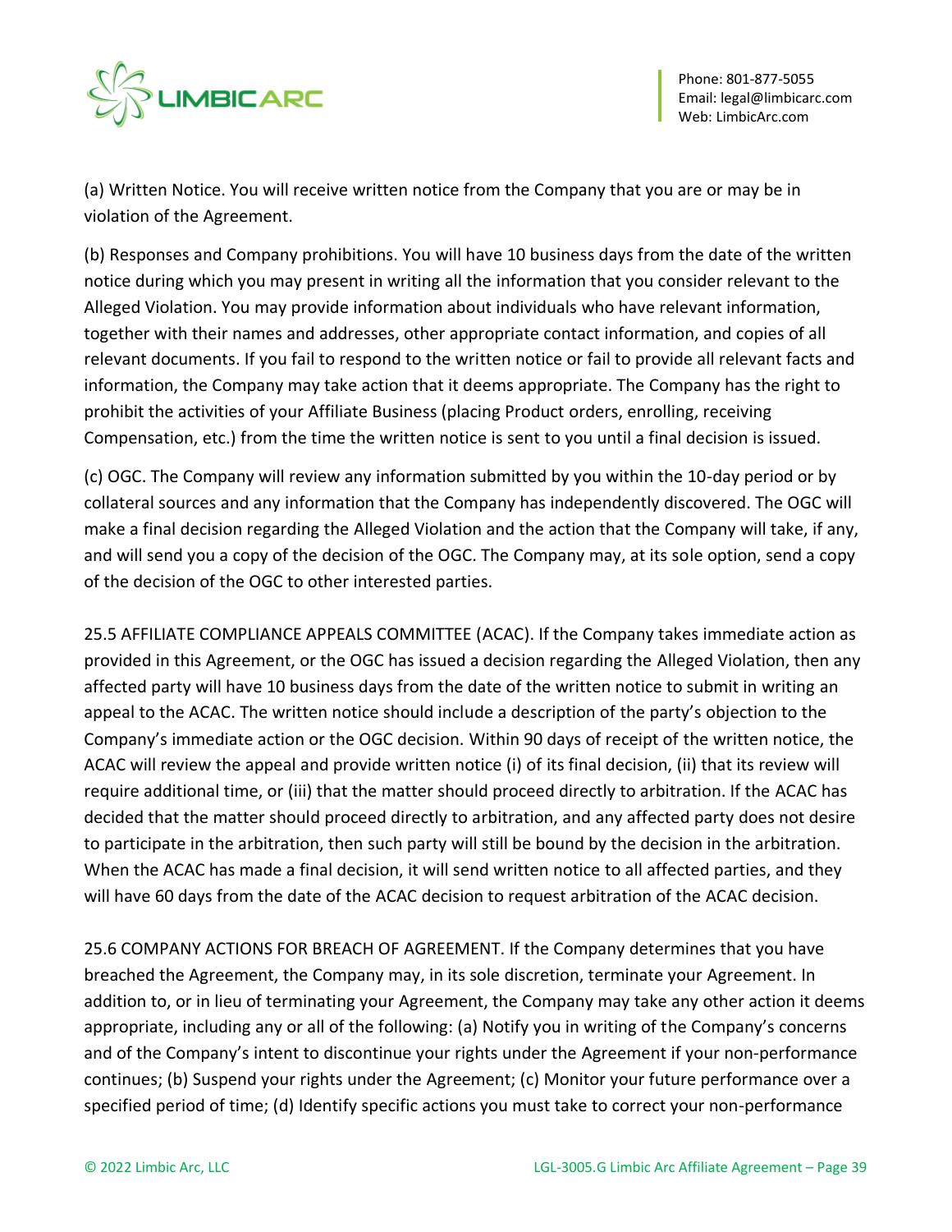(a) Written Notice. You will receive written notice from the Company that you are or may be in violation of the Agreement.

(b) Responses and Company prohibitions. You will have 10 business days from the date of the written notice during which you may present in writing all the information that you consider relevant to the Alleged Violation. You may provide information about individuals who have relevant information, together with their names and addresses, other appropriate contact information, and copies of all relevant documents. If you fail to respond to the written notice or fail to provide all relevant facts and information, the Company may take action that it deems appropriate. The Company has the right to prohibit the activities of your Affiliate Business (placing Product orders, enrolling, receiving Compensation, etc.) from the time the written notice is sent to you until a final decision is issued.

(c) OGC. The Company will review any information submitted by you within the 10-day period or by collateral sources and any information that the Company has independently discovered. The OGC will make a final decision regarding the Alleged Violation and the action that the Company will take, if any, and will send you a copy of the decision of the OGC. The Company may, at its sole option, send a copy of the decision of the OGC to other interested parties.

25.5 AFFILIATE COMPLIANCE APPEALS COMMITTEE (ACAC). If the Company takes immediate action as provided in this Agreement, or the OGC has issued a decision regarding the Alleged Violation, then any affected party will have 10 business days from the date of the written notice to submit in writing an appeal to the ACAC. The written notice should include a description of the party's objection to the Company's immediate action or the OGC decision. Within 90 days of receipt of the written notice, the ACAC will review the appeal and provide written notice (i) of its final decision, (ii) that its review will require additional time, or (iii) that the matter should proceed directly to arbitration. If the ACAC has decided that the matter should proceed directly to arbitration, and any affected party does not desire to participate in the arbitration, then such party will still be bound by the decision in the arbitration. When the ACAC has made a final decision, it will send written notice to all affected parties, and they will have 60 days from the date of the ACAC decision to request arbitration of the ACAC decision.

25.6 COMPANY ACTIONS FOR BREACH OF AGREEMENT. If the Company determines that you have breached the Agreement, the Company may, in its sole discretion, terminate your Agreement. In addition to, or in lieu of terminating your Agreement, the Company may take any other action it deems appropriate, including any or all of the following: (a) Notify you in writing of the Company's concerns and of the Company's intent to discontinue your rights under the Agreement if your non-performance continues; (b) Suspend your rights under the Agreement; (c) Monitor your future performance over a specified period of time; (d) Identify specific actions you must take to correct your non-performance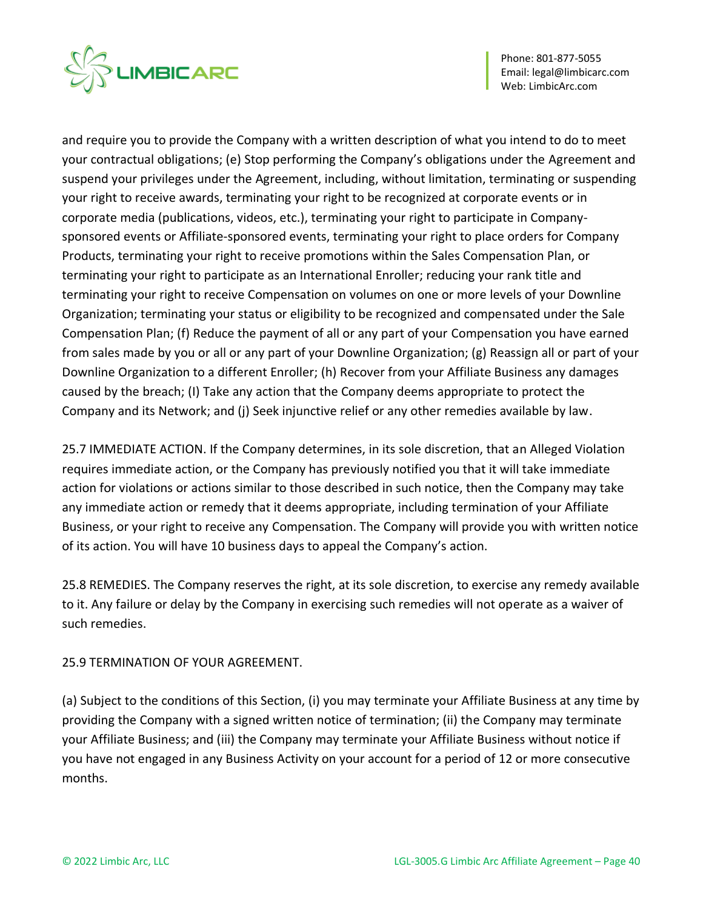and require you to provide the Company with a written description of what you intend to do to meet your contractual obligations; (e) Stop performing the Company's obligations under the Agreement and suspend your privileges under the Agreement, including, without limitation, terminating or suspending your right to receive awards, terminating your right to be recognized at corporate events or in corporate media (publications, videos, etc.), terminating your right to participate in Company-sponsored events or Affiliate-sponsored events, terminating your right to place orders for Company Products, terminating your right to receive promotions within the Sales Compensation Plan, or terminating your right to participate as an International Enroller; reducing your rank title and terminating your right to receive Compensation on volumes on one or more levels of your Downline Organization; terminating your status or eligibility to be recognized and compensated under the Sale Compensation Plan; (f) Reduce the payment of all or any part of your Compensation you have earned from sales made by you or all or any part of your Downline Organization; (g) Reassign all or part of your Downline Organization to a different Enroller; (h) Recover from your Affiliate Business any damages caused by the breach; (I) Take any action that the Company deems appropriate to protect the Company and its Network; and (j) Seek injunctive relief or any other remedies available by law.

25.7 IMMEDIATE ACTION. If the Company determines, in its sole discretion, that an Alleged Violation requires immediate action, or the Company has previously notified you that it will take immediate action for violations or actions similar to those described in such notice, then the Company may take any immediate action or remedy that it deems appropriate, including termination of your Affiliate Business, or your right to receive any Compensation. The Company will provide you with written notice of its action. You will have 10 business days to appeal the Company's action.

25.8 REMEDIES. The Company reserves the right, at its sole discretion, to exercise any remedy available to it. Any failure or delay by the Company in exercising such remedies will not operate as a waiver of such remedies.

25.9 TERMINATION OF YOUR AGREEMENT.

(a) Subject to the conditions of this Section, (i) you may terminate your Affiliate Business at any time by providing the Company with a signed written notice of termination; (ii) the Company may terminate your Affiliate Business; and (iii) the Company may terminate your Affiliate Business without notice if you have not engaged in any Business Activity on your account for a period of 12 or more consecutive months.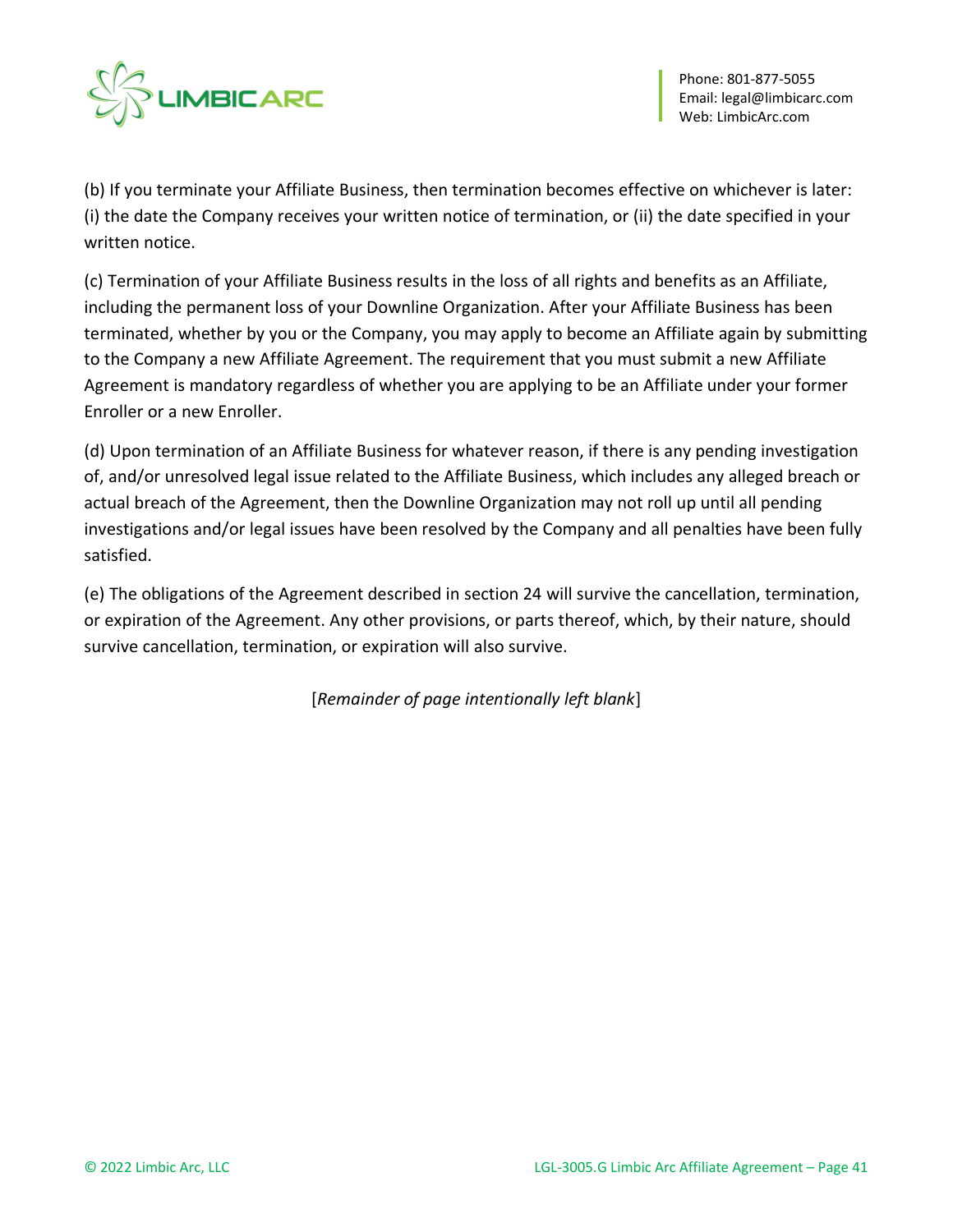(b) If you terminate your Affiliate Business, then termination becomes effective on whichever is later: (i) the date the Company receives your written notice of termination, or (ii) the date specified in your written notice.

(c) Termination of your Affiliate Business results in the loss of all rights and benefits as an Affiliate, including the permanent loss of your Downline Organization. After your Affiliate Business has been terminated, whether by you or the Company, you may apply to become an Affiliate again by submitting to the Company a new Affiliate Agreement. The requirement that you must submit a new Affiliate Agreement is mandatory regardless of whether you are applying to be an Affiliate under your former Enroller or a new Enroller.

(d) Upon termination of an Affiliate Business for whatever reason, if there is any pending investigation of, and/or unresolved legal issue related to the Affiliate Business, which includes any alleged breach or actual breach of the Agreement, then the Downline Organization may not roll up until all pending investigations and/or legal issues have been resolved by the Company and all penalties have been fully satisfied.

(e) The obligations of the Agreement described in section 24 will survive the cancellation, termination, or expiration of the Agreement. Any other provisions, or parts thereof, which, by their nature, should survive cancellation, termination, or expiration will also survive.

[*Remainder of page intentionally left blank*]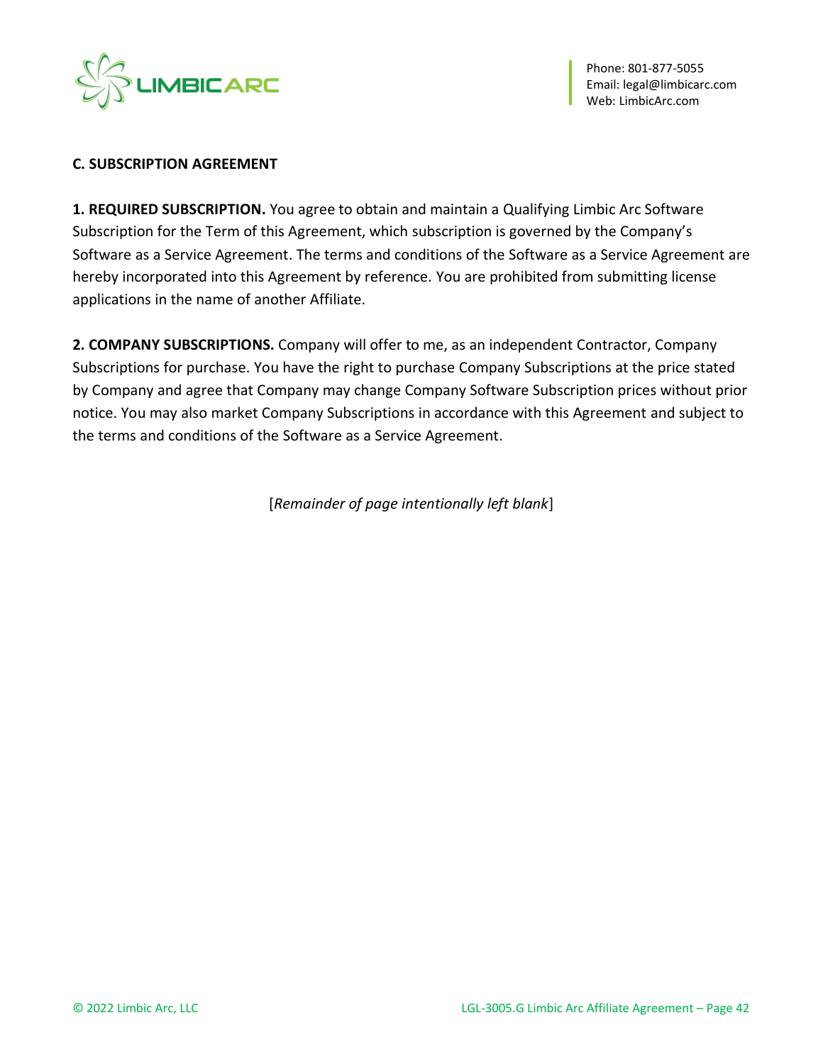## C. SUBSCRIPTION AGREEMENT

**1. REQUIRED SUBSCRIPTION.** You agree to obtain and maintain a Qualifying Limbic Arc Software Subscription for the Term of this Agreement, which subscription is governed by the Company's Software as a Service Agreement. The terms and conditions of the Software as a Service Agreement are hereby incorporated into this Agreement by reference. You are prohibited from submitting license applications in the name of another Affiliate.

**2. COMPANY SUBSCRIPTIONS.** Company will offer to me, as an independent Contractor, Company Subscriptions for purchase. You have the right to purchase Company Subscriptions at the price stated by Company and agree that Company may change Company Software Subscription prices without prior notice. You may also market Company Subscriptions in accordance with this Agreement and subject to the terms and conditions of the Software as a Service Agreement.

[*Remainder of page intentionally left blank*]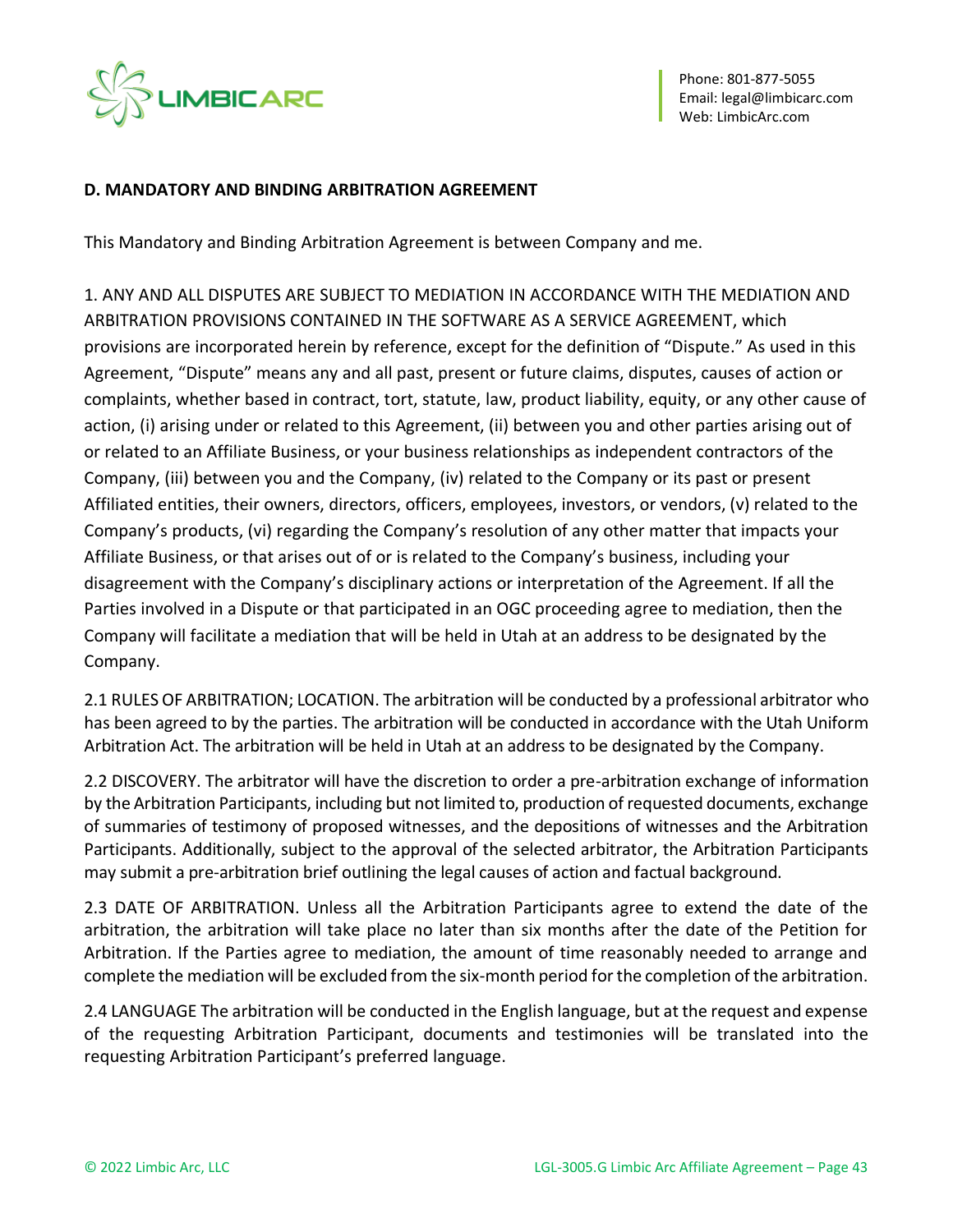**D. MANDATORY AND BINDING ARBITRATION AGREEMENT**

This Mandatory and Binding Arbitration Agreement is between Company and me.

1. ANY AND ALL DISPUTES ARE SUBJECT TO MEDIATION IN ACCORDANCE WITH THE MEDIATION AND ARBITRATION PROVISIONS CONTAINED IN THE SOFTWARE AS A SERVICE AGREEMENT, which provisions are incorporated herein by reference, except for the definition of "Dispute." As used in this Agreement, "Dispute" means any and all past, present or future claims, disputes, causes of action or complaints, whether based in contract, tort, statute, law, product liability, equity, or any other cause of action, (i) arising under or related to this Agreement, (ii) between you and other parties arising out of or related to an Affiliate Business, or your business relationships as independent contractors of the Company, (iii) between you and the Company, (iv) related to the Company or its past or present Affiliated entities, their owners, directors, officers, employees, investors, or vendors, (v) related to the Company's products, (vi) regarding the Company's resolution of any other matter that impacts your Affiliate Business, or that arises out of or is related to the Company's business, including your disagreement with the Company's disciplinary actions or interpretation of the Agreement. If all the Parties involved in a Dispute or that participated in an OGC proceeding agree to mediation, then the Company will facilitate a mediation that will be held in Utah at an address to be designated by the Company.

2.1 RULES OF ARBITRATION; LOCATION. The arbitration will be conducted by a professional arbitrator who has been agreed to by the parties. The arbitration will be conducted in accordance with the Utah Uniform Arbitration Act. The arbitration will be held in Utah at an address to be designated by the Company.

2.2 DISCOVERY. The arbitrator will have the discretion to order a pre-arbitration exchange of information by the Arbitration Participants, including but not limited to, production of requested documents, exchange of summaries of testimony of proposed witnesses, and the depositions of witnesses and the Arbitration Participants. Additionally, subject to the approval of the selected arbitrator, the Arbitration Participants may submit a pre-arbitration brief outlining the legal causes of action and factual background.

2.3 DATE OF ARBITRATION. Unless all the Arbitration Participants agree to extend the date of the arbitration, the arbitration will take place no later than six months after the date of the Petition for Arbitration. If the Parties agree to mediation, the amount of time reasonably needed to arrange and complete the mediation will be excluded from the six-month period for the completion of the arbitration.

2.4 LANGUAGE The arbitration will be conducted in the English language, but at the request and expense of the requesting Arbitration Participant, documents and testimonies will be translated into the requesting Arbitration Participant's preferred language.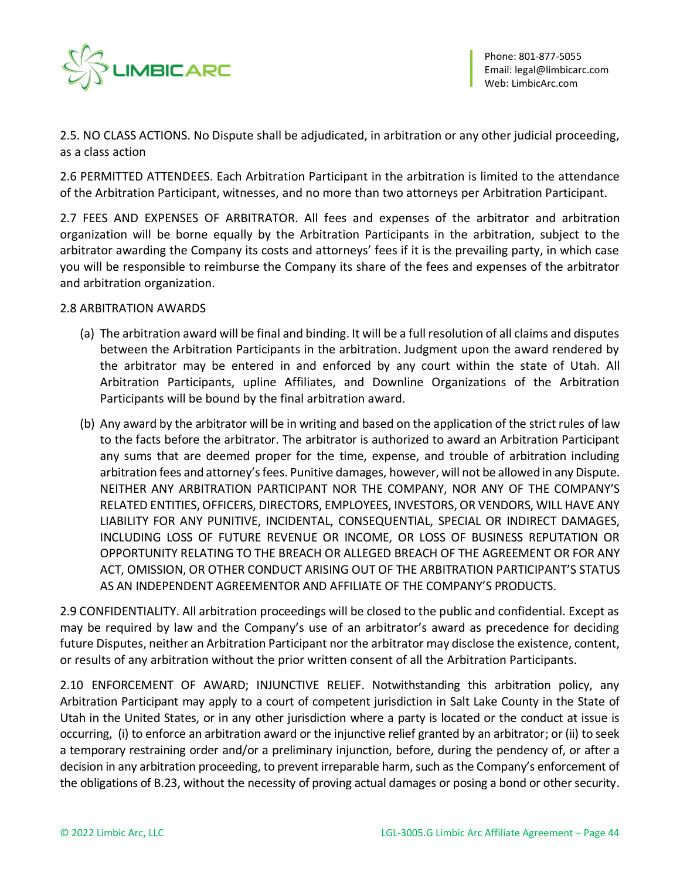2.5. NO CLASS ACTIONS. No Dispute shall be adjudicated, in arbitration or any other judicial proceeding, as a class action

2.6 PERMITTED ATTENDEES. Each Arbitration Participant in the arbitration is limited to the attendance of the Arbitration Participant, witnesses, and no more than two attorneys per Arbitration Participant.

2.7 FEES AND EXPENSES OF ARBITRATOR. All fees and expenses of the arbitrator and arbitration organization will be borne equally by the Arbitration Participants in the arbitration, subject to the arbitrator awarding the Company its costs and attorneys' fees if it is the prevailing party, in which case you will be responsible to reimburse the Company its share of the fees and expenses of the arbitrator and arbitration organization.

2.8 ARBITRATION AWARDS

(a) The arbitration award will be final and binding. It will be a full resolution of all claims and disputes between the Arbitration Participants in the arbitration. Judgment upon the award rendered by the arbitrator may be entered in and enforced by any court within the state of Utah. All Arbitration Participants, upline Affiliates, and Downline Organizations of the Arbitration Participants will be bound by the final arbitration award.

(b) Any award by the arbitrator will be in writing and based on the application of the strict rules of law to the facts before the arbitrator. The arbitrator is authorized to award an Arbitration Participant any sums that are deemed proper for the time, expense, and trouble of arbitration including arbitration fees and attorney's fees. Punitive damages, however, will not be allowed in any Dispute. NEITHER ANY ARBITRATION PARTICIPANT NOR THE COMPANY, NOR ANY OF THE COMPANY'S RELATED ENTITIES, OFFICERS, DIRECTORS, EMPLOYEES, INVESTORS, OR VENDORS, WILL HAVE ANY LIABILITY FOR ANY PUNITIVE, INCIDENTAL, CONSEQUENTIAL, SPECIAL OR INDIRECT DAMAGES, INCLUDING LOSS OF FUTURE REVENUE OR INCOME, OR LOSS OF BUSINESS REPUTATION OR OPPORTUNITY RELATING TO THE BREACH OR ALLEGED BREACH OF THE AGREEMENT OR FOR ANY ACT, OMISSION, OR OTHER CONDUCT ARISING OUT OF THE ARBITRATION PARTICIPANT'S STATUS AS AN INDEPENDENT AGREEMENTOR AND AFFILIATE OF THE COMPANY'S PRODUCTS.

2.9 CONFIDENTIALITY. All arbitration proceedings will be closed to the public and confidential. Except as may be required by law and the Company's use of an arbitrator's award as precedence for deciding future Disputes, neither an Arbitration Participant nor the arbitrator may disclose the existence, content, or results of any arbitration without the prior written consent of all the Arbitration Participants.

2.10 ENFORCEMENT OF AWARD; INJUNCTIVE RELIEF. Notwithstanding this arbitration policy, any Arbitration Participant may apply to a court of competent jurisdiction in Salt Lake County in the State of Utah in the United States, or in any other jurisdiction where a party is located or the conduct at issue is occurring, (i) to enforce an arbitration award or the injunctive relief granted by an arbitrator; or (ii) to seek a temporary restraining order and/or a preliminary injunction, before, during the pendency of, or after a decision in any arbitration proceeding, to prevent irreparable harm, such as the Company's enforcement of the obligations of B.23, without the necessity of proving actual damages or posing a bond or other security.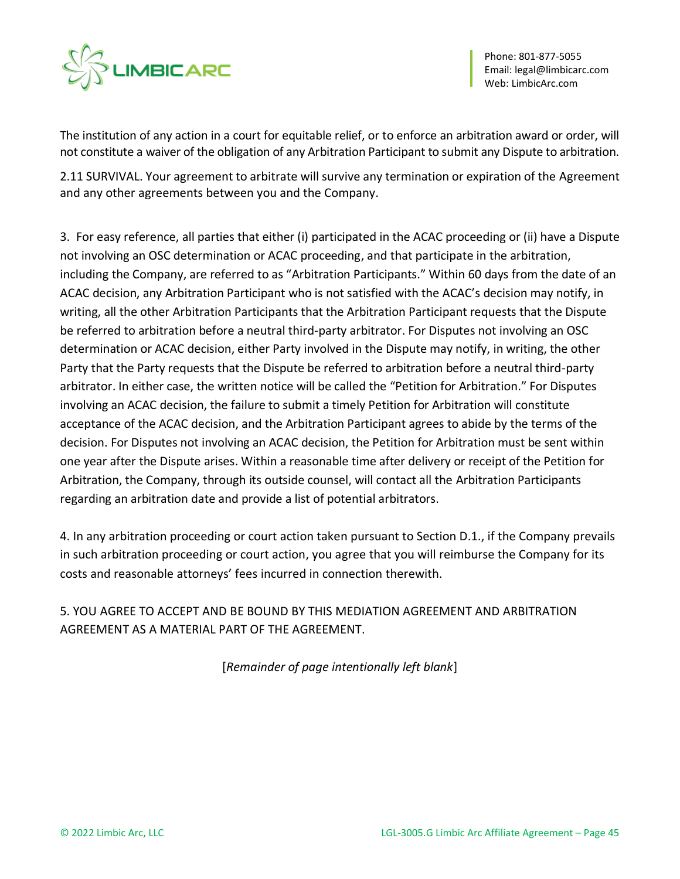The institution of any action in a court for equitable relief, or to enforce an arbitration award or order, will not constitute a waiver of the obligation of any Arbitration Participant to submit any Dispute to arbitration.

2.11 SURVIVAL. Your agreement to arbitrate will survive any termination or expiration of the Agreement and any other agreements between you and the Company.

3. For easy reference, all parties that either (i) participated in the ACAC proceeding or (ii) have a Dispute not involving an OSC determination or ACAC proceeding, and that participate in the arbitration, including the Company, are referred to as "Arbitration Participants." Within 60 days from the date of an ACAC decision, any Arbitration Participant who is not satisfied with the ACAC's decision may notify, in writing, all the other Arbitration Participants that the Arbitration Participant requests that the Dispute be referred to arbitration before a neutral third-party arbitrator. For Disputes not involving an OSC determination or ACAC decision, either Party involved in the Dispute may notify, in writing, the other Party that the Party requests that the Dispute be referred to arbitration before a neutral third-party arbitrator. In either case, the written notice will be called the "Petition for Arbitration." For Disputes involving an ACAC decision, the failure to submit a timely Petition for Arbitration will constitute acceptance of the ACAC decision, and the Arbitration Participant agrees to abide by the terms of the decision. For Disputes not involving an ACAC decision, the Petition for Arbitration must be sent within one year after the Dispute arises. Within a reasonable time after delivery or receipt of the Petition for Arbitration, the Company, through its outside counsel, will contact all the Arbitration Participants regarding an arbitration date and provide a list of potential arbitrators.

4. In any arbitration proceeding or court action taken pursuant to Section D.1., if the Company prevails in such arbitration proceeding or court action, you agree that you will reimburse the Company for its costs and reasonable attorneys' fees incurred in connection therewith.

5. YOU AGREE TO ACCEPT AND BE BOUND BY THIS MEDIATION AGREEMENT AND ARBITRATION AGREEMENT AS A MATERIAL PART OF THE AGREEMENT.

[*Remainder of page intentionally left blank*]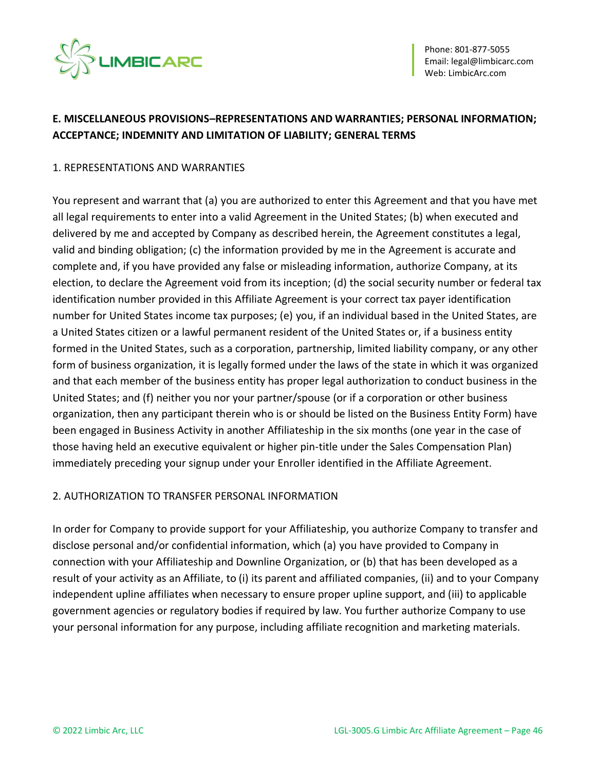## E. MISCELLANEOUS PROVISIONS–REPRESENTATIONS AND WARRANTIES; PERSONAL INFORMATION; ACCEPTANCE; INDEMNITY AND LIMITATION OF LIABILITY; GENERAL TERMS

### 1. REPRESENTATIONS AND WARRANTIES

You represent and warrant that (a) you are authorized to enter this Agreement and that you have met all legal requirements to enter into a valid Agreement in the United States; (b) when executed and delivered by me and accepted by Company as described herein, the Agreement constitutes a legal, valid and binding obligation; (c) the information provided by me in the Agreement is accurate and complete and, if you have provided any false or misleading information, authorize Company, at its election, to declare the Agreement void from its inception; (d) the social security number or federal tax identification number provided in this Affiliate Agreement is your correct tax payer identification number for United States income tax purposes; (e) you, if an individual based in the United States, are a United States citizen or a lawful permanent resident of the United States or, if a business entity formed in the United States, such as a corporation, partnership, limited liability company, or any other form of business organization, it is legally formed under the laws of the state in which it was organized and that each member of the business entity has proper legal authorization to conduct business in the United States; and (f) neither you nor your partner/spouse (or if a corporation or other business organization, then any participant therein who is or should be listed on the Business Entity Form) have been engaged in Business Activity in another Affiliateship in the six months (one year in the case of those having held an executive equivalent or higher pin-title under the Sales Compensation Plan) immediately preceding your signup under your Enroller identified in the Affiliate Agreement.

### 2. AUTHORIZATION TO TRANSFER PERSONAL INFORMATION

In order for Company to provide support for your Affiliateship, you authorize Company to transfer and disclose personal and/or confidential information, which (a) you have provided to Company in connection with your Affiliateship and Downline Organization, or (b) that has been developed as a result of your activity as an Affiliate, to (i) its parent and affiliated companies, (ii) and to your Company independent upline affiliates when necessary to ensure proper upline support, and (iii) to applicable government agencies or regulatory bodies if required by law. You further authorize Company to use your personal information for any purpose, including affiliate recognition and marketing materials.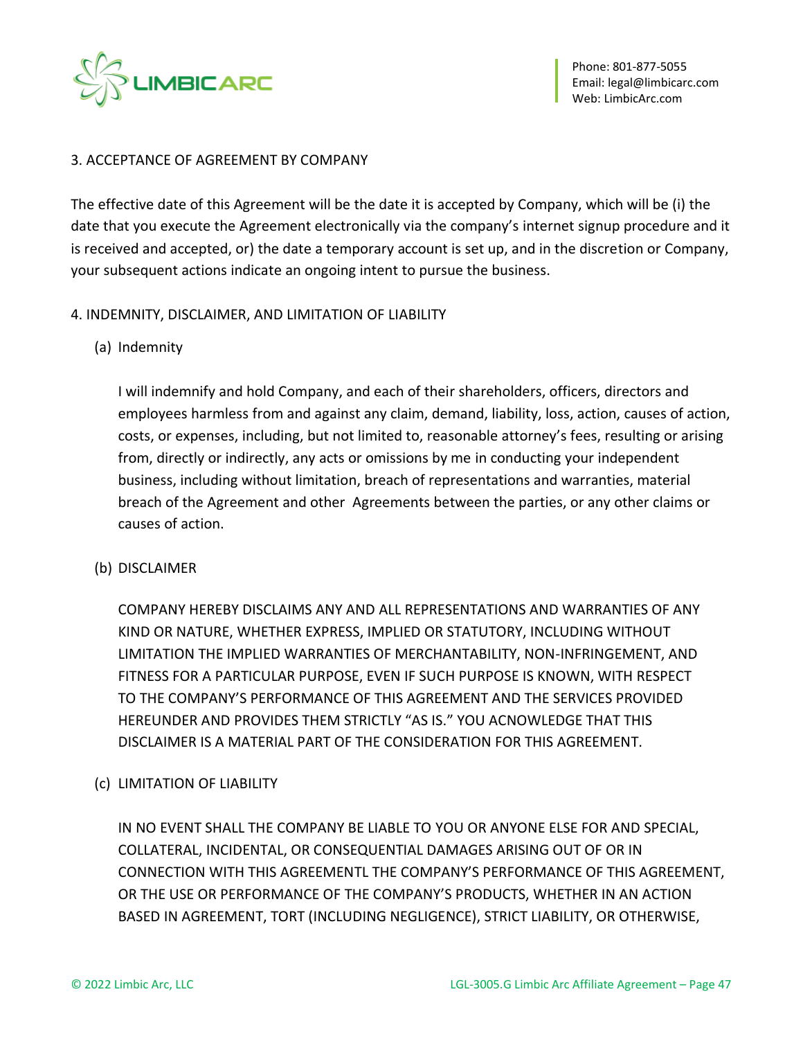## 3. ACCEPTANCE OF AGREEMENT BY COMPANY

The effective date of this Agreement will be the date it is accepted by Company, which will be (i) the date that you execute the Agreement electronically via the company's internet signup procedure and it is received and accepted, or) the date a temporary account is set up, and in the discretion or Company, your subsequent actions indicate an ongoing intent to pursue the business.

## 4. INDEMNITY, DISCLAIMER, AND LIMITATION OF LIABILITY

### (a) Indemnity

I will indemnify and hold Company, and each of their shareholders, officers, directors and employees harmless from and against any claim, demand, liability, loss, action, causes of action, costs, or expenses, including, but not limited to, reasonable attorney's fees, resulting or arising from, directly or indirectly, any acts or omissions by me in conducting your independent business, including without limitation, breach of representations and warranties, material breach of the Agreement and other Agreements between the parties, or any other claims or causes of action.

### (b) DISCLAIMER

COMPANY HEREBY DISCLAIMS ANY AND ALL REPRESENTATIONS AND WARRANTIES OF ANY KIND OR NATURE, WHETHER EXPRESS, IMPLIED OR STATUTORY, INCLUDING WITHOUT LIMITATION THE IMPLIED WARRANTIES OF MERCHANTABILITY, NON-INFRINGEMENT, AND FITNESS FOR A PARTICULAR PURPOSE, EVEN IF SUCH PURPOSE IS KNOWN, WITH RESPECT TO THE COMPANY'S PERFORMANCE OF THIS AGREEMENT AND THE SERVICES PROVIDED HEREUNDER AND PROVIDES THEM STRICTLY "AS IS." YOU ACNOWLEDGE THAT THIS DISCLAIMER IS A MATERIAL PART OF THE CONSIDERATION FOR THIS AGREEMENT.

### (c) LIMITATION OF LIABILITY

IN NO EVENT SHALL THE COMPANY BE LIABLE TO YOU OR ANYONE ELSE FOR AND SPECIAL, COLLATERAL, INCIDENTAL, OR CONSEQUENTIAL DAMAGES ARISING OUT OF OR IN CONNECTION WITH THIS AGREEMENTL THE COMPANY'S PERFORMANCE OF THIS AGREEMENT, OR THE USE OR PERFORMANCE OF THE COMPANY'S PRODUCTS, WHETHER IN AN ACTION BASED IN AGREEMENT, TORT (INCLUDING NEGLIGENCE), STRICT LIABILITY, OR OTHERWISE,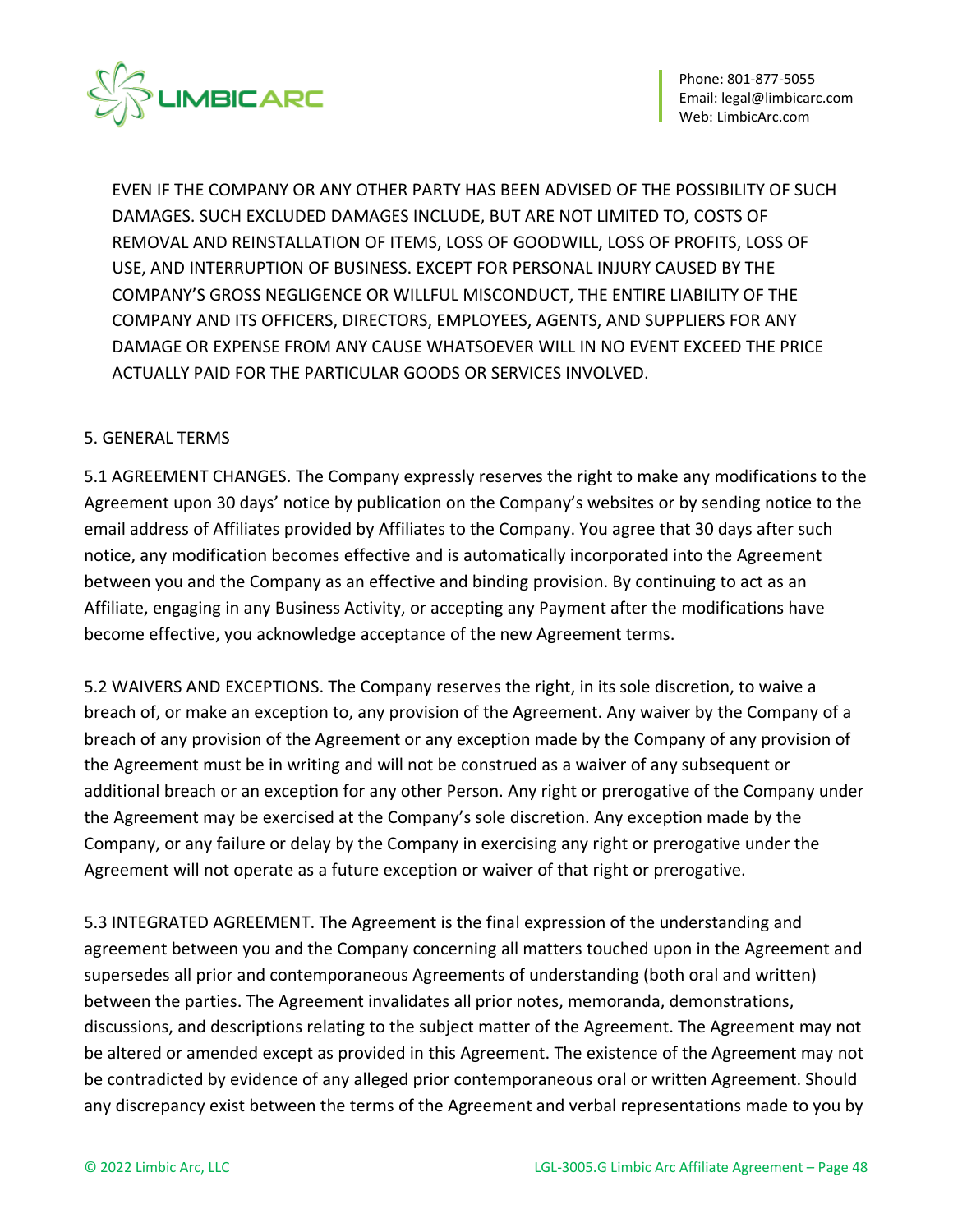EVEN IF THE COMPANY OR ANY OTHER PARTY HAS BEEN ADVISED OF THE POSSIBILITY OF SUCH DAMAGES. SUCH EXCLUDED DAMAGES INCLUDE, BUT ARE NOT LIMITED TO, COSTS OF REMOVAL AND REINSTALLATION OF ITEMS, LOSS OF GOODWILL, LOSS OF PROFITS, LOSS OF USE, AND INTERRUPTION OF BUSINESS. EXCEPT FOR PERSONAL INJURY CAUSED BY THE COMPANY'S GROSS NEGLIGENCE OR WILLFUL MISCONDUCT, THE ENTIRE LIABILITY OF THE COMPANY AND ITS OFFICERS, DIRECTORS, EMPLOYEES, AGENTS, AND SUPPLIERS FOR ANY DAMAGE OR EXPENSE FROM ANY CAUSE WHATSOEVER WILL IN NO EVENT EXCEED THE PRICE ACTUALLY PAID FOR THE PARTICULAR GOODS OR SERVICES INVOLVED.

## 5. GENERAL TERMS

5.1 AGREEMENT CHANGES. The Company expressly reserves the right to make any modifications to the Agreement upon 30 days' notice by publication on the Company's websites or by sending notice to the email address of Affiliates provided by Affiliates to the Company. You agree that 30 days after such notice, any modification becomes effective and is automatically incorporated into the Agreement between you and the Company as an effective and binding provision. By continuing to act as an Affiliate, engaging in any Business Activity, or accepting any Payment after the modifications have become effective, you acknowledge acceptance of the new Agreement terms.

5.2 WAIVERS AND EXCEPTIONS. The Company reserves the right, in its sole discretion, to waive a breach of, or make an exception to, any provision of the Agreement. Any waiver by the Company of a breach of any provision of the Agreement or any exception made by the Company of any provision of the Agreement must be in writing and will not be construed as a waiver of any subsequent or additional breach or an exception for any other Person. Any right or prerogative of the Company under the Agreement may be exercised at the Company's sole discretion. Any exception made by the Company, or any failure or delay by the Company in exercising any right or prerogative under the Agreement will not operate as a future exception or waiver of that right or prerogative.

5.3 INTEGRATED AGREEMENT. The Agreement is the final expression of the understanding and agreement between you and the Company concerning all matters touched upon in the Agreement and supersedes all prior and contemporaneous Agreements of understanding (both oral and written) between the parties. The Agreement invalidates all prior notes, memoranda, demonstrations, discussions, and descriptions relating to the subject matter of the Agreement. The Agreement may not be altered or amended except as provided in this Agreement. The existence of the Agreement may not be contradicted by evidence of any alleged prior contemporaneous oral or written Agreement. Should any discrepancy exist between the terms of the Agreement and verbal representations made to you by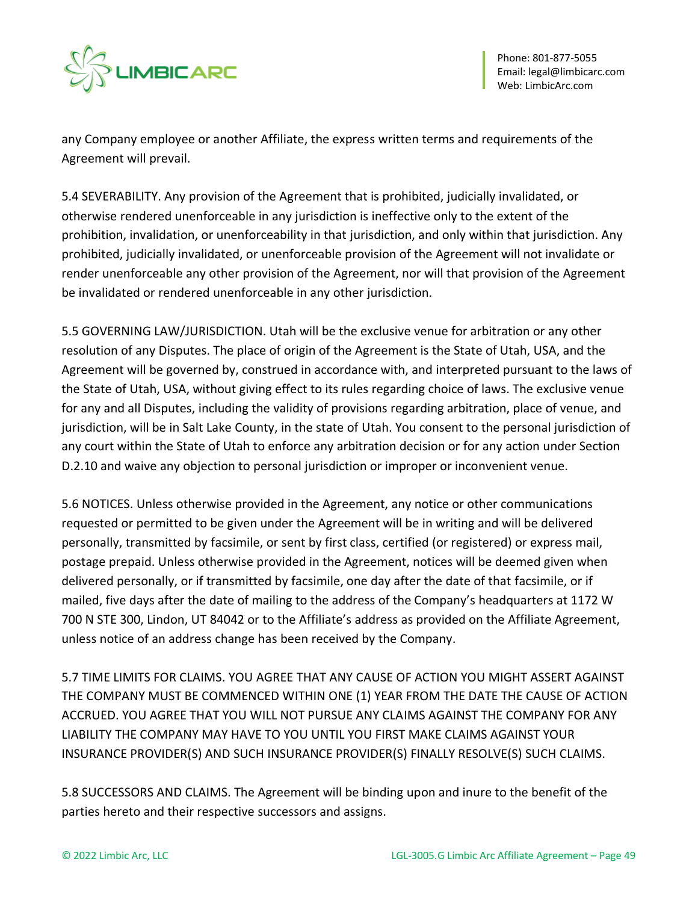any Company employee or another Affiliate, the express written terms and requirements of the Agreement will prevail.

5.4 SEVERABILITY. Any provision of the Agreement that is prohibited, judicially invalidated, or otherwise rendered unenforceable in any jurisdiction is ineffective only to the extent of the prohibition, invalidation, or unenforceability in that jurisdiction, and only within that jurisdiction. Any prohibited, judicially invalidated, or unenforceable provision of the Agreement will not invalidate or render unenforceable any other provision of the Agreement, nor will that provision of the Agreement be invalidated or rendered unenforceable in any other jurisdiction.

5.5 GOVERNING LAW/JURISDICTION. Utah will be the exclusive venue for arbitration or any other resolution of any Disputes. The place of origin of the Agreement is the State of Utah, USA, and the Agreement will be governed by, construed in accordance with, and interpreted pursuant to the laws of the State of Utah, USA, without giving effect to its rules regarding choice of laws. The exclusive venue for any and all Disputes, including the validity of provisions regarding arbitration, place of venue, and jurisdiction, will be in Salt Lake County, in the state of Utah. You consent to the personal jurisdiction of any court within the State of Utah to enforce any arbitration decision or for any action under Section D.2.10 and waive any objection to personal jurisdiction or improper or inconvenient venue.

5.6 NOTICES. Unless otherwise provided in the Agreement, any notice or other communications requested or permitted to be given under the Agreement will be in writing and will be delivered personally, transmitted by facsimile, or sent by first class, certified (or registered) or express mail, postage prepaid. Unless otherwise provided in the Agreement, notices will be deemed given when delivered personally, or if transmitted by facsimile, one day after the date of that facsimile, or if mailed, five days after the date of mailing to the address of the Company's headquarters at 1172 W 700 N STE 300, Lindon, UT 84042 or to the Affiliate's address as provided on the Affiliate Agreement, unless notice of an address change has been received by the Company.

5.7 TIME LIMITS FOR CLAIMS. YOU AGREE THAT ANY CAUSE OF ACTION YOU MIGHT ASSERT AGAINST THE COMPANY MUST BE COMMENCED WITHIN ONE (1) YEAR FROM THE DATE THE CAUSE OF ACTION ACCRUED. YOU AGREE THAT YOU WILL NOT PURSUE ANY CLAIMS AGAINST THE COMPANY FOR ANY LIABILITY THE COMPANY MAY HAVE TO YOU UNTIL YOU FIRST MAKE CLAIMS AGAINST YOUR INSURANCE PROVIDER(S) AND SUCH INSURANCE PROVIDER(S) FINALLY RESOLVE(S) SUCH CLAIMS.

5.8 SUCCESSORS AND CLAIMS. The Agreement will be binding upon and inure to the benefit of the parties hereto and their respective successors and assigns.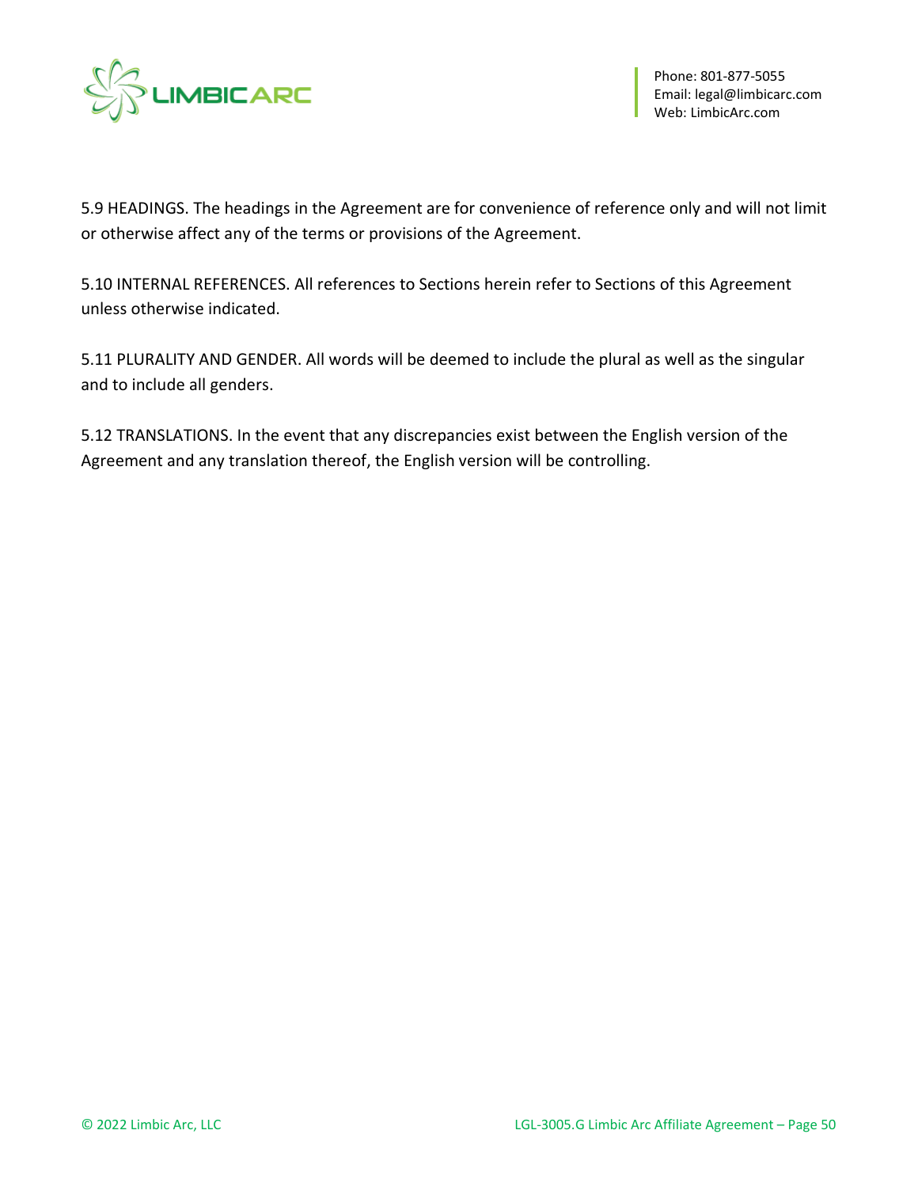5.9 HEADINGS. The headings in the Agreement are for convenience of reference only and will not limit or otherwise affect any of the terms or provisions of the Agreement.

5.10 INTERNAL REFERENCES. All references to Sections herein refer to Sections of this Agreement unless otherwise indicated.

5.11 PLURALITY AND GENDER. All words will be deemed to include the plural as well as the singular and to include all genders.

5.12 TRANSLATIONS. In the event that any discrepancies exist between the English version of the Agreement and any translation thereof, the English version will be controlling.